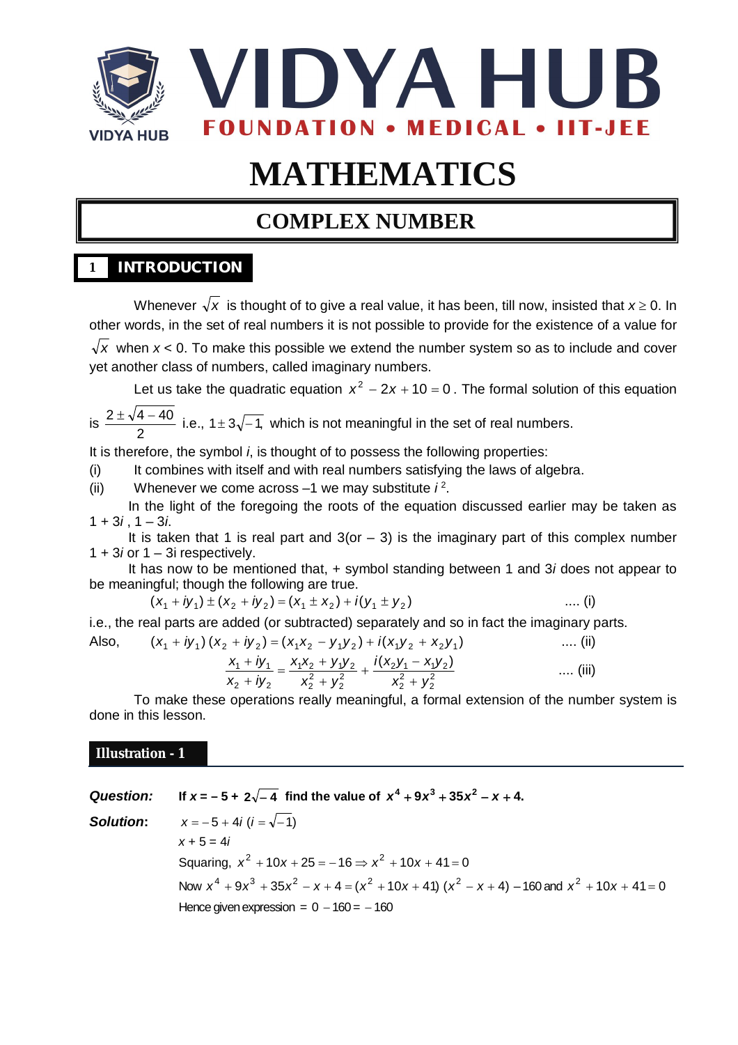# MATHEMATICS

## COMPLEX NUMBER

## 1 INTRODUCTION

Whenever $\sqrt{x}$ is thought of to give a real value, it has been, till now, insisted that $x \geq 0$. In other words, in the set of real numbers it is not possible to provide for the existence of a value for $\sqrt{x}$ when $x < 0$. To make this possible we extend the number system so as to include and cover yet another class of numbers, called imaginary numbers.

Let us take the quadratic equation $x^2 - 2x + 10 = 0$. The formal solution of this equation is $\dfrac{2 \pm \sqrt{4-40}}{2}$ i.e., $1 \pm 3\sqrt{-1}$, which is not meaningful in the set of real numbers.

It is therefore, the symbol $i$, is thought of to possess the following properties:

(i) It combines with itself and with real numbers satisfying the laws of algebra.

(ii) Whenever we come across –1 we may substitute $i^2$.

In the light of the foregoing the roots of the equation discussed earlier may be taken as $1 + 3i$, $1 - 3i$.

It is taken that 1 is real part and 3(or – 3) is the imaginary part of this complex number $1 + 3i$ or $1 - 3i$ respectively.

It has now to be mentioned that, + symbol standing between 1 and $3i$ does not appear to be meaningful; though the following are true.

$$(x_1 + iy_1) \pm (x_2 + iy_2) = (x_1 \pm x_2) + i(y_1 \pm y_2) \qquad \text{.... (i)}$$

i.e., the real parts are added (or subtracted) separately and so in fact the imaginary parts.

Also,
$$(x_1 + iy_1)(x_2 + iy_2) = (x_1x_2 - y_1y_2) + i(x_1y_2 + x_2y_1) \qquad \text{.... (ii)}$$

$$\frac{x_1 + iy_1}{x_2 + iy_2} = \frac{x_1x_2 + y_1y_2}{x_2^2 + y_2^2} + \frac{i(x_2y_1 - x_1y_2)}{x_2^2 + y_2^2} \qquad \text{.... (iii)}$$

To make these operations really meaningful, a formal extension of the number system is done in this lesson.

### Illustration - 1

***Question:*** **If $x = -5 + 2\sqrt{-4}$ find the value of $x^4 + 9x^3 + 35x^2 - x + 4$.**

***Solution*:** $x = -5 + 4i \ (i = \sqrt{-1})$

$x + 5 = 4i$

Squaring, $x^2 + 10x + 25 = -16 \Rightarrow x^2 + 10x + 41 = 0$

Now $x^4 + 9x^3 + 35x^2 - x + 4 = (x^2 + 10x + 41)(x^2 - x + 4) - 160$ and $x^2 + 10x + 41 = 0$

Hence given expression $= 0 - 160 = -160$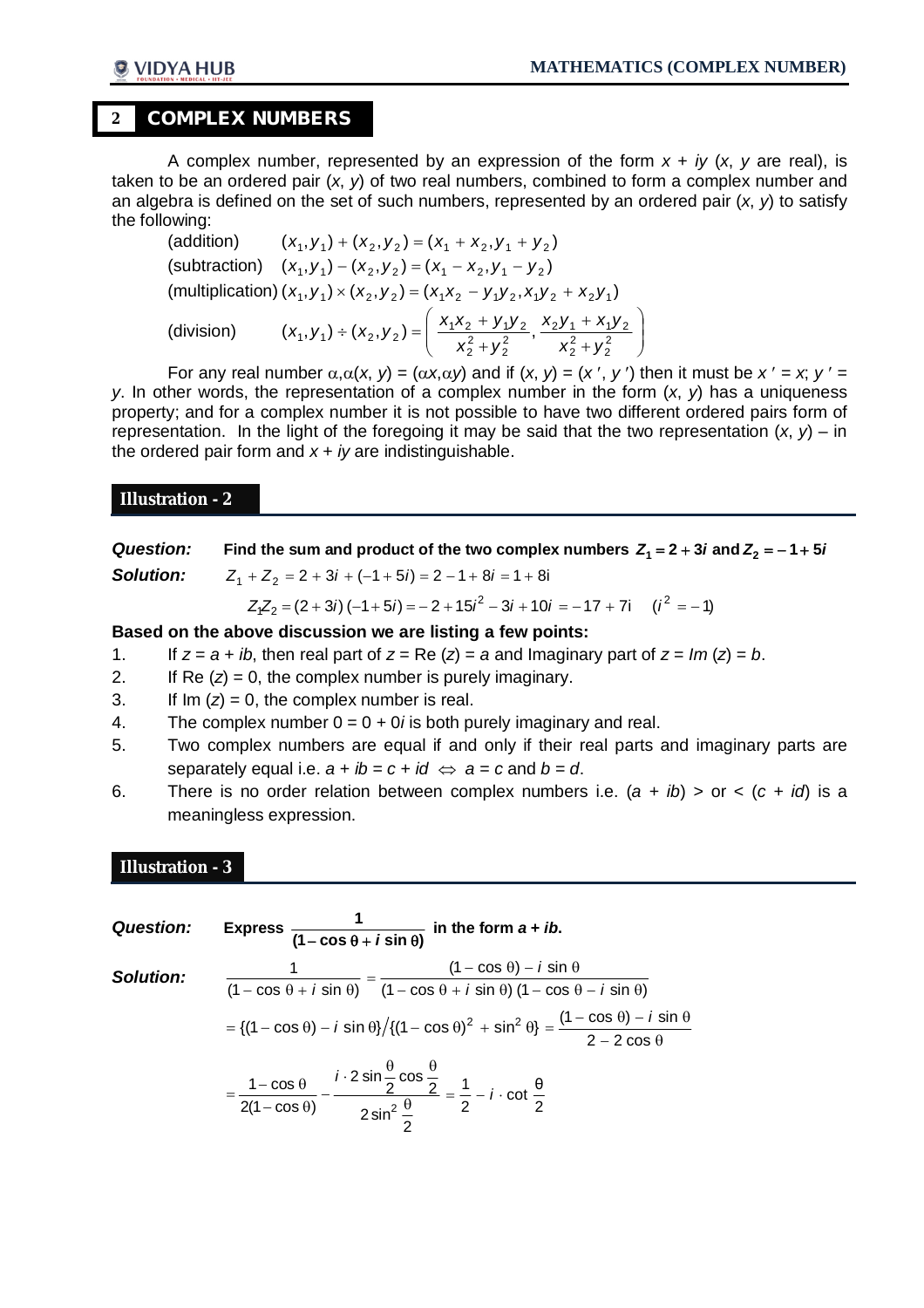## 2 COMPLEX NUMBERS

A complex number, represented by an expression of the form $x + iy$ ($x$, $y$ are real), is taken to be an ordered pair ($x$, $y$) of two real numbers, combined to form a complex number and an algebra is defined on the set of such numbers, represented by an ordered pair ($x$, $y$) to satisfy the following:

(addition) $(x_1, y_1) + (x_2, y_2) = (x_1 + x_2, y_1 + y_2)$

(subtraction) $(x_1, y_1) - (x_2, y_2) = (x_1 - x_2, y_1 - y_2)$

(multiplication) $(x_1, y_1) \times (x_2, y_2) = (x_1x_2 - y_1y_2, x_1y_2 + x_2y_1)$

(division) $(x_1, y_1) \div (x_2, y_2) = \left( \dfrac{x_1x_2 + y_1y_2}{x_2^2 + y_2^2}, \dfrac{x_2y_1 + x_1y_2}{x_2^2 + y_2^2} \right)$

For any real number $\alpha, \alpha(x, y) = (\alpha x, \alpha y)$ and if $(x, y) = (x', y')$ then it must be $x' = x$; $y' = y$. In other words, the representation of a complex number in the form ($x$, $y$) has a uniqueness property; and for a complex number it is not possible to have two different ordered pairs form of representation. In the light of the foregoing it may be said that the two representation ($x$, $y$) – in the ordered pair form and $x + iy$ are indistinguishable.

### Illustration - 2

***Question:*** **Find the sum and product of the two complex numbers $Z_1 = 2 + 3i$ and $Z_2 = -1 + 5i$**

***Solution:*** $Z_1 + Z_2 = 2 + 3i + (-1 + 5i) = 2 - 1 + 8i = 1 + 8i$

$$Z_1Z_2 = (2 + 3i)(-1 + 5i) = -2 + 15i^2 - 3i + 10i = -17 + 7i \quad (i^2 = -1)$$

**Based on the above discussion we are listing a few points:**

1. If $z = a + ib$, then real part of $z$ = Re ($z$) = $a$ and Imaginary part of $z$ = $Im$ ($z$) = $b$.
2. If Re ($z$) = 0, the complex number is purely imaginary.
3. If Im ($z$) = 0, the complex number is real.
4. The complex number $0 = 0 + 0i$ is both purely imaginary and real.
5. Two complex numbers are equal if and only if their real parts and imaginary parts are separately equal i.e. $a + ib = c + id \Leftrightarrow a = c$ and $b = d$.
6. There is no order relation between complex numbers i.e. $(a + ib) >$ or $< (c + id)$ is a meaningless expression.

### Illustration - 3

***Question:*** **Express $\dfrac{1}{(1 - \cos\theta + i\sin\theta)}$ in the form $a + ib$.**

***Solution:***

$$\frac{1}{(1 - \cos\theta + i\sin\theta)} = \frac{(1 - \cos\theta) - i\sin\theta}{(1 - \cos\theta + i\sin\theta)(1 - \cos\theta - i\sin\theta)}$$

$$= \{(1 - \cos\theta) - i\sin\theta\}/\{(1 - \cos\theta)^2 + \sin^2\theta\} = \frac{(1 - \cos\theta) - i\sin\theta}{2 - 2\cos\theta}$$

$$= \frac{1 - \cos\theta}{2(1 - \cos\theta)} - \frac{i \cdot 2\sin\frac{\theta}{2}\cos\frac{\theta}{2}}{2\sin^2\frac{\theta}{2}} = \frac{1}{2} - i \cdot \cot\frac{\theta}{2}$$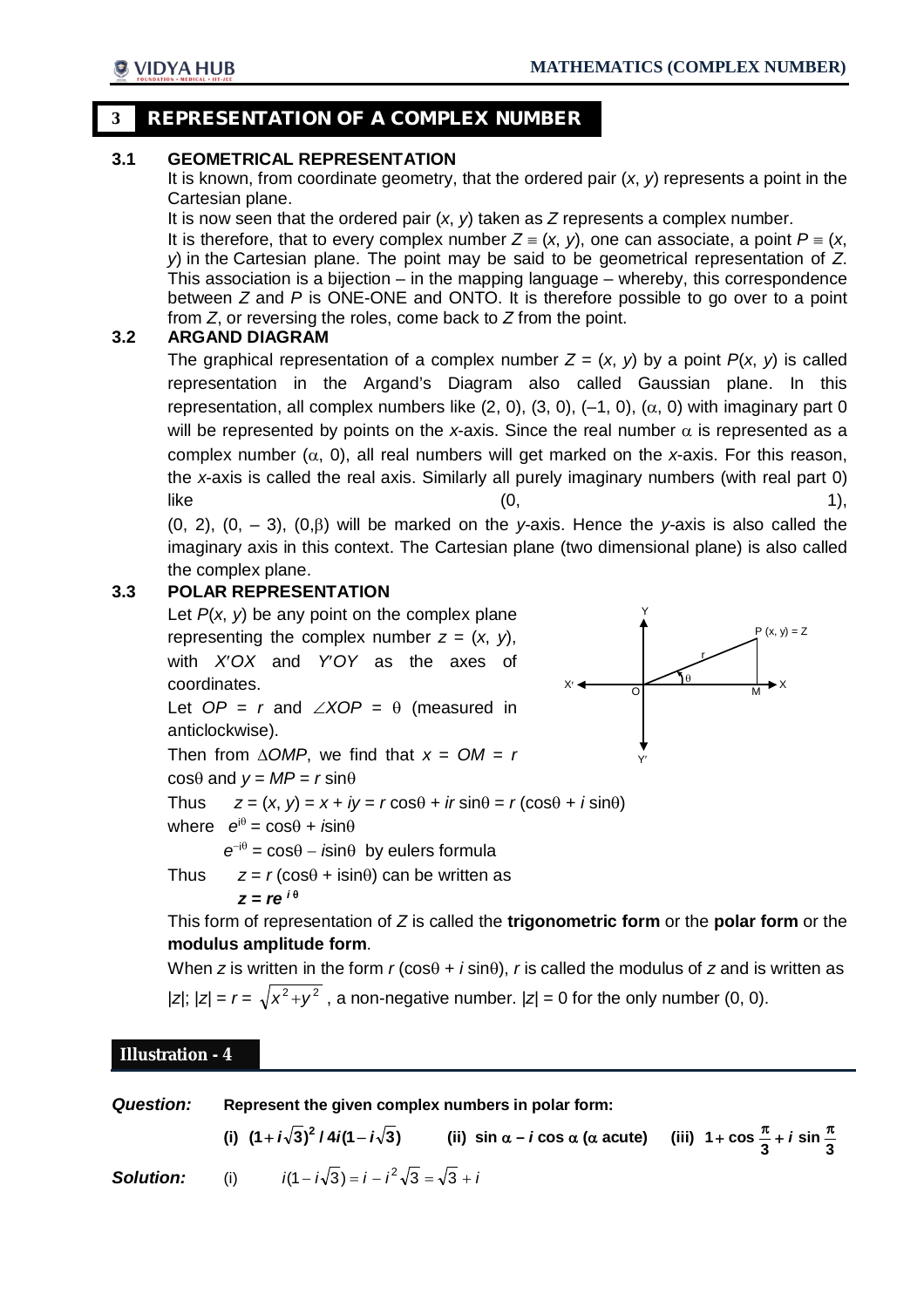## 3 REPRESENTATION OF A COMPLEX NUMBER

### 3.1 GEOMETRICAL REPRESENTATION

It is known, from coordinate geometry, that the ordered pair $(x, y)$ represents a point in the Cartesian plane.

It is now seen that the ordered pair $(x, y)$ taken as $Z$ represents a complex number.

It is therefore, that to every complex number $Z \equiv (x, y)$, one can associate, a point $P \equiv (x, y)$ in the Cartesian plane. The point may be said to be geometrical representation of $Z$. This association is a bijection – in the mapping language – whereby, this correspondence between $Z$ and $P$ is ONE-ONE and ONTO. It is therefore possible to go over to a point from $Z$, or reversing the roles, come back to $Z$ from the point.

### 3.2 ARGAND DIAGRAM

The graphical representation of a complex number $Z = (x, y)$ by a point $P(x, y)$ is called representation in the Argand's Diagram also called Gaussian plane. In this representation, all complex numbers like $(2, 0)$, $(3, 0)$, $(-1, 0)$, $(\alpha, 0)$ with imaginary part 0 will be represented by points on the $x$-axis. Since the real number $\alpha$ is represented as a complex number $(\alpha, 0)$, all real numbers will get marked on the $x$-axis. For this reason, the $x$-axis is called the real axis. Similarly all purely imaginary numbers (with real part 0) like $(0, 1)$, $(0, 2)$, $(0, -3)$, $(0, \beta)$ will be marked on the $y$-axis. Hence the $y$-axis is also called the imaginary axis in this context. The Cartesian plane (two dimensional plane) is also called the complex plane.

### 3.3 POLAR REPRESENTATION

Let $P(x, y)$ be any point on the complex plane representing the complex number $z = (x, y)$, with $X'OX$ and $Y'OY$ as the axes of coordinates.

Let $OP = r$ and $\angle XOP = \theta$ (measured in anticlockwise).

Then from $\Delta OMP$, we find that $x = OM = r\cos\theta$ and $y = MP = r\sin\theta$

Thus $\quad z = (x, y) = x + iy = r\cos\theta + ir\sin\theta = r(\cos\theta + i\sin\theta)$

where $\quad e^{i\theta} = \cos\theta + i\sin\theta$

$\qquad e^{-i\theta} = \cos\theta - i\sin\theta$ by eulers formula

Thus $\quad z = r(\cos\theta + i\sin\theta)$ can be written as

$\qquad$ $\boldsymbol{z = re^{i\theta}}$

This form of representation of $Z$ is called the **trigonometric form** or the **polar form** or the **modulus amplitude form**.

When $z$ is written in the form $r(\cos\theta + i\sin\theta)$, $r$ is called the modulus of $z$ and is written as $|z|$; $|z| = r = \sqrt{x^2 + y^2}$, a non-negative number. $|z| = 0$ for the only number $(0, 0)$.

**Illustration - 4**

***Question:*** **Represent the given complex numbers in polar form:**

**(i)** $(1 + i\sqrt{3})^2 / 4i(1 - i\sqrt{3})$ $\quad$ **(ii)** $\sin\alpha - i\cos\alpha$ ($\alpha$ acute) $\quad$ **(iii)** $1 + \cos\frac{\pi}{3} + i\sin\frac{\pi}{3}$

***Solution:*** (i) $\quad i(1 - i\sqrt{3}) = i - i^2\sqrt{3} = \sqrt{3} + i$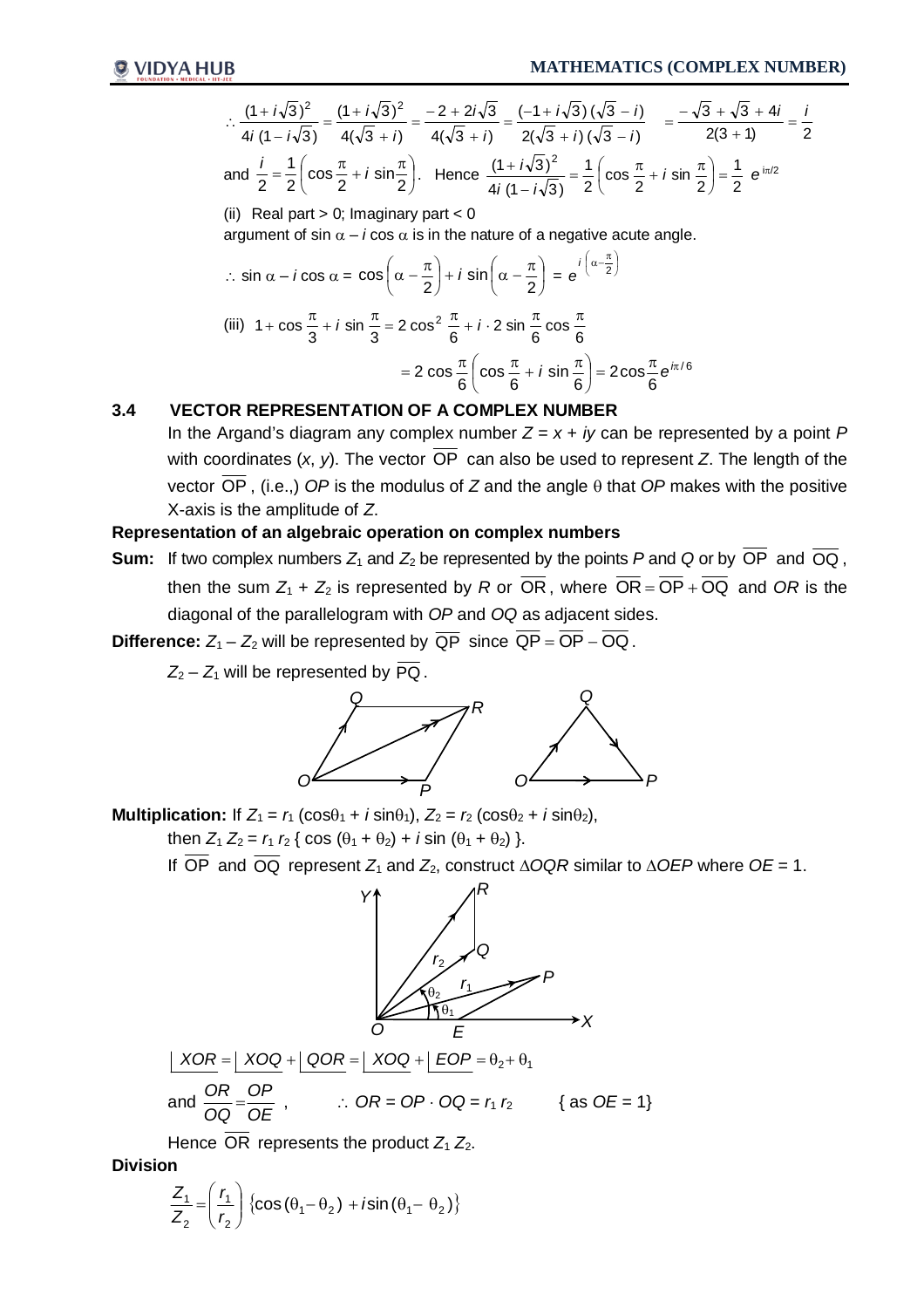$$\therefore \frac{(1+i\sqrt{3})^2}{4i(1-i\sqrt{3})} = \frac{(1+i\sqrt{3})^2}{4(\sqrt{3}+i)} = \frac{-2+2i\sqrt{3}}{4(\sqrt{3}+i)} = \frac{(-1+i\sqrt{3})(\sqrt{3}-i)}{2(\sqrt{3}+i)(\sqrt{3}-i)} = \frac{-\sqrt{3}+\sqrt{3}+4i}{2(3+1)} = \frac{i}{2}$$

and $\frac{i}{2} = \frac{1}{2}\left(\cos\frac{\pi}{2} + i\sin\frac{\pi}{2}\right)$. Hence $\frac{(1+i\sqrt{3})^2}{4i(1-i\sqrt{3})} = \frac{1}{2}\left(\cos\frac{\pi}{2} + i\sin\frac{\pi}{2}\right) = \frac{1}{2}e^{i\pi/2}$

(ii) Real part > 0; Imaginary part < 0

argument of $\sin\alpha - i\cos\alpha$ is in the nature of a negative acute angle.

$$\therefore \sin\alpha - i\cos\alpha = \cos\left(\alpha - \frac{\pi}{2}\right) + i\sin\left(\alpha - \frac{\pi}{2}\right) = e^{i\left(\alpha - \frac{\pi}{2}\right)}$$

(iii) $1 + \cos\frac{\pi}{3} + i\sin\frac{\pi}{3} = 2\cos^2\frac{\pi}{6} + i\cdot 2\sin\frac{\pi}{6}\cos\frac{\pi}{6}$

$$= 2\cos\frac{\pi}{6}\left(\cos\frac{\pi}{6} + i\sin\frac{\pi}{6}\right) = 2\cos\frac{\pi}{6}e^{i\pi/6}$$

## 3.4 VECTOR REPRESENTATION OF A COMPLEX NUMBER

In the Argand's diagram any complex number $Z = x + iy$ can be represented by a point $P$ with coordinates $(x, y)$. The vector $\overline{OP}$ can also be used to represent $Z$. The length of the vector $\overline{OP}$, (i.e.,) $OP$ is the modulus of $Z$ and the angle $\theta$ that $OP$ makes with the positive X-axis is the amplitude of $Z$.

**Representation of an algebraic operation on complex numbers**

**Sum:** If two complex numbers $Z_1$ and $Z_2$ be represented by the points $P$ and $Q$ or by $\overline{OP}$ and $\overline{OQ}$, then the sum $Z_1 + Z_2$ is represented by $R$ or $\overline{OR}$, where $\overline{OR} = \overline{OP} + \overline{OQ}$ and $OR$ is the diagonal of the parallelogram with $OP$ and $OQ$ as adjacent sides.

**Difference:** $Z_1 - Z_2$ will be represented by $\overline{QP}$ since $\overline{QP} = \overline{OP} - \overline{OQ}$.

$Z_2 - Z_1$ will be represented by $\overline{PQ}$.

**Multiplication:** If $Z_1 = r_1(\cos\theta_1 + i\sin\theta_1)$, $Z_2 = r_2(\cos\theta_2 + i\sin\theta_2)$,

then $Z_1 Z_2 = r_1 r_2 \{\cos(\theta_1 + \theta_2) + i\sin(\theta_1 + \theta_2)\}$.

If $\overline{OP}$ and $\overline{OQ}$ represent $Z_1$ and $Z_2$, construct $\Delta OQR$ similar to $\Delta OEP$ where $OE = 1$.

$$\angle XOR = \angle XOQ + \angle QOR = \angle XOQ + \angle EOP = \theta_2 + \theta_1$$

and $\frac{OR}{OQ} = \frac{OP}{OE}$, $\quad \therefore OR = OP \cdot OQ = r_1 r_2 \quad$ {as $OE = 1$}

Hence $\overline{OR}$ represents the product $Z_1 Z_2$.

**Division**

$$\frac{Z_1}{Z_2} = \left(\frac{r_1}{r_2}\right)\{\cos(\theta_1 - \theta_2) + i\sin(\theta_1 - \theta_2)\}$$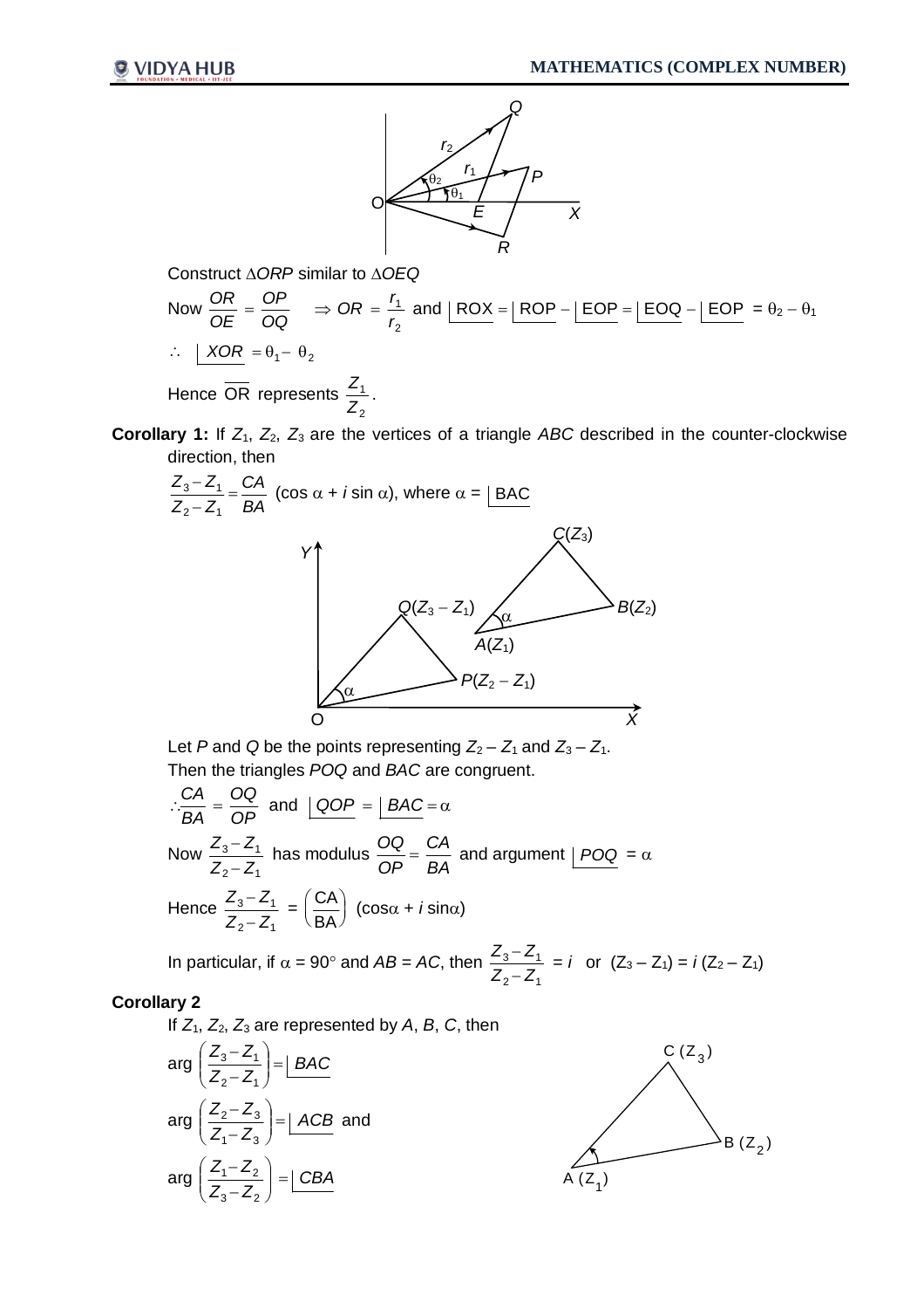Construct $\Delta ORP$ similar to $\Delta OEQ$

Now $\dfrac{OR}{OE} = \dfrac{OP}{OQ} \quad \Rightarrow OR = \dfrac{r_1}{r_2}$ and $\angle ROX = \angle ROP - \angle EOP = \angle EOQ - \angle EOP = \theta_2 - \theta_1$

$\therefore \quad \angle XOR = \theta_1 - \theta_2$

Hence $\overline{OR}$ represents $\dfrac{Z_1}{Z_2}$.

**Corollary 1:** If $Z_1$, $Z_2$, $Z_3$ are the vertices of a triangle $ABC$ described in the counter-clockwise direction, then

$\dfrac{Z_3 - Z_1}{Z_2 - Z_1} = \dfrac{CA}{BA}$ $(\cos\alpha + i\sin\alpha)$, where $\alpha = \angle BAC$

Let $P$ and $Q$ be the points representing $Z_2 - Z_1$ and $Z_3 - Z_1$.

Then the triangles $POQ$ and $BAC$ are congruent.

$\therefore \dfrac{CA}{BA} = \dfrac{OQ}{OP}$ and $\angle QOP = \angle BAC = \alpha$

Now $\dfrac{Z_3 - Z_1}{Z_2 - Z_1}$ has modulus $\dfrac{OQ}{OP} = \dfrac{CA}{BA}$ and argument $\angle POQ = \alpha$

Hence $\dfrac{Z_3 - Z_1}{Z_2 - Z_1} = \left(\dfrac{CA}{BA}\right)$ $(\cos\alpha + i\sin\alpha)$

In particular, if $\alpha = 90^\circ$ and $AB = AC$, then $\dfrac{Z_3 - Z_1}{Z_2 - Z_1} = i$ or $(Z_3 - Z_1) = i(Z_2 - Z_1)$

**Corollary 2**

If $Z_1$, $Z_2$, $Z_3$ are represented by $A$, $B$, $C$, then

$\arg\left(\dfrac{Z_3 - Z_1}{Z_2 - Z_1}\right) = \angle BAC$

$\arg\left(\dfrac{Z_2 - Z_3}{Z_1 - Z_3}\right) = \angle ACB$ and

$\arg\left(\dfrac{Z_1 - Z_2}{Z_3 - Z_2}\right) = \angle CBA$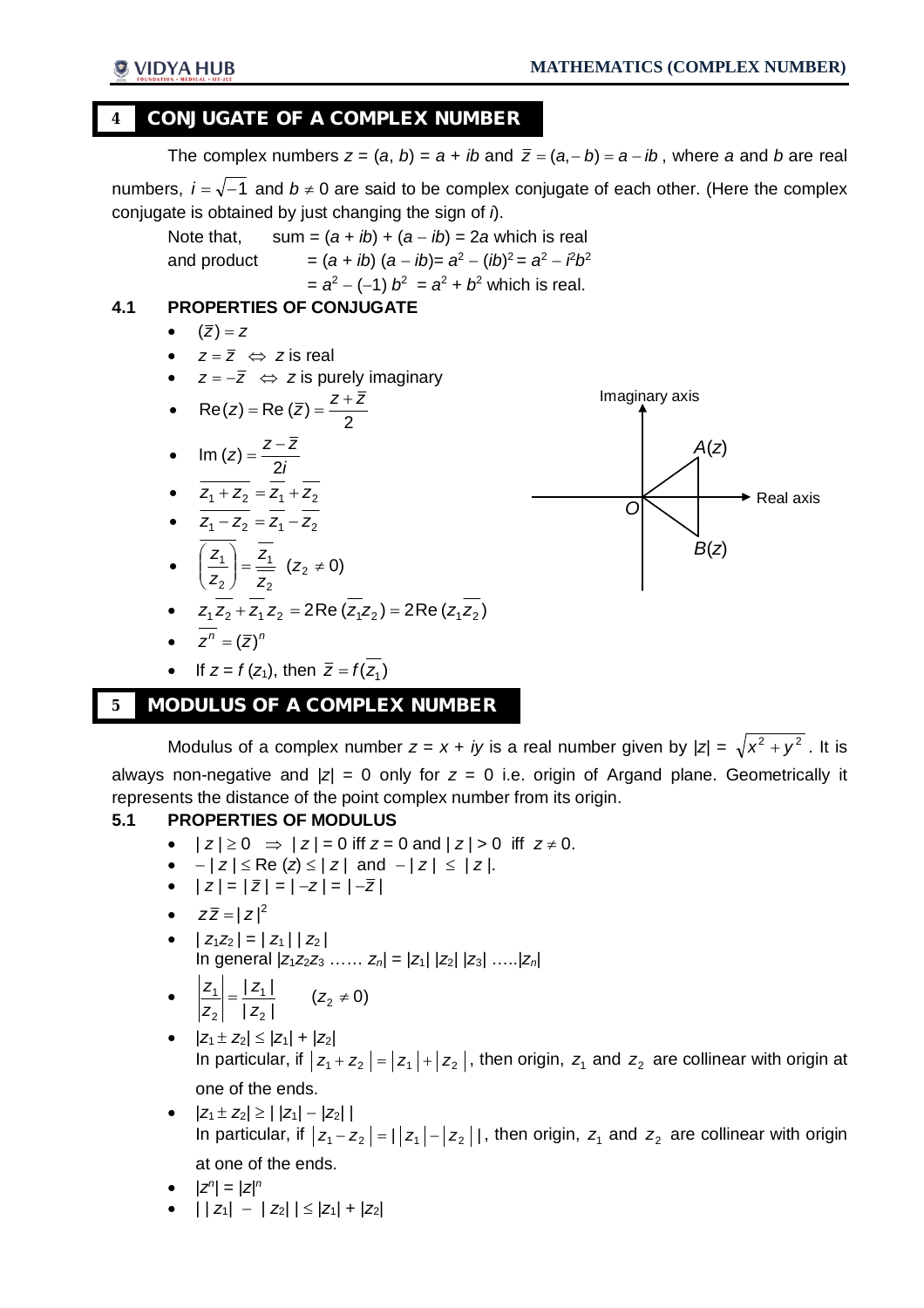## 4 CONJUGATE OF A COMPLEX NUMBER

The complex numbers $z = (a, b) = a + ib$ and $\bar{z} = (a, -b) = a - ib$, where $a$ and $b$ are real numbers, $i = \sqrt{-1}$ and $b \neq 0$ are said to be complex conjugate of each other. (Here the complex conjugate is obtained by just changing the sign of $i$).

Note that, sum $= (a + ib) + (a - ib) = 2a$ which is real

and product $= (a + ib)(a - ib) = a^2 - (ib)^2 = a^2 - i^2b^2$

$= a^2 - (-1)\, b^2 = a^2 + b^2$ which is real.

### 4.1 PROPERTIES OF CONJUGATE

- $(\bar{z}) = z$
- $z = \bar{z} \iff z$ is real
- $z = -\bar{z} \iff z$ is purely imaginary
- $\text{Re}(z) = \text{Re}(\bar{z}) = \dfrac{z + \bar{z}}{2}$
- $\text{Im}(z) = \dfrac{z - \bar{z}}{2i}$
- $\overline{z_1 + z_2} = \overline{z_1} + \overline{z_2}$
- $\overline{z_1 - z_2} = \overline{z_1} - \overline{z_2}$
- $\overline{\left(\dfrac{z_1}{z_2}\right)} = \dfrac{\overline{z_1}}{\overline{z_2}}$ $(z_2 \neq 0)$
- $z_1\overline{z_2} + \overline{z_1}z_2 = 2\text{Re}(\overline{z_1}z_2) = 2\text{Re}(z_1\overline{z_2})$
- $\overline{z^n} = (\bar{z})^n$
- If $z = f(z_1)$, then $\bar{z} = f(\overline{z_1})$

Imaginary axis

$A(z)$

$O$

Real axis

$B(z)$

## 5 MODULUS OF A COMPLEX NUMBER

Modulus of a complex number $z = x + iy$ is a real number given by $|z| = \sqrt{x^2 + y^2}$. It is always non-negative and $|z| = 0$ only for $z = 0$ i.e. origin of Argand plane. Geometrically it represents the distance of the point complex number from its origin.

### 5.1 PROPERTIES OF MODULUS

- $|z| \geq 0 \Rightarrow |z| = 0$ iff $z = 0$ and $|z| > 0$ iff $z \neq 0$.
- $-|z| \leq \text{Re}(z) \leq |z|$ and $-|z| \leq |z|$.
- $|z| = |\bar{z}| = |-z| = |-\bar{z}|$
- $z\bar{z} = |z|^2$
- $|z_1z_2| = |z_1|\,|z_2|$
  In general $|z_1z_2z_3 \ldots\ldots z_n| = |z_1|\,|z_2|\,|z_3| \ldots\ldots |z_n|$
- $\left|\dfrac{z_1}{z_2}\right| = \dfrac{|z_1|}{|z_2|}$ $(z_2 \neq 0)$
- $|z_1 \pm z_2| \leq |z_1| + |z_2|$
  In particular, if $|z_1 + z_2| = |z_1| + |z_2|$, then origin, $z_1$ and $z_2$ are collinear with origin at one of the ends.
- $|z_1 \pm z_2| \geq |\,|z_1| - |z_2|\,|$
  In particular, if $|z_1 - z_2| = |\,|z_1| - |z_2|\,|$, then origin, $z_1$ and $z_2$ are collinear with origin at one of the ends.
- $|z^n| = |z|^n$
- $|\,|z_1| - |z_2|\,| \leq |z_1| + |z_2|$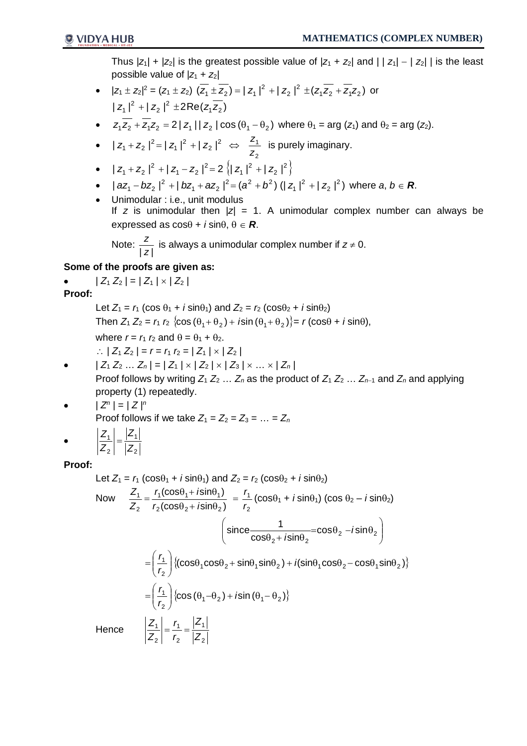Thus $|z_1| + |z_2|$ is the greatest possible value of $|z_1 + z_2|$ and $|\,|z_1| - |z_2|\,|$ is the least possible value of $|z_1 + z_2|$

- $|z_1 \pm z_2|^2 = (z_1 \pm z_2)\ (\overline{z_1} \pm \overline{z_2}) = |z_1|^2 + |z_2|^2 \pm (z_1\overline{z_2} + \overline{z_1}z_2)$ or $|z_1|^2 + |z_2|^2 \pm 2\text{Re}(z_1\overline{z_2})$
- $z_1\overline{z_2} + \overline{z_1}z_2 = 2|z_1||z_2|\cos(\theta_1 - \theta_2)$ where $\theta_1 = \arg(z_1)$ and $\theta_2 = \arg(z_2)$.
- $|z_1 + z_2|^2 = |z_1|^2 + |z_2|^2 \iff \dfrac{z_1}{z_2}$ is purely imaginary.
- $|z_1 + z_2|^2 + |z_1 - z_2|^2 = 2\left\{|z_1|^2 + |z_2|^2\right\}$
- $|az_1 - bz_2|^2 + |bz_1 + az_2|^2 = (a^2 + b^2)\,(|z_1|^2 + |z_2|^2)$ where $a, b \in \boldsymbol{R}$.
- Unimodular : i.e., unit modulus

  If $z$ is unimodular then $|z| = 1$. A unimodular complex number can always be expressed as $\cos\theta + i\sin\theta,\ \theta \in \boldsymbol{R}$.

  Note: $\dfrac{z}{|z|}$ is always a unimodular complex number if $z \neq 0$.

**Some of the proofs are given as:**

- $|Z_1 Z_2| = |Z_1| \times |Z_2|$

**Proof:**

Let $Z_1 = r_1(\cos\theta_1 + i\sin\theta_1)$ and $Z_2 = r_2(\cos\theta_2 + i\sin\theta_2)$

Then $Z_1 Z_2 = r_1 r_2 \left\{\cos(\theta_1 + \theta_2) + i\sin(\theta_1 + \theta_2)\right\} = r(\cos\theta + i\sin\theta)$,

where $r = r_1 r_2$ and $\theta = \theta_1 + \theta_2$.

$\therefore |Z_1 Z_2| = r = r_1 r_2 = |Z_1| \times |Z_2|$

- $|Z_1 Z_2 \ldots Z_n| = |Z_1| \times |Z_2| \times |Z_3| \times \ldots \times |Z_n|$

  Proof follows by writing $Z_1 Z_2 \ldots Z_n$ as the product of $Z_1 Z_2 \ldots Z_{n-1}$ and $Z_n$ and applying property (1) repeatedly.

- $|Z^n| = |Z|^n$

  Proof follows if we take $Z_1 = Z_2 = Z_3 = \ldots = Z_n$

- $\left|\dfrac{Z_1}{Z_2}\right| = \dfrac{|Z_1|}{|Z_2|}$

**Proof:**

Let $Z_1 = r_1(\cos\theta_1 + i\sin\theta_1)$ and $Z_2 = r_2(\cos\theta_2 + i\sin\theta_2)$

Now $\dfrac{Z_1}{Z_2} = \dfrac{r_1(\cos\theta_1 + i\sin\theta_1)}{r_2(\cos\theta_2 + i\sin\theta_2)} = \dfrac{r_1}{r_2}(\cos\theta_1 + i\sin\theta_1)(\cos\theta_2 - i\sin\theta_2)$

$$\left(\text{since} \frac{1}{\cos\theta_2 + i\sin\theta_2} = \cos\theta_2 - i\sin\theta_2\right)$$

$$= \left(\frac{r_1}{r_2}\right)\left\{(\cos\theta_1\cos\theta_2 + \sin\theta_1\sin\theta_2) + i(\sin\theta_1\cos\theta_2 - \cos\theta_1\sin\theta_2)\right\}$$

$$= \left(\frac{r_1}{r_2}\right)\left\{\cos(\theta_1 - \theta_2) + i\sin(\theta_1 - \theta_2)\right\}$$

Hence $\left|\dfrac{Z_1}{Z_2}\right| = \dfrac{r_1}{r_2} = \dfrac{|Z_1|}{|Z_2|}$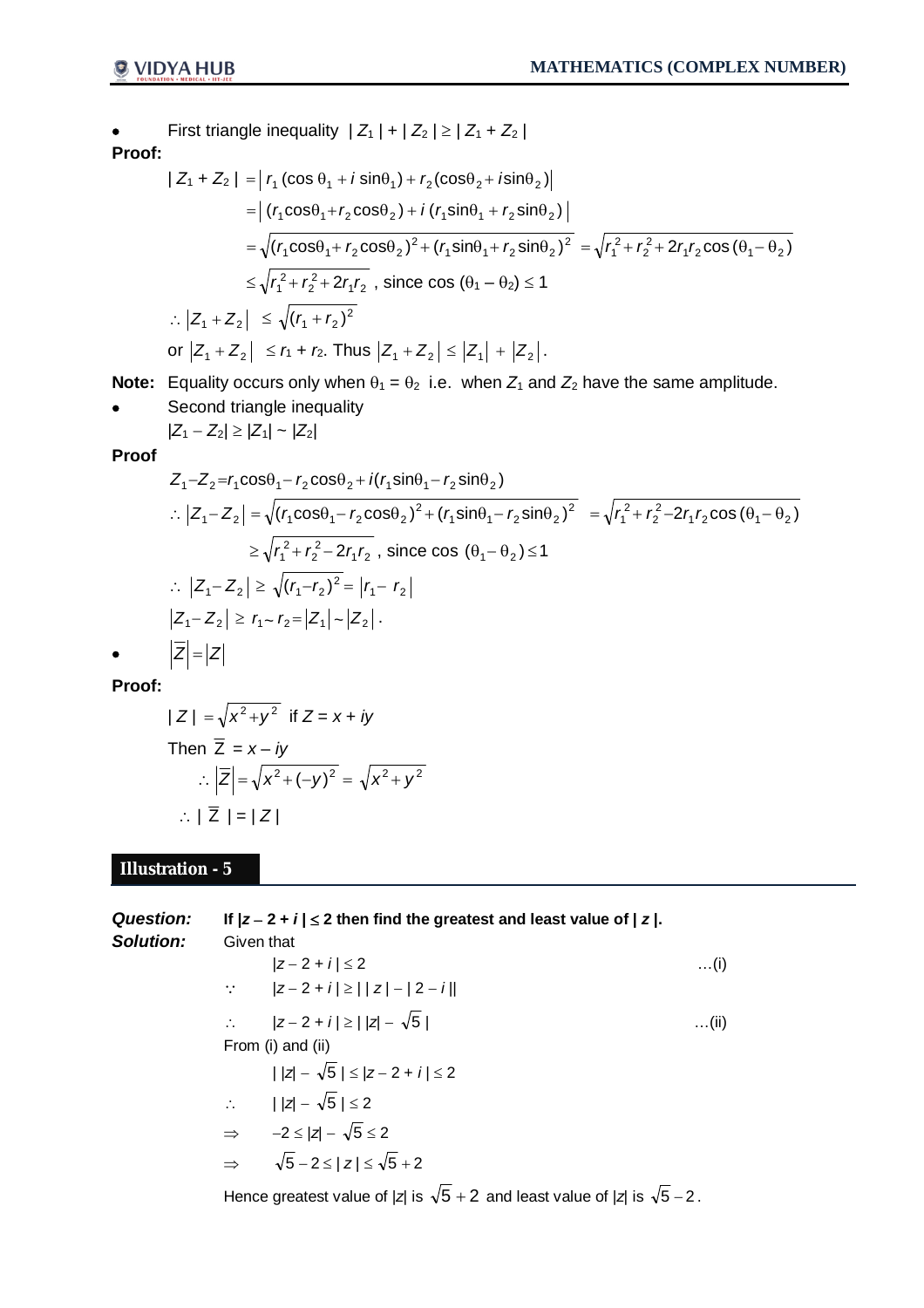- First triangle inequality $|Z_1| + |Z_2| \geq |Z_1 + Z_2|$

**Proof:**

$$|Z_1 + Z_2| = |r_1(\cos\theta_1 + i\sin\theta_1) + r_2(\cos\theta_2 + i\sin\theta_2)|$$

$$= |(r_1\cos\theta_1 + r_2\cos\theta_2) + i(r_1\sin\theta_1 + r_2\sin\theta_2)|$$

$$= \sqrt{(r_1\cos\theta_1 + r_2\cos\theta_2)^2 + (r_1\sin\theta_1 + r_2\sin\theta_2)^2} = \sqrt{r_1^2 + r_2^2 + 2r_1r_2\cos(\theta_1 - \theta_2)}$$

$$\leq \sqrt{r_1^2 + r_2^2 + 2r_1r_2}\text{, since } \cos(\theta_1 - \theta_2) \leq 1$$

$$\therefore |Z_1 + Z_2| \leq \sqrt{(r_1 + r_2)^2}$$

or $|Z_1 + Z_2| \leq r_1 + r_2$. Thus $|Z_1 + Z_2| \leq |Z_1| + |Z_2|$.

**Note:** Equality occurs only when $\theta_1 = \theta_2$ i.e. when $Z_1$ and $Z_2$ have the same amplitude.

- Second triangle inequality

  $|Z_1 - Z_2| \geq |Z_1| \sim |Z_2|$

**Proof**

$$Z_1 - Z_2 = r_1\cos\theta_1 - r_2\cos\theta_2 + i(r_1\sin\theta_1 - r_2\sin\theta_2)$$

$$\therefore |Z_1 - Z_2| = \sqrt{(r_1\cos\theta_1 - r_2\cos\theta_2)^2 + (r_1\sin\theta_1 - r_2\sin\theta_2)^2} = \sqrt{r_1^2 + r_2^2 - 2r_1r_2\cos(\theta_1 - \theta_2)}$$

$$\geq \sqrt{r_1^2 + r_2^2 - 2r_1r_2}\text{, since } \cos(\theta_1 - \theta_2) \leq 1$$

$$\therefore |Z_1 - Z_2| \geq \sqrt{(r_1 - r_2)^2} = |r_1 - r_2|$$

$$|Z_1 - Z_2| \geq r_1 \sim r_2 = |Z_1| \sim |Z_2|.$$

- $|\overline{Z}| = |Z|$

**Proof:**

$|Z| = \sqrt{x^2 + y^2}$ if $Z = x + iy$

Then $\overline{Z} = x - iy$

$$\therefore |\overline{Z}| = \sqrt{x^2 + (-y)^2} = \sqrt{x^2 + y^2}$$

$$\therefore |\overline{Z}| = |Z|$$

## Illustration - 5

***Question:*** **If $|z - 2 + i| \leq 2$ then find the greatest and least value of $|z|$.**

***Solution:*** Given that

$$|z - 2 + i| \leq 2 \quad \text{...(i)}$$

$$\because \quad |z - 2 + i| \geq ||z| - |2 - i||$$

$$\therefore \quad |z - 2 + i| \geq ||z| - \sqrt{5}| \quad \text{...(ii)}$$

From (i) and (ii)

$$||z| - \sqrt{5}| \leq |z - 2 + i| \leq 2$$

$$\therefore \quad ||z| - \sqrt{5}| \leq 2$$

$$\Rightarrow \quad -2 \leq |z| - \sqrt{5} \leq 2$$

$$\Rightarrow \quad \sqrt{5} - 2 \leq |z| \leq \sqrt{5} + 2$$

Hence greatest value of $|z|$ is $\sqrt{5} + 2$ and least value of $|z|$ is $\sqrt{5} - 2$.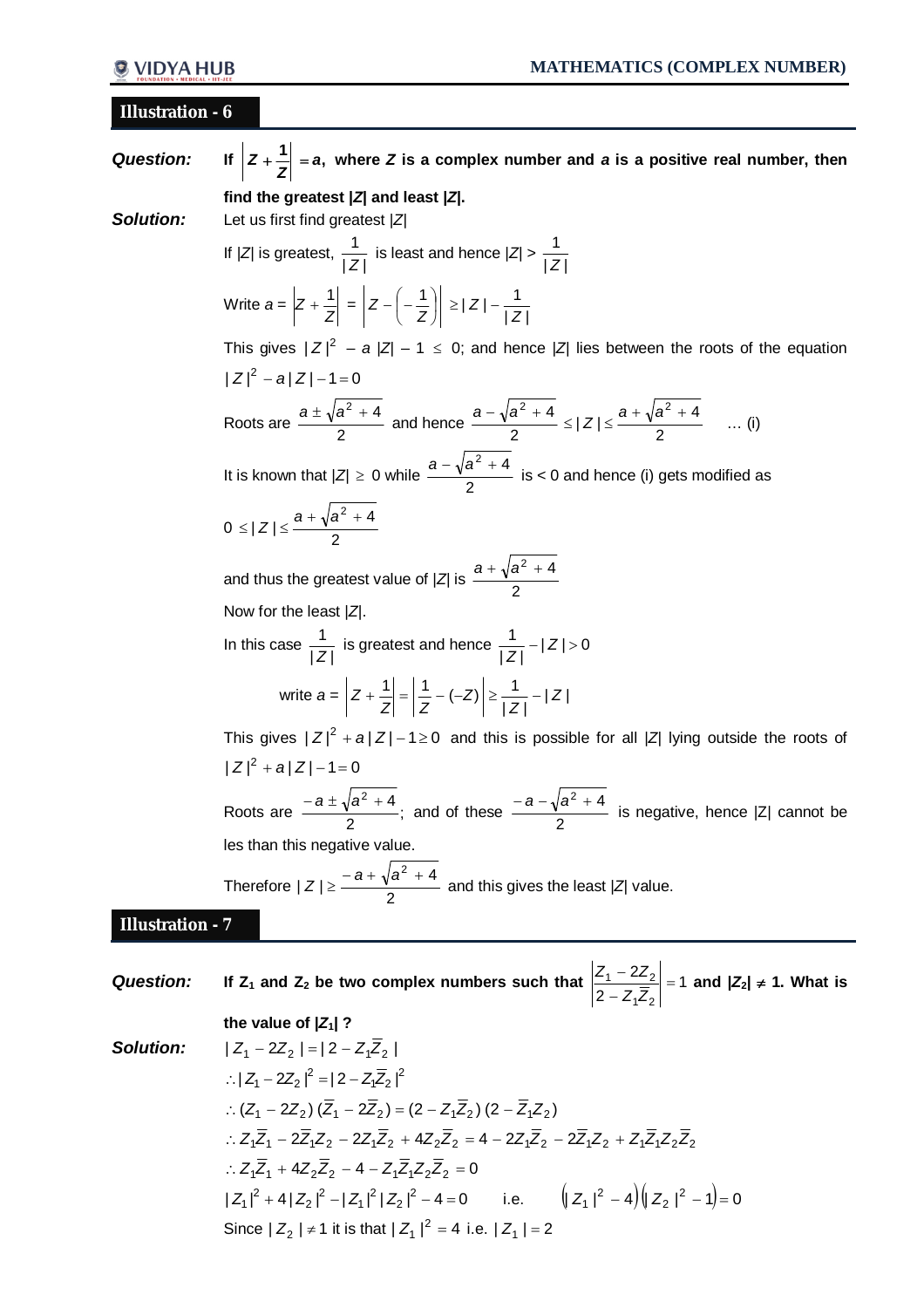## Illustration - 6

***Question:*** **If $\left|Z + \frac{1}{Z}\right| = a$, where $Z$ is a complex number and $a$ is a positive real number, then find the greatest $|Z|$ and least $|Z|$.**

***Solution:*** Let us first find greatest $|Z|$

If $|Z|$ is greatest, $\frac{1}{|Z|}$ is least and hence $|Z| > \frac{1}{|Z|}$

Write $a = \left|Z + \frac{1}{Z}\right| = \left|Z - \left(-\frac{1}{Z}\right)\right| \geq |Z| - \frac{1}{|Z|}$

This gives $|Z|^2 - a|Z| - 1 \leq 0$; and hence $|Z|$ lies between the roots of the equation $|Z|^2 - a|Z| - 1 = 0$

Roots are $\frac{a \pm \sqrt{a^2 + 4}}{2}$ and hence $\frac{a - \sqrt{a^2 + 4}}{2} \leq |Z| \leq \frac{a + \sqrt{a^2 + 4}}{2}$ … (i)

It is known that $|Z| \geq 0$ while $\frac{a - \sqrt{a^2 + 4}}{2}$ is < 0 and hence (i) gets modified as

$0 \leq |Z| \leq \frac{a + \sqrt{a^2 + 4}}{2}$

and thus the greatest value of $|Z|$ is $\frac{a + \sqrt{a^2 + 4}}{2}$

Now for the least $|Z|$.

In this case $\frac{1}{|Z|}$ is greatest and hence $\frac{1}{|Z|} - |Z| > 0$

write $a = \left|Z + \frac{1}{Z}\right| = \left|\frac{1}{Z} - (-Z)\right| \geq \frac{1}{|Z|} - |Z|$

This gives $|Z|^2 + a|Z| - 1 \geq 0$ and this is possible for all $|Z|$ lying outside the roots of $|Z|^2 + a|Z| - 1 = 0$

Roots are $\frac{-a \pm \sqrt{a^2 + 4}}{2}$; and of these $\frac{-a - \sqrt{a^2 + 4}}{2}$ is negative, hence $|Z|$ cannot be les than this negative value.

Therefore $|Z| \geq \frac{-a + \sqrt{a^2 + 4}}{2}$ and this gives the least $|Z|$ value.

## Illustration - 7

***Question:*** **If $Z_1$ and $Z_2$ be two complex numbers such that $\left|\frac{Z_1 - 2Z_2}{2 - Z_1\bar{Z}_2}\right| = 1$ and $|Z_2| \neq 1$. What is the value of $|Z_1|$ ?**

***Solution:*** $|Z_1 - 2Z_2| = |2 - Z_1\bar{Z}_2|$

$\therefore |Z_1 - 2Z_2|^2 = |2 - Z_1\bar{Z}_2|^2$

$\therefore (Z_1 - 2Z_2)(\bar{Z}_1 - 2\bar{Z}_2) = (2 - Z_1\bar{Z}_2)(2 - \bar{Z}_1 Z_2)$

$\therefore Z_1\bar{Z}_1 - 2\bar{Z}_1 Z_2 - 2Z_1\bar{Z}_2 + 4Z_2\bar{Z}_2 = 4 - 2Z_1\bar{Z}_2 - 2\bar{Z}_1 Z_2 + Z_1\bar{Z}_1 Z_2\bar{Z}_2$

$\therefore Z_1\bar{Z}_1 + 4Z_2\bar{Z}_2 - 4 - Z_1\bar{Z}_1 Z_2\bar{Z}_2 = 0$

$|Z_1|^2 + 4|Z_2|^2 - |Z_1|^2|Z_2|^2 - 4 = 0$ i.e. $\left(|Z_1|^2 - 4\right)\left(|Z_2|^2 - 1\right) = 0$

Since $|Z_2| \neq 1$ it is that $|Z_1|^2 = 4$ i.e. $|Z_1| = 2$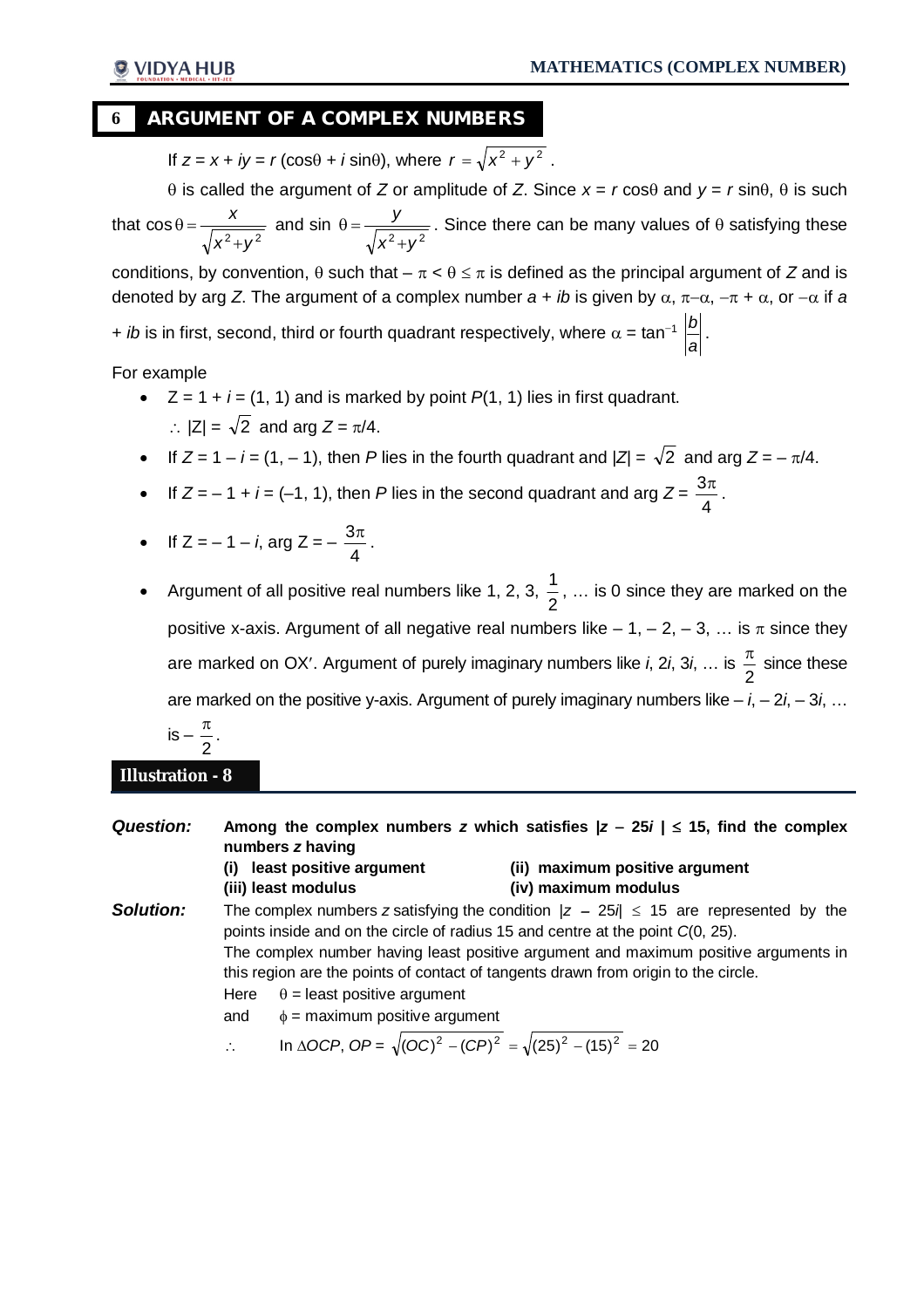## 6 ARGUMENT OF A COMPLEX NUMBERS

If $z = x + iy = r(\cos\theta + i\sin\theta)$, where $r = \sqrt{x^2 + y^2}$.

$\theta$ is called the argument of $Z$ or amplitude of $Z$. Since $x = r\cos\theta$ and $y = r\sin\theta$, $\theta$ is such that $\cos\theta = \dfrac{x}{\sqrt{x^2+y^2}}$ and $\sin\theta = \dfrac{y}{\sqrt{x^2+y^2}}$. Since there can be many values of $\theta$ satisfying these conditions, by convention, $\theta$ such that $-\pi < \theta \le \pi$ is defined as the principal argument of $Z$ and is denoted by arg $Z$. The argument of a complex number $a + ib$ is given by $\alpha$, $\pi-\alpha$, $-\pi + \alpha$, or $-\alpha$ if $a + ib$ is in first, second, third or fourth quadrant respectively, where $\alpha = \tan^{-1}\left|\dfrac{b}{a}\right|$.

For example

- $Z = 1 + i = (1, 1)$ and is marked by point $P(1, 1)$ lies in first quadrant.
  $\therefore$ $|Z| = \sqrt{2}$ and arg $Z = \pi/4$.
- If $Z = 1 - i = (1, -1)$, then $P$ lies in the fourth quadrant and $|Z| = \sqrt{2}$ and arg $Z = -\pi/4$.
- If $Z = -1 + i = (-1, 1)$, then $P$ lies in the second quadrant and arg $Z = \dfrac{3\pi}{4}$.
- If $Z = -1 - i$, arg $Z = -\dfrac{3\pi}{4}$.
- Argument of all positive real numbers like 1, 2, 3, $\dfrac{1}{2}$, … is 0 since they are marked on the positive x-axis. Argument of all negative real numbers like $-1, -2, -3$, … is $\pi$ since they are marked on OX′. Argument of purely imaginary numbers like $i$, $2i$, $3i$, … is $\dfrac{\pi}{2}$ since these are marked on the positive y-axis. Argument of purely imaginary numbers like $-i$, $-2i$, $-3i$, … is $-\dfrac{\pi}{2}$.

### Illustration - 8

***Question:*** **Among the complex numbers $z$ which satisfies $|z - 25i| \le 15$, find the complex numbers $z$ having**

**(i) least positive argument**
**(ii) maximum positive argument**
**(iii) least modulus**
**(iv) maximum modulus**

***Solution:*** The complex numbers $z$ satisfying the condition $|z - 25i| \le 15$ are represented by the points inside and on the circle of radius 15 and centre at the point $C(0, 25)$.

The complex number having least positive argument and maximum positive arguments in this region are the points of contact of tangents drawn from origin to the circle.

Here $\theta$ = least positive argument

and $\phi$ = maximum positive argument

$\therefore$ In $\Delta OCP$, $OP = \sqrt{(OC)^2 - (CP)^2} = \sqrt{(25)^2 - (15)^2} = 20$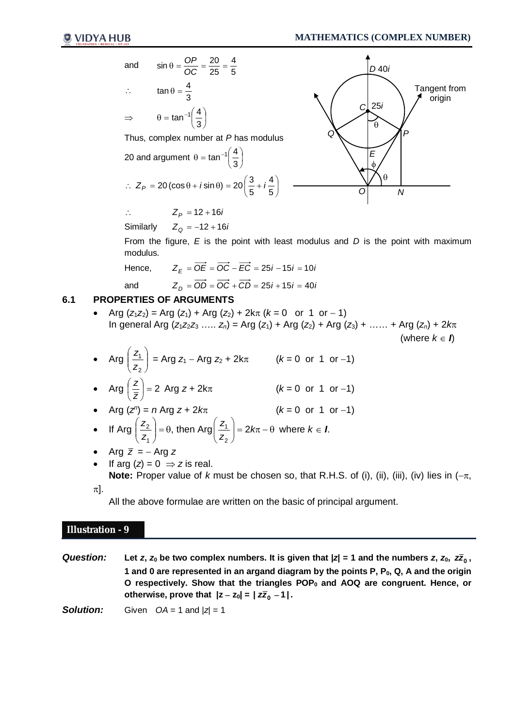and $\sin\theta = \dfrac{OP}{OC} = \dfrac{20}{25} = \dfrac{4}{5}$

$\therefore \quad \tan\theta = \dfrac{4}{3}$

$\Rightarrow \quad \theta = \tan^{-1}\left(\dfrac{4}{3}\right)$

Thus, complex number at $P$ has modulus 20 and argument $\theta = \tan^{-1}\left(\dfrac{4}{3}\right)$

$\therefore\ Z_P = 20(\cos\theta + i\sin\theta) = 20\left(\dfrac{3}{5} + i\dfrac{4}{5}\right)$

D 40i

Tangent from origin

C 25i

θ

Q

P

E

ϕ

θ

O

N

$\therefore \quad Z_P = 12 + 16i$

Similarly $\quad Z_Q = -12 + 16i$

From the figure, $E$ is the point with least modulus and $D$ is the point with maximum modulus.

Hence, $\quad Z_E = \overrightarrow{OE} = \overrightarrow{OC} - \overrightarrow{EC} = 25i - 15i = 10i$

and $\quad Z_D = \overrightarrow{OD} = \overrightarrow{OC} + \overrightarrow{CD} = 25i + 15i = 40i$

## 6.1 PROPERTIES OF ARGUMENTS

- $\text{Arg}(z_1 z_2) = \text{Arg}(z_1) + \text{Arg}(z_2) + 2k\pi$ ($k = 0$ or $1$ or $-1$)
  In general $\text{Arg}(z_1 z_2 z_3 \ldots\ z_n) = \text{Arg}(z_1) + \text{Arg}(z_2) + \text{Arg}(z_3) + \ldots\ + \text{Arg}(z_n) + 2k\pi$ (where $k \in I$)
- $\text{Arg}\left(\dfrac{z_1}{z_2}\right) = \text{Arg}\, z_1 - \text{Arg}\, z_2 + 2k\pi$ ($k = 0$ or $1$ or $-1$)
- $\text{Arg}\left(\dfrac{z}{\bar{z}}\right) = 2\ \text{Arg}\, z + 2k\pi$ ($k = 0$ or $1$ or $-1$)
- $\text{Arg}(z^n) = n\ \text{Arg}\, z + 2k\pi$ ($k = 0$ or $1$ or $-1$)
- If $\text{Arg}\left(\dfrac{z_2}{z_1}\right) = \theta$, then $\text{Arg}\left(\dfrac{z_1}{z_2}\right) = 2k\pi - \theta$ where $k \in I$.
- $\text{Arg}\ \bar{z} = -\text{Arg}\, z$
- If $\arg(z) = 0 \Rightarrow z$ is real.
  **Note:** Proper value of $k$ must be chosen so, that R.H.S. of (i), (ii), (iii), (iv) lies in $(-\pi, \pi]$.

All the above formulae are written on the basic of principal argument.

### Illustration - 9

***Question:*** **Let $z$, $z_0$ be two complex numbers. It is given that $|z| = 1$ and the numbers $z$, $z_0$, $z\bar{z}_0$, 1 and 0 are represented in an argand diagram by the points P, $P_0$, Q, A and the origin O respectively. Show that the triangles $POP_0$ and AOQ are congruent. Hence, or otherwise, prove that $|z - z_0| = |z\bar{z}_0 - 1|$.**

***Solution:*** Given $\quad OA = 1$ and $|z| = 1$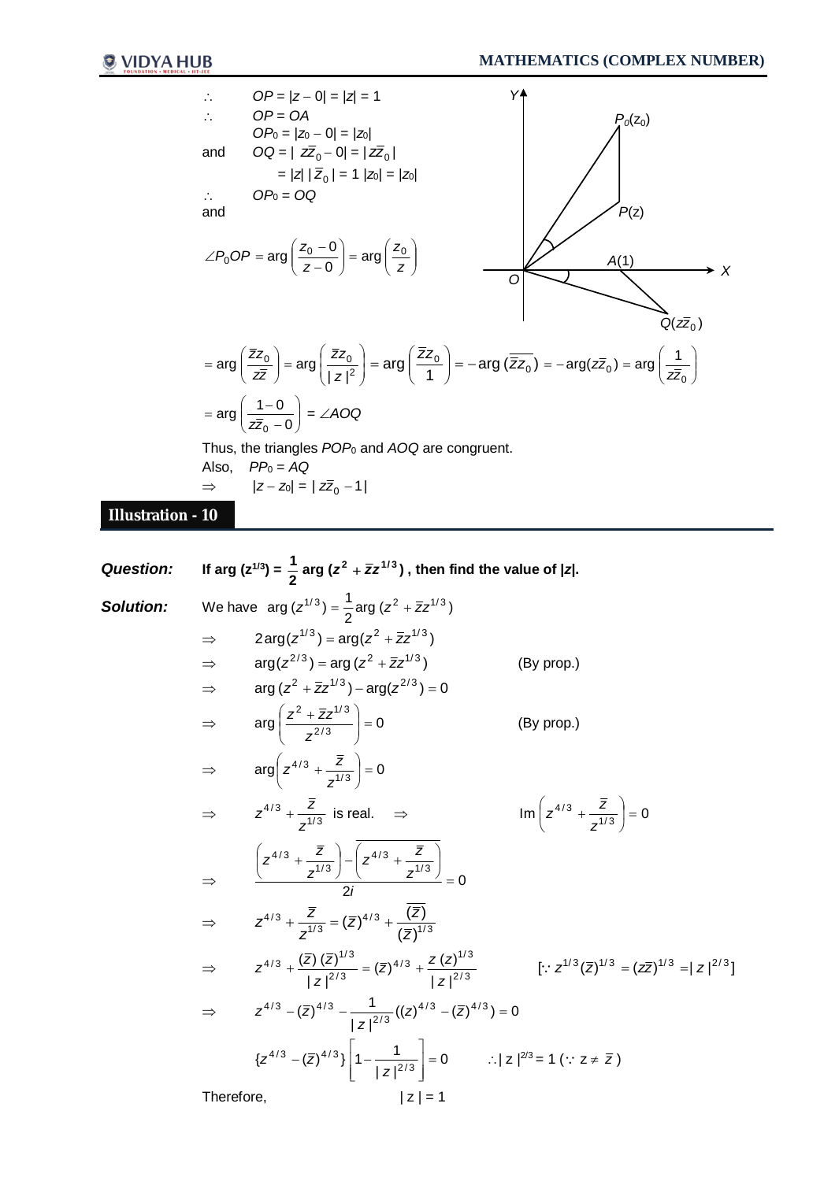$\therefore \quad OP = |z - 0| = |z| = 1$

$\therefore \quad OP = OA$

$\quad OP_0 = |z_0 - 0| = |z_0|$

and $\quad OQ = |\, z\bar{z}_0 - 0| = |z\bar{z}_0|$

$\quad = |z|\,|\bar{z}_0| = 1\,|z_0| = |z_0|$

$\therefore \quad OP_0 = OQ$

and

$$\angle P_0OP = \arg\left(\frac{z_0 - 0}{z - 0}\right) = \arg\left(\frac{z_0}{z}\right)$$

$$= \arg\left(\frac{\bar{z}z_0}{\bar{z}z}\right) = \arg\left(\frac{\bar{z}z_0}{|z|^2}\right) = \arg\left(\frac{\bar{z}z_0}{1}\right) = -\arg\left(\overline{\bar{z}z_0}\right) = -\arg(z\bar{z}_0) = \arg\left(\frac{1}{z\bar{z}_0}\right)$$

$$= \arg\left(\frac{1-0}{z\bar{z}_0 - 0}\right) = \angle AOQ$$

Thus, the triangles $POP_0$ and $AOQ$ are congruent.

Also, $\quad PP_0 = AQ$

$\Rightarrow \quad |z - z_0| = |\, z\bar{z}_0 - 1|$

## Illustration - 10

***Question:*** **If arg $(z^{1/3}) = \frac{1}{2}$ arg $(z^2 + \bar{z}z^{1/3})$, then find the value of $|z|$.**

***Solution:*** We have $\arg(z^{1/3}) = \frac{1}{2}\arg(z^2 + \bar{z}z^{1/3})$

$\Rightarrow \quad 2\arg(z^{1/3}) = \arg(z^2 + \bar{z}z^{1/3})$

$\Rightarrow \quad \arg(z^{2/3}) = \arg(z^2 + \bar{z}z^{1/3})$ (By prop.)

$\Rightarrow \quad \arg(z^2 + \bar{z}z^{1/3}) - \arg(z^{2/3}) = 0$

$\Rightarrow \quad \arg\left(\frac{z^2 + \bar{z}z^{1/3}}{z^{2/3}}\right) = 0$ (By prop.)

$\Rightarrow \quad \arg\left(z^{4/3} + \frac{\bar{z}}{z^{1/3}}\right) = 0$

$\Rightarrow \quad z^{4/3} + \frac{\bar{z}}{z^{1/3}}$ is real. $\Rightarrow \quad \text{Im}\left(z^{4/3} + \frac{\bar{z}}{z^{1/3}}\right) = 0$

$$\Rightarrow \quad \frac{\left(z^{4/3} + \frac{\bar{z}}{z^{1/3}}\right) - \overline{\left(z^{4/3} + \frac{\bar{z}}{z^{1/3}}\right)}}{2i} = 0$$

$$\Rightarrow \quad z^{4/3} + \frac{\bar{z}}{z^{1/3}} = (\bar{z})^{4/3} + \frac{(\bar{\bar{z}})}{(\bar{z})^{1/3}}$$

$$\Rightarrow \quad z^{4/3} + \frac{(\bar{z})\,(\bar{z})^{1/3}}{|z|^{2/3}} = (\bar{z})^{4/3} + \frac{z\,(z)^{1/3}}{|z|^{2/3}} \qquad [\because z^{1/3}(\bar{z})^{1/3} = (z\bar{z})^{1/3} = |z|^{2/3}]$$

$$\Rightarrow \quad z^{4/3} - (\bar{z})^{4/3} - \frac{1}{|z|^{2/3}}((z)^{4/3} - (\bar{z})^{4/3}) = 0$$

$$\{z^{4/3} - (\bar{z})^{4/3}\}\left[1 - \frac{1}{|z|^{2/3}}\right] = 0 \qquad \therefore |z|^{2/3} = 1 \;(\because z \neq \bar{z})$$

Therefore, $\quad |z| = 1$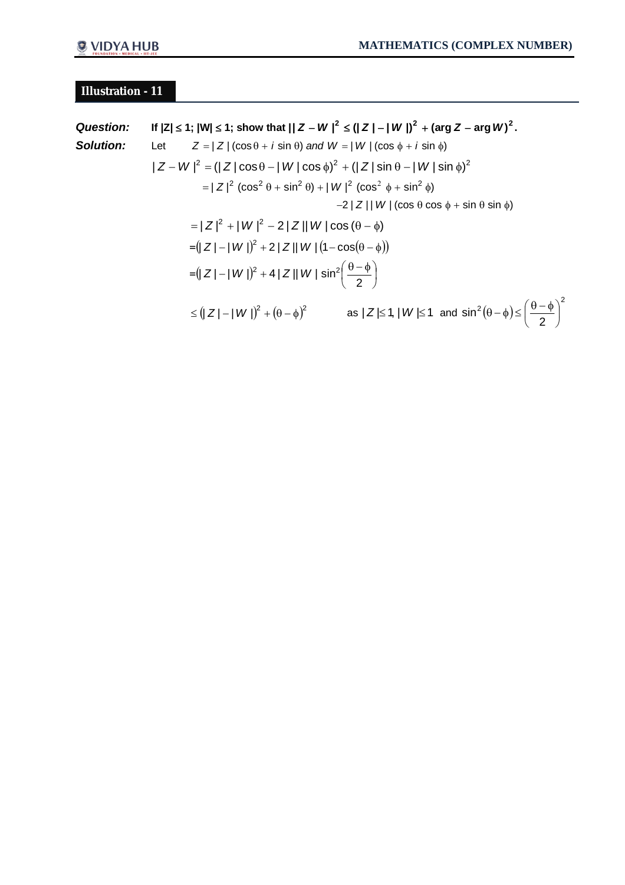## Illustration - 11

***Question:*** **If $|Z| \le 1$; $|W| \le 1$; show that $|\,|Z - W|^2 \le (|Z| - |W|)^2 + (\arg Z - \arg W)^2$.**

***Solution:*** Let $\quad Z = |Z|(\cos\theta + i\sin\theta)$ *and* $W = |W|(\cos\phi + i\sin\phi)$

$$|Z - W|^2 = (|Z|\cos\theta - |W|\cos\phi)^2 + (|Z|\sin\theta - |W|\sin\phi)^2$$

$$= |Z|^2(\cos^2\theta + \sin^2\theta) + |W|^2(\cos^2\phi + \sin^2\phi)$$

$$-2|Z||W|(\cos\theta\cos\phi + \sin\theta\sin\phi)$$

$$= |Z|^2 + |W|^2 - 2|Z||W|\cos(\theta - \phi)$$

$$= (|Z| - |W|)^2 + 2|Z||W|(1 - \cos(\theta - \phi))$$

$$= (|Z| - |W|)^2 + 4|Z||W|\sin^2\left(\frac{\theta - \phi}{2}\right)$$

$$\le (|Z| - |W|)^2 + (\theta - \phi)^2 \qquad \text{as } |Z| \le 1, |W| \le 1 \text{ and } \sin^2(\theta - \phi) \le \left(\frac{\theta - \phi}{2}\right)^2$$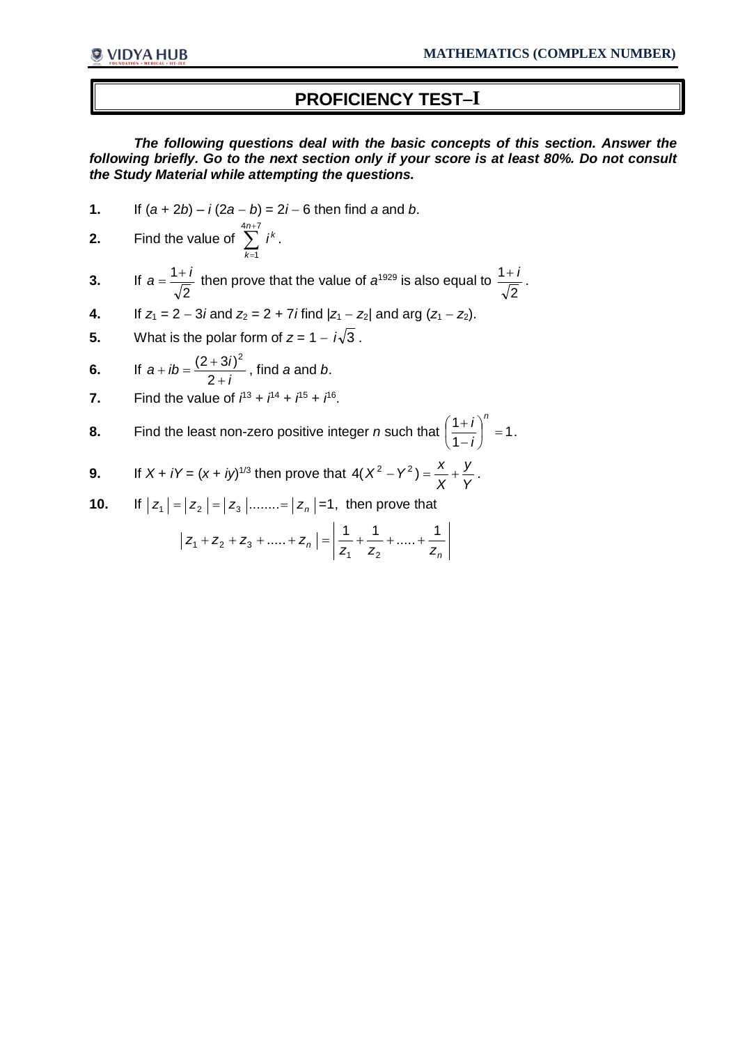# PROFICIENCY TEST–I

***The following questions deal with the basic concepts of this section. Answer the following briefly. Go to the next section only if your score is at least 80%. Do not consult the Study Material while attempting the questions.***

**1.** If $(a + 2b) - i\,(2a - b) = 2i - 6$ then find $a$ and $b$.

**2.** Find the value of $\sum_{k=1}^{4n+7} i^k$.

**3.** If $a = \frac{1+i}{\sqrt{2}}$ then prove that the value of $a^{1929}$ is also equal to $\frac{1+i}{\sqrt{2}}$.

**4.** If $z_1 = 2 - 3i$ and $z_2 = 2 + 7i$ find $|z_1 - z_2|$ and arg $(z_1 - z_2)$.

**5.** What is the polar form of $z = 1 - i\sqrt{3}$.

**6.** If $a + ib = \frac{(2+3i)^2}{2+i}$, find $a$ and $b$.

**7.** Find the value of $i^{13} + i^{14} + i^{15} + i^{16}$.

**8.** Find the least non-zero positive integer $n$ such that $\left(\frac{1+i}{1-i}\right)^n = 1$.

**9.** If $X + iY = (x + iy)^{1/3}$ then prove that $4(X^2 - Y^2) = \frac{x}{X} + \frac{y}{Y}$.

**10.** If $|z_1| = |z_2| = |z_3| ........ = |z_n| = 1$, then prove that

$$|z_1 + z_2 + z_3 + ..... + z_n| = \left|\frac{1}{z_1} + \frac{1}{z_2} + ..... + \frac{1}{z_n}\right|$$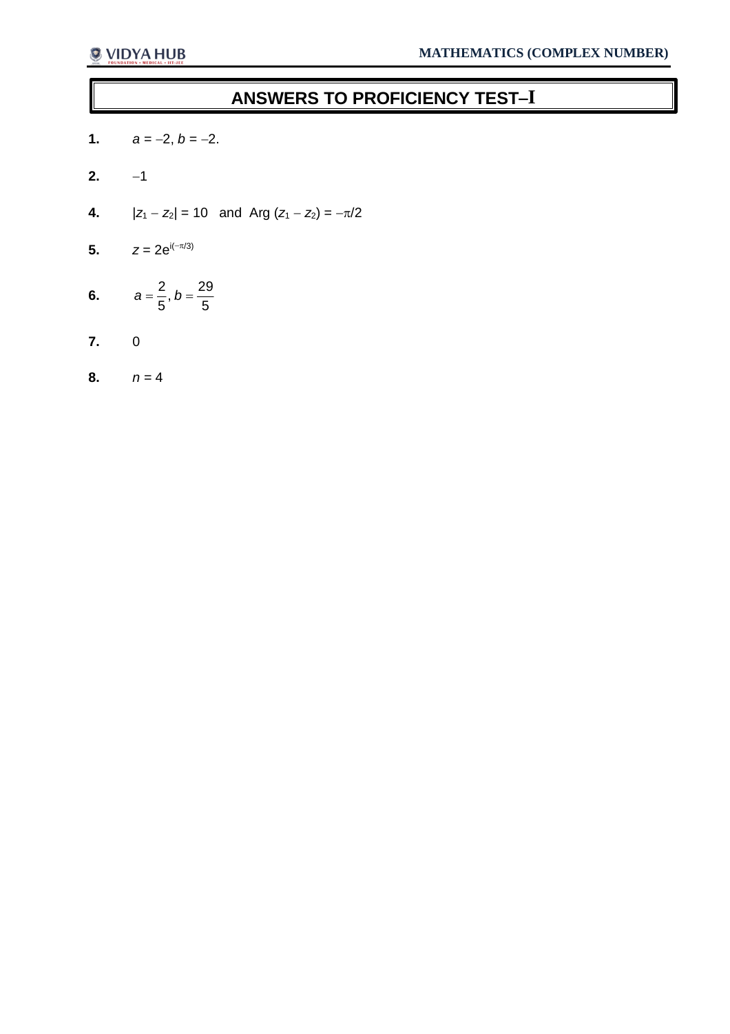# ANSWERS TO PROFICIENCY TEST–I

**1.** $a = -2$, $b = -2$.

**2.** $-1$

**4.** $|z_1 - z_2| = 10$ and $\text{Arg}(z_1 - z_2) = -\pi/2$

**5.** $z = 2e^{i(-\pi/3)}$

**6.** $a = \dfrac{2}{5}, b = \dfrac{29}{5}$

**7.** 0

**8.** $n = 4$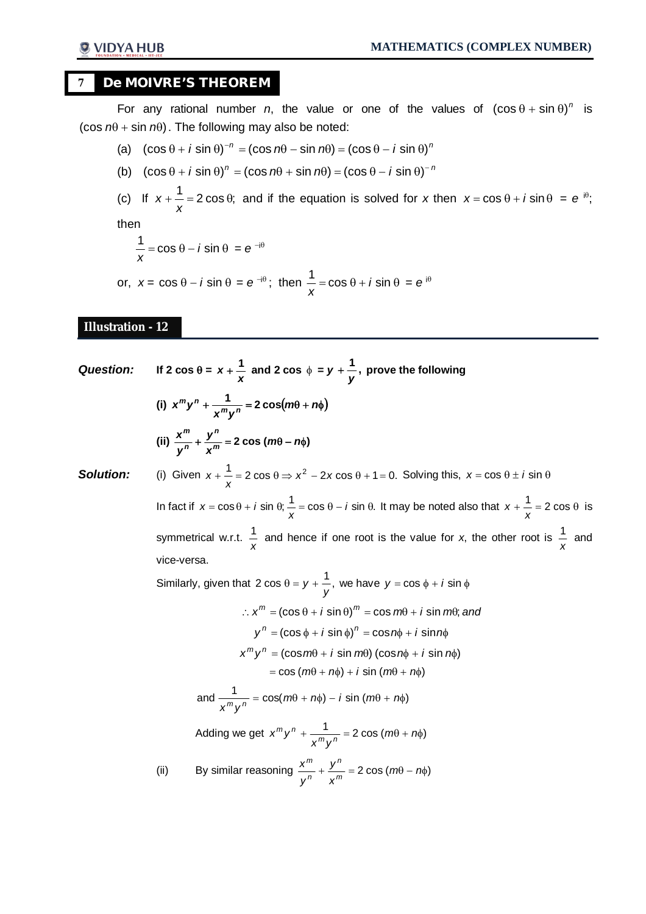## 7 De MOIVRE'S THEOREM

For any rational number $n$, the value or one of the values of $(\cos\theta + \sin\theta)^n$ is $(\cos n\theta + \sin n\theta)$. The following may also be noted:

(a) $(\cos\theta + i\sin\theta)^{-n} = (\cos n\theta - \sin n\theta) = (\cos\theta - i\sin\theta)^n$

(b) $(\cos\theta + i\sin\theta)^n = (\cos n\theta + \sin n\theta) = (\cos\theta - i\sin\theta)^{-n}$

(c) If $x + \dfrac{1}{x} = 2\cos\theta$; and if the equation is solved for $x$ then $x = \cos\theta + i\sin\theta = e^{i\theta}$; then

$\dfrac{1}{x} = \cos\theta - i\sin\theta = e^{-i\theta}$

or, $x = \cos\theta - i\sin\theta = e^{-i\theta}$; then $\dfrac{1}{x} = \cos\theta + i\sin\theta = e^{i\theta}$

### Illustration - 12

***Question:*** **If 2 cos $\theta$ = $x + \dfrac{1}{x}$ and 2 cos $\phi$ = $y + \dfrac{1}{y}$, prove the following**

**(i)** $x^m y^n + \dfrac{1}{x^m y^n} = 2\cos(m\theta + n\phi)$

**(ii)** $\dfrac{x^m}{y^n} + \dfrac{y^n}{x^m} = 2\cos(m\theta - n\phi)$

***Solution:*** (i) Given $x + \dfrac{1}{x} = 2\cos\theta \Rightarrow x^2 - 2x\cos\theta + 1 = 0.$ Solving this, $x = \cos\theta \pm i\sin\theta$

In fact if $x = \cos\theta + i\sin\theta$; $\dfrac{1}{x} = \cos\theta - i\sin\theta$. It may be noted also that $x + \dfrac{1}{x} = 2\cos\theta$ is symmetrical w.r.t. $\dfrac{1}{x}$ and hence if one root is the value for $x$, the other root is $\dfrac{1}{x}$ and vice-versa.

Similarly, given that $2\cos\theta = y + \dfrac{1}{y}$, we have $y = \cos\phi + i\sin\phi$

$$\therefore x^m = (\cos\theta + i\sin\theta)^m = \cos m\theta + i\sin m\theta; \textit{ and}$$

$$y^n = (\cos\phi + i\sin\phi)^n = \cos n\phi + i\sin n\phi$$

$$x^m y^n = (\cos m\theta + i\sin m\theta)(\cos n\phi + i\sin n\phi)$$

$$= \cos(m\theta + n\phi) + i\sin(m\theta + n\phi)$$

and $\dfrac{1}{x^m y^n} = \cos(m\theta + n\phi) - i\sin(m\theta + n\phi)$

Adding we get $x^m y^n + \dfrac{1}{x^m y^n} = 2\cos(m\theta + n\phi)$

(ii) By similar reasoning $\dfrac{x^m}{y^n} + \dfrac{y^n}{x^m} = 2\cos(m\theta - n\phi)$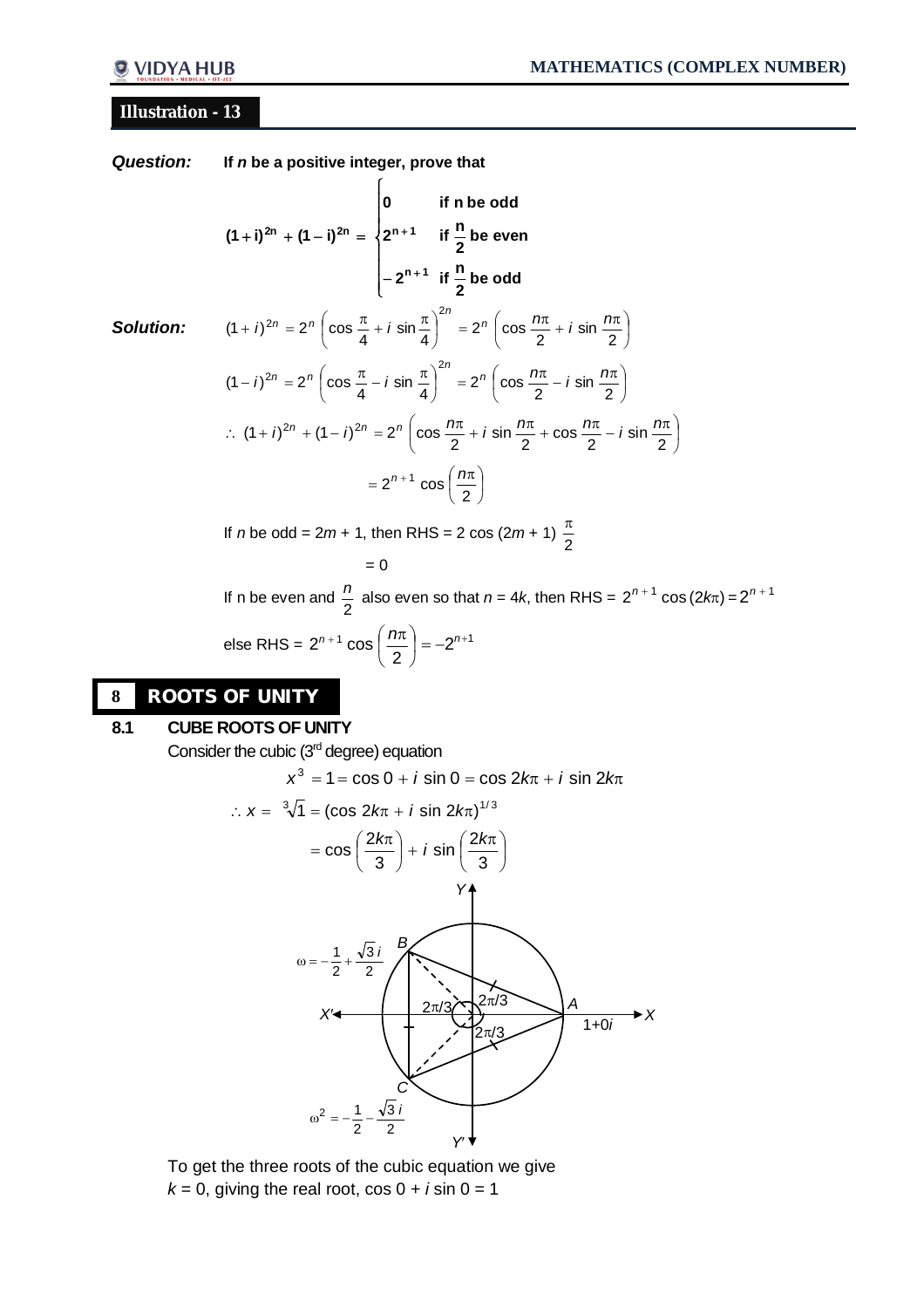## Illustration - 13

***Question:*** **If *n* be a positive integer, prove that**

$$(1+i)^{2n} + (1-i)^{2n} = \begin{cases} 0 & \text{if n be odd} \\ 2^{n+1} & \text{if } \frac{n}{2} \text{ be even} \\ -2^{n+1} & \text{if } \frac{n}{2} \text{ be odd} \end{cases}$$

***Solution:***

$$(1+i)^{2n} = 2^n \left(\cos\frac{\pi}{4} + i\sin\frac{\pi}{4}\right)^{2n} = 2^n\left(\cos\frac{n\pi}{2} + i\sin\frac{n\pi}{2}\right)$$

$$(1-i)^{2n} = 2^n \left(\cos\frac{\pi}{4} - i\sin\frac{\pi}{4}\right)^{2n} = 2^n\left(\cos\frac{n\pi}{2} - i\sin\frac{n\pi}{2}\right)$$

$$\therefore\ (1+i)^{2n} + (1-i)^{2n} = 2^n\left(\cos\frac{n\pi}{2} + i\sin\frac{n\pi}{2} + \cos\frac{n\pi}{2} - i\sin\frac{n\pi}{2}\right)$$

$$= 2^{n+1}\cos\left(\frac{n\pi}{2}\right)$$

If $n$ be odd $= 2m + 1$, then RHS $= 2\cos(2m+1)\dfrac{\pi}{2}$

$= 0$

If n be even and $\dfrac{n}{2}$ also even so that $n = 4k$, then RHS $= 2^{n+1}\cos(2k\pi) = 2^{n+1}$

else RHS $= 2^{n+1}\cos\left(\dfrac{n\pi}{2}\right) = -2^{n+1}$

## 8 ROOTS OF UNITY

### 8.1 CUBE ROOTS OF UNITY

Consider the cubic (3rd degree) equation

$$x^3 = 1 = \cos 0 + i\sin 0 = \cos 2k\pi + i\sin 2k\pi$$

$$\therefore\ x = \sqrt[3]{1} = (\cos 2k\pi + i\sin 2k\pi)^{1/3}$$

$$= \cos\left(\frac{2k\pi}{3}\right) + i\sin\left(\frac{2k\pi}{3}\right)$$

Y

$\omega = -\frac{1}{2} + \frac{\sqrt{3}i}{2}$

B

$2\pi/3$

$2\pi/3$

A

X′

X

$1+0i$

$2\pi/3$

C

$\omega^2 = -\frac{1}{2} - \frac{\sqrt{3}i}{2}$

Y′

To get the three roots of the cubic equation we give

$k = 0$, giving the real root, $\cos 0 + i\sin 0 = 1$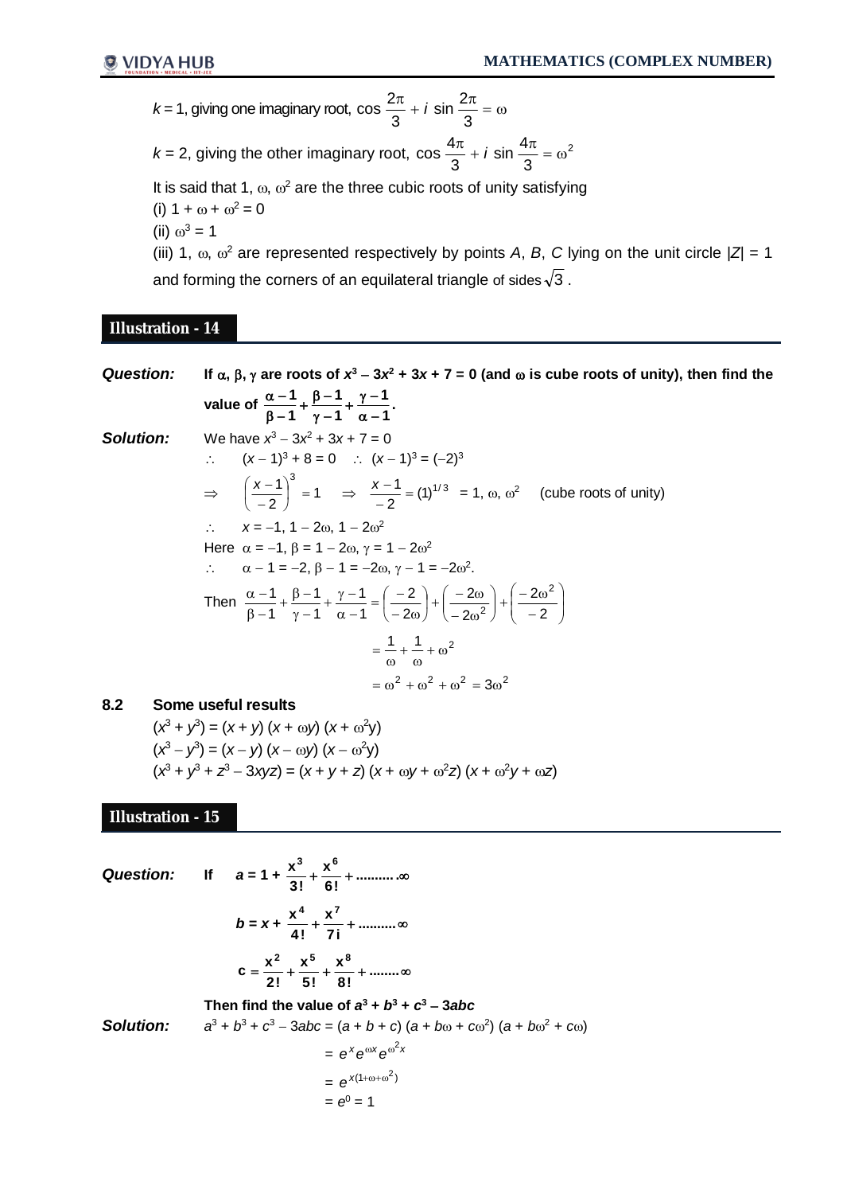$k = 1$, giving one imaginary root, $\cos\frac{2\pi}{3} + i\sin\frac{2\pi}{3} = \omega$

$k = 2$, giving the other imaginary root, $\cos\frac{4\pi}{3} + i\sin\frac{4\pi}{3} = \omega^2$

It is said that 1, $\omega$, $\omega^2$ are the three cubic roots of unity satisfying

(i) $1 + \omega + \omega^2 = 0$

(ii) $\omega^3 = 1$

(iii) 1, $\omega$, $\omega^2$ are represented respectively by points $A$, $B$, $C$ lying on the unit circle $|Z| = 1$ and forming the corners of an equilateral triangle of sides $\sqrt{3}$ .

## Illustration - 14

***Question:*** **If $\alpha, \beta, \gamma$ are roots of $x^3 - 3x^2 + 3x + 7 = 0$ (and $\omega$ is cube roots of unity), then find the value of $\frac{\alpha-1}{\beta-1} + \frac{\beta-1}{\gamma-1} + \frac{\gamma-1}{\alpha-1}$.**

***Solution:*** We have $x^3 - 3x^2 + 3x + 7 = 0$

$\therefore \quad (x-1)^3 + 8 = 0 \quad \therefore \; (x-1)^3 = (-2)^3$

$\Rightarrow \quad \left(\frac{x-1}{-2}\right)^3 = 1 \quad \Rightarrow \quad \frac{x-1}{-2} = (1)^{1/3} = 1, \omega, \omega^2$ (cube roots of unity)

$\therefore \quad x = -1, 1 - 2\omega, 1 - 2\omega^2$

Here $\alpha = -1, \beta = 1 - 2\omega, \gamma = 1 - 2\omega^2$

$\therefore \quad \alpha - 1 = -2, \beta - 1 = -2\omega, \gamma - 1 = -2\omega^2$.

Then $\frac{\alpha-1}{\beta-1} + \frac{\beta-1}{\gamma-1} + \frac{\gamma-1}{\alpha-1} = \left(\frac{-2}{-2\omega}\right) + \left(\frac{-2\omega}{-2\omega^2}\right) + \left(\frac{-2\omega^2}{-2}\right)$

$$= \frac{1}{\omega} + \frac{1}{\omega} + \omega^2$$

$$= \omega^2 + \omega^2 + \omega^2 = 3\omega^2$$

### 8.2 Some useful results

$(x^3 + y^3) = (x + y)(x + \omega y)(x + \omega^2 y)$

$(x^3 - y^3) = (x - y)(x - \omega y)(x - \omega^2 y)$

$(x^3 + y^3 + z^3 - 3xyz) = (x + y + z)(x + \omega y + \omega^2 z)(x + \omega^2 y + \omega z)$

## Illustration - 15

***Question:*** **If**

$$a = 1 + \frac{x^3}{3!} + \frac{x^6}{6!} + \dots\dots\dots.\infty$$

$$b = x + \frac{x^4}{4!} + \frac{x^7}{7i} + \dots\dots\dots\infty$$

$$c = \frac{x^2}{2!} + \frac{x^5}{5!} + \frac{x^8}{8!} + \dots\dots\dots\infty$$

**Then find the value of $a^3 + b^3 + c^3 - 3abc$**

***Solution:*** $a^3 + b^3 + c^3 - 3abc = (a + b + c)(a + b\omega + c\omega^2)(a + b\omega^2 + c\omega)$

$$= e^x e^{\omega x} e^{\omega^2 x}$$

$$= e^{x(1+\omega+\omega^2)}$$

$$= e^0 = 1$$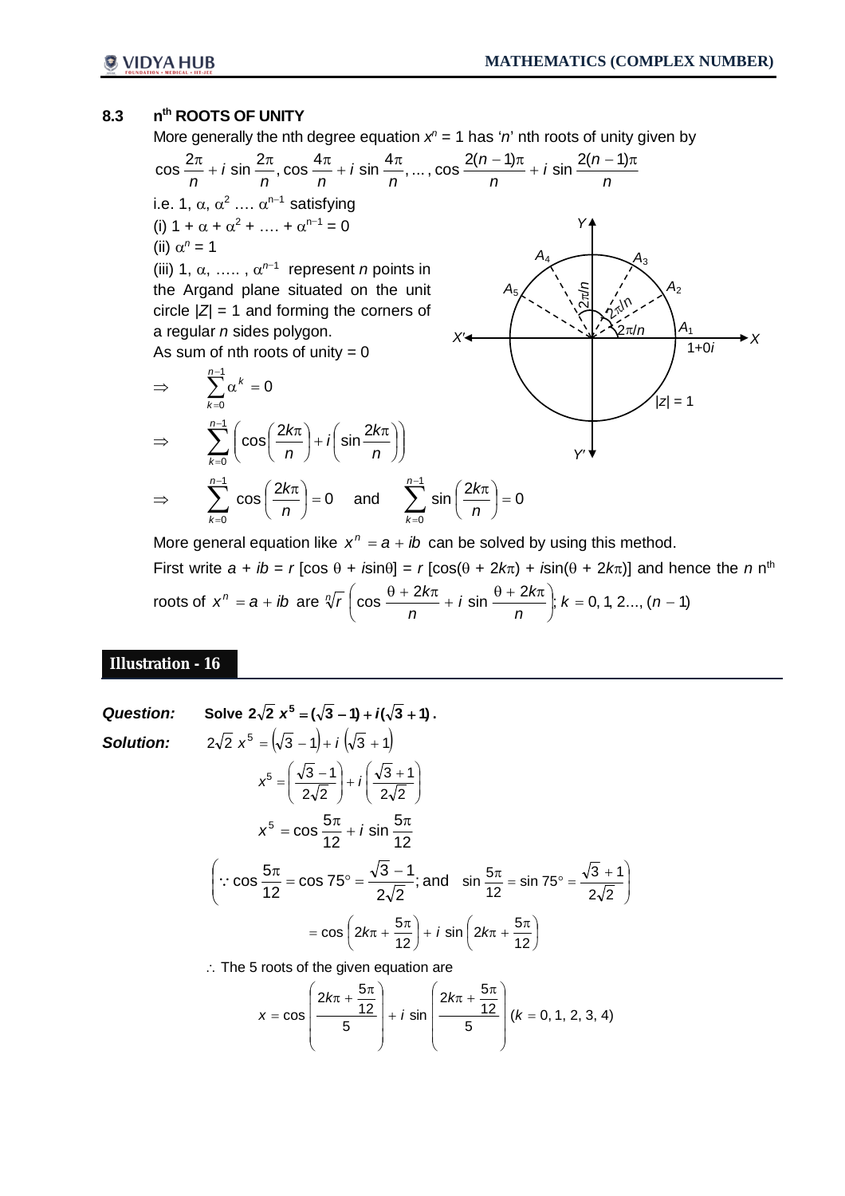## 8.3 $n^{th}$ ROOTS OF UNITY

More generally the nth degree equation $x^n = 1$ has '$n$' nth roots of unity given by

$$\cos\frac{2\pi}{n} + i\sin\frac{2\pi}{n}, \cos\frac{4\pi}{n} + i\sin\frac{4\pi}{n}, \ldots, \cos\frac{2(n-1)\pi}{n} + i\sin\frac{2(n-1)\pi}{n}$$

i.e. $1, \alpha, \alpha^2 \ldots \alpha^{n-1}$ satisfying

(i) $1 + \alpha + \alpha^2 + \ldots + \alpha^{n-1} = 0$

(ii) $\alpha^n = 1$

(iii) $1, \alpha, \ldots, \alpha^{n-1}$ represent $n$ points in the Argand plane situated on the unit circle $|Z| = 1$ and forming the corners of a regular $n$ sides polygon.

Y
$A_4$
$A_3$
$A_5$
$A_2$
$2\pi/n$
$2\pi/n$
$2\pi/n$
$A_1$
X'
X
1+0$i$
$|z| = 1$
Y'

As sum of nth roots of unity = 0

$$\Rightarrow \quad \sum_{k=0}^{n-1} \alpha^k = 0$$

$$\Rightarrow \quad \sum_{k=0}^{n-1} \left(\cos\left(\frac{2k\pi}{n}\right) + i\left(\sin\frac{2k\pi}{n}\right)\right)$$

$$\Rightarrow \quad \sum_{k=0}^{n-1} \cos\left(\frac{2k\pi}{n}\right) = 0 \quad \text{and} \quad \sum_{k=0}^{n-1} \sin\left(\frac{2k\pi}{n}\right) = 0$$

More general equation like $x^n = a + ib$ can be solved by using this method.

First write $a + ib = r\,[\cos\theta + i\sin\theta] = r\,[\cos(\theta + 2k\pi) + i\sin(\theta + 2k\pi)]$ and hence the $n$ $n^{th}$ roots of $x^n = a + ib$ are $\sqrt[n]{r}\left(\cos\frac{\theta + 2k\pi}{n} + i\sin\frac{\theta + 2k\pi}{n}\right);\ k = 0, 1, 2 \ldots, (n-1)$

### Illustration - 16

***Question:*** **Solve $2\sqrt{2}\,x^5 = (\sqrt{3} - 1) + i(\sqrt{3} + 1)$.**

***Solution:***

$$2\sqrt{2}\,x^5 = \left(\sqrt{3} - 1\right) + i\left(\sqrt{3} + 1\right)$$

$$x^5 = \left(\frac{\sqrt{3} - 1}{2\sqrt{2}}\right) + i\left(\frac{\sqrt{3} + 1}{2\sqrt{2}}\right)$$

$$x^5 = \cos\frac{5\pi}{12} + i\sin\frac{5\pi}{12}$$

$$\left(\because \cos\frac{5\pi}{12} = \cos 75^\circ = \frac{\sqrt{3} - 1}{2\sqrt{2}};\ \text{and}\ \sin\frac{5\pi}{12} = \sin 75^\circ = \frac{\sqrt{3} + 1}{2\sqrt{2}}\right)$$

$$= \cos\left(2k\pi + \frac{5\pi}{12}\right) + i\sin\left(2k\pi + \frac{5\pi}{12}\right)$$

$\therefore$ The 5 roots of the given equation are

$$x = \cos\left(\frac{2k\pi + \frac{5\pi}{12}}{5}\right) + i\sin\left(\frac{2k\pi + \frac{5\pi}{12}}{5}\right)\ (k = 0, 1, 2, 3, 4)$$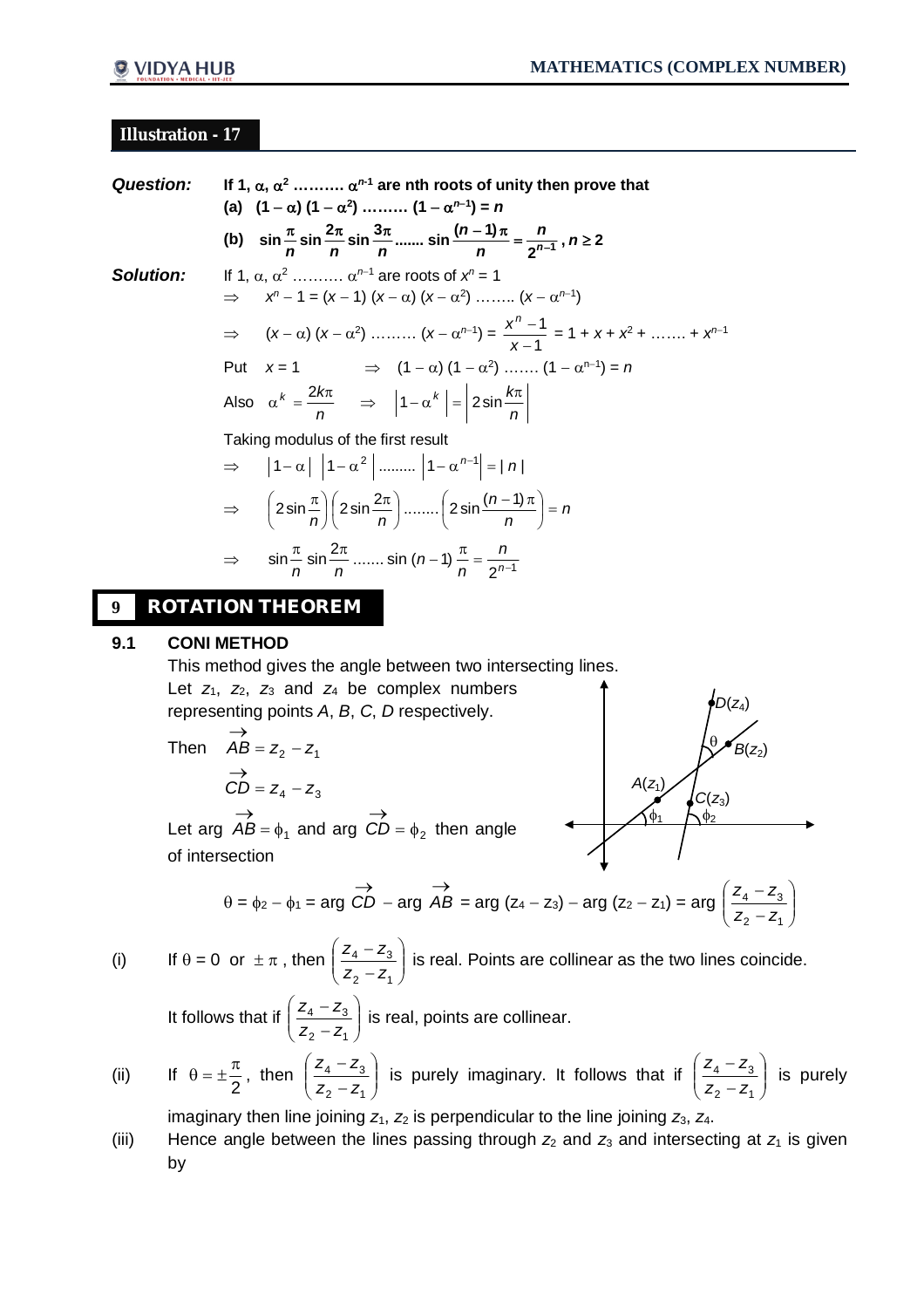### Illustration - 17

***Question:*** **If 1, $\alpha$, $\alpha^2$ ………. $\alpha^{n-1}$ are nth roots of unity then prove that**

**(a)** $(1-\alpha)(1-\alpha^2)\,\ldots\ldots\,(1-\alpha^{n-1}) = n$

**(b)** $\sin\frac{\pi}{n}\sin\frac{2\pi}{n}\sin\frac{3\pi}{n}\ldots\ldots\sin\frac{(n-1)\pi}{n} = \frac{n}{2^{n-1}},\ n \geq 2$

***Solution:*** If 1, $\alpha$, $\alpha^2$ ………. $\alpha^{n-1}$ are roots of $x^n = 1$

$\Rightarrow \quad x^n - 1 = (x-1)(x-\alpha)(x-\alpha^2)\ldots\ldots(x-\alpha^{n-1})$

$\Rightarrow \quad (x-\alpha)(x-\alpha^2)\ldots\ldots(x-\alpha^{n-1}) = \frac{x^n-1}{x-1} = 1 + x + x^2 + \ldots\ldots + x^{n-1}$

Put $x = 1 \quad \Rightarrow \quad (1-\alpha)(1-\alpha^2)\ldots\ldots(1-\alpha^{n-1}) = n$

Also $\alpha^k = \frac{2k\pi}{n} \quad \Rightarrow \quad \left|1-\alpha^k\right| = \left|2\sin\frac{k\pi}{n}\right|$

Taking modulus of the first result

$\Rightarrow \quad |1-\alpha|\,\left|1-\alpha^2\right|\ldots\ldots\left|1-\alpha^{n-1}\right| = |n|$

$\Rightarrow \quad \left(2\sin\frac{\pi}{n}\right)\left(2\sin\frac{2\pi}{n}\right)\ldots\ldots\left(2\sin\frac{(n-1)\pi}{n}\right) = n$

$\Rightarrow \quad \sin\frac{\pi}{n}\sin\frac{2\pi}{n}\ldots\ldots\sin(n-1)\frac{\pi}{n} = \frac{n}{2^{n-1}}$

## 9 ROTATION THEOREM

### 9.1 CONI METHOD

This method gives the angle between two intersecting lines.

Let $z_1$, $z_2$, $z_3$ and $z_4$ be complex numbers representing points $A$, $B$, $C$, $D$ respectively.

Then $\overrightarrow{AB} = z_2 - z_1$

$\overrightarrow{CD} = z_4 - z_3$

Let arg $\overrightarrow{AB} = \phi_1$ and arg $\overrightarrow{CD} = \phi_2$ then angle of intersection

D($z_4$)
θ
B($z_2$)
A($z_1$)
C($z_3$)
$\phi_1$
$\phi_2$

$$\theta = \phi_2 - \phi_1 = \arg \overrightarrow{CD} - \arg \overrightarrow{AB} = \arg(z_4 - z_3) - \arg(z_2 - z_1) = \arg\left(\frac{z_4 - z_3}{z_2 - z_1}\right)$$

(i) If $\theta = 0$ or $\pm\pi$, then $\left(\frac{z_4 - z_3}{z_2 - z_1}\right)$ is real. Points are collinear as the two lines coincide.

It follows that if $\left(\frac{z_4 - z_3}{z_2 - z_1}\right)$ is real, points are collinear.

(ii) If $\theta = \pm\frac{\pi}{2}$, then $\left(\frac{z_4 - z_3}{z_2 - z_1}\right)$ is purely imaginary. It follows that if $\left(\frac{z_4 - z_3}{z_2 - z_1}\right)$ is purely imaginary then line joining $z_1$, $z_2$ is perpendicular to the line joining $z_3$, $z_4$.

(iii) Hence angle between the lines passing through $z_2$ and $z_3$ and intersecting at $z_1$ is given by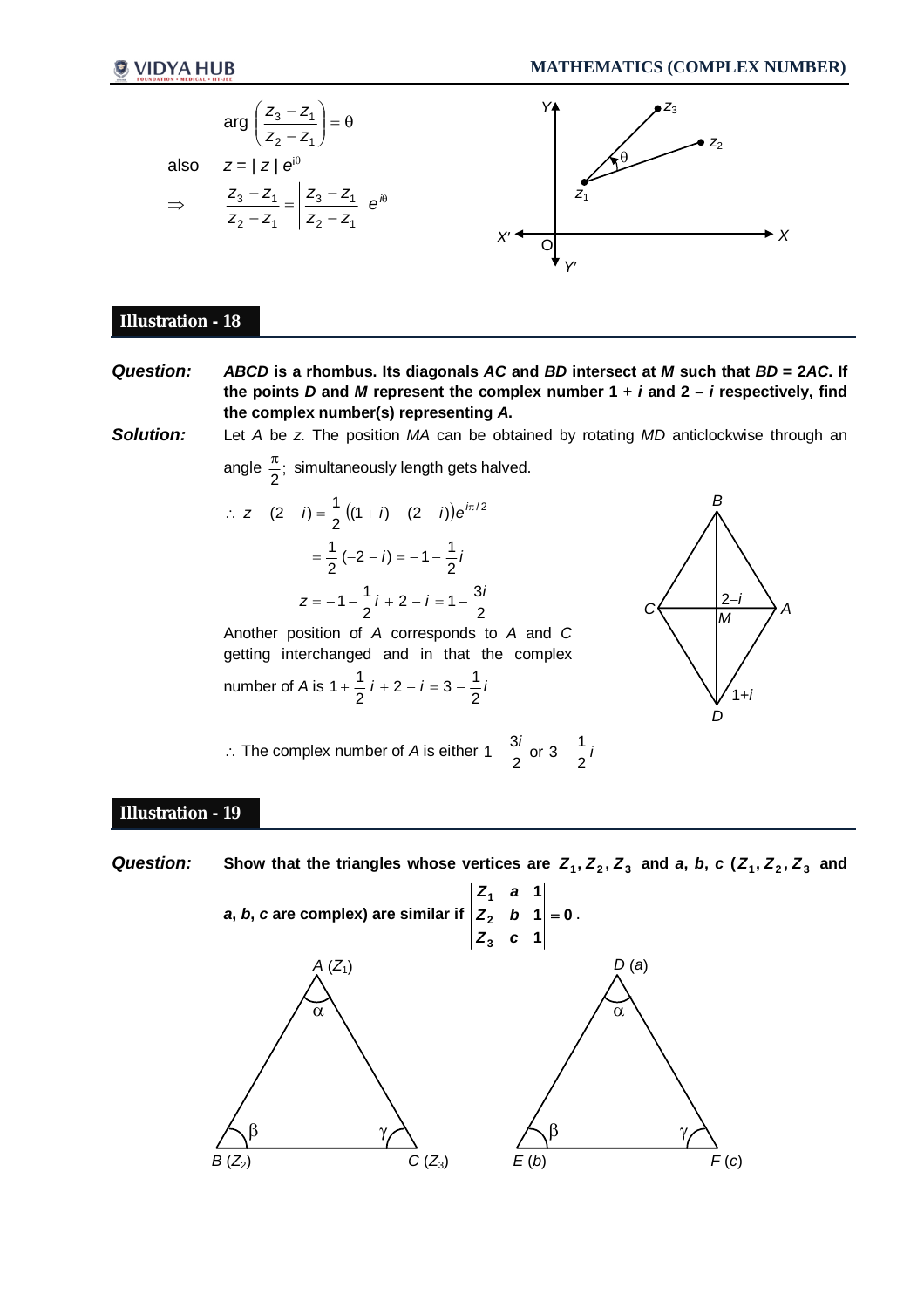$$\arg\left(\frac{z_3 - z_1}{z_2 - z_1}\right) = \theta$$

also $z = |z|\, e^{i\theta}$

$$\Rightarrow \quad \frac{z_3 - z_1}{z_2 - z_1} = \left|\frac{z_3 - z_1}{z_2 - z_1}\right| e^{i\theta}$$

Y
$z_3$
$z_2$
θ
$z_1$
X′
O
X
Y′

## Illustration - 18

***Question:*** **ABCD is a rhombus. Its diagonals AC and BD intersect at M such that BD = 2AC. If the points D and M represent the complex number 1 + i and 2 – i respectively, find the complex number(s) representing A.**

***Solution:*** Let $A$ be $z$. The position $MA$ can be obtained by rotating $MD$ anticlockwise through an angle $\frac{\pi}{2}$; simultaneously length gets halved.

$$\therefore\ z - (2 - i) = \frac{1}{2}\big((1 + i) - (2 - i)\big)e^{i\pi/2}$$

$$= \frac{1}{2}(-2 - i) = -1 - \frac{1}{2}i$$

$$z = -1 - \frac{1}{2}i + 2 - i = 1 - \frac{3i}{2}$$

Another position of $A$ corresponds to $A$ and $C$ getting interchanged and in that the complex number of $A$ is $1 + \frac{1}{2}i + 2 - i = 3 - \frac{1}{2}i$

B
C
2–i
M
A
1+i
D

$\therefore$ The complex number of $A$ is either $1 - \frac{3i}{2}$ or $3 - \frac{1}{2}i$

## Illustration - 19

***Question:*** **Show that the triangles whose vertices are $Z_1, Z_2, Z_3$ and a, b, c ($Z_1, Z_2, Z_3$ and a, b, c are complex) are similar if** $\begin{vmatrix} Z_1 & a & 1 \\ Z_2 & b & 1 \\ Z_3 & c & 1 \end{vmatrix} = 0$.

A ($Z_1$)
α
β
γ
B ($Z_2$)
C ($Z_3$)

D (a)
α
β
γ
E (b)
F (c)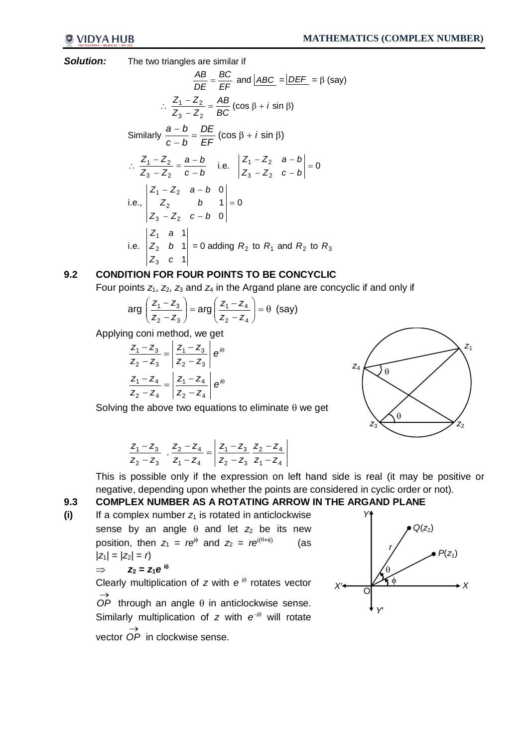**Solution:** The two triangles are similar if

$$\frac{AB}{DE} = \frac{BC}{EF} \text{ and } \angle ABC = \angle DEF = \beta \text{ (say)}$$

$$\therefore \frac{Z_1 - Z_2}{Z_3 - Z_2} = \frac{AB}{BC}(\cos\beta + i\sin\beta)$$

Similarly $\dfrac{a-b}{c-b} = \dfrac{DE}{EF}(\cos\beta + i\sin\beta)$

$$\therefore \frac{Z_1 - Z_2}{Z_3 - Z_2} = \frac{a-b}{c-b} \quad \text{i.e.} \quad \begin{vmatrix} Z_1 - Z_2 & a-b \\ Z_3 - Z_2 & c-b \end{vmatrix} = 0$$

i.e., $\begin{vmatrix} Z_1 - Z_2 & a-b & 0 \\ Z_2 & b & 1 \\ Z_3 - Z_2 & c-b & 0 \end{vmatrix} = 0$

i.e. $\begin{vmatrix} Z_1 & a & 1 \\ Z_2 & b & 1 \\ Z_3 & c & 1 \end{vmatrix} = 0$ adding $R_2$ to $R_1$ and $R_2$ to $R_3$

## 9.2 CONDITION FOR FOUR POINTS TO BE CONCYCLIC

Four points $z_1$, $z_2$, $z_3$ and $z_4$ in the Argand plane are concyclic if and only if

$$\arg\left(\frac{z_1 - z_3}{z_2 - z_3}\right) = \arg\left(\frac{z_1 - z_4}{z_2 - z_4}\right) = \theta \text{ (say)}$$

Applying coni method, we get

$$\frac{z_1 - z_3}{z_2 - z_3} = \left|\frac{z_1 - z_3}{z_2 - z_3}\right| e^{i\theta}$$

$$\frac{z_1 - z_4}{z_2 - z_4} = \left|\frac{z_1 - z_4}{z_2 - z_4}\right| e^{i\theta}$$

Solving the above two equations to eliminate $\theta$ we get

$$\frac{z_1 - z_3}{z_2 - z_3} \cdot \frac{z_2 - z_4}{z_1 - z_4} = \left|\frac{z_1 - z_3}{z_2 - z_3} \frac{z_2 - z_4}{z_1 - z_4}\right|$$

This is possible only if the expression on left hand side is real (it may be positive or negative, depending upon whether the points are considered in cyclic order or not).

## 9.3 COMPLEX NUMBER AS A ROTATING ARROW IN THE ARGAND PLANE

**(i)** If a complex number $z_1$ is rotated in anticlockwise sense by an angle $\theta$ and let $z_2$ be its new position, then $z_1 = re^{i\phi}$ and $z_2 = re^{i(\theta+\phi)}$ (as $|z_1| = |z_2| = r$)

$\Rightarrow$ $\boldsymbol{z_2 = z_1 e^{i\theta}}$

Clearly multiplication of $z$ with $e^{i\theta}$ rotates vector $\overrightarrow{OP}$ through an angle $\theta$ in anticlockwise sense. Similarly multiplication of $z$ with $e^{-i\theta}$ will rotate vector $\overrightarrow{OP}$ in clockwise sense.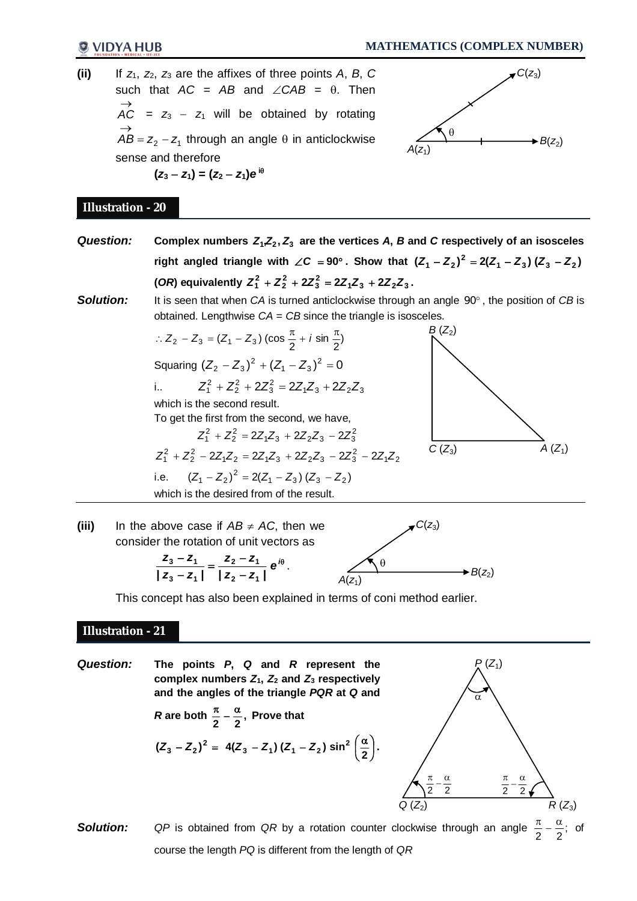**(ii)** If $z_1$, $z_2$, $z_3$ are the affixes of three points $A$, $B$, $C$ such that $AC = AB$ and $\angle CAB = \theta$. Then $\overrightarrow{AC} = z_3 - z_1$ will be obtained by rotating $\overrightarrow{AB} = z_2 - z_1$ through an angle $\theta$ in anticlockwise sense and therefore

$$(z_3 - z_1) = (z_2 - z_1)e^{i\theta}$$

C($z_3$)
θ
A($z_1$)
B($z_2$)

## Illustration - 20

***Question:*** **Complex numbers $Z_1, Z_2, Z_3$ are the vertices *A*, *B* and *C* respectively of an isosceles right angled triangle with $\angle C = 90°$. Show that $(Z_1 - Z_2)^2 = 2(Z_1 - Z_3)(Z_3 - Z_2)$ (*OR*) equivalently $Z_1^2 + Z_2^2 + 2Z_3^2 = 2Z_1Z_3 + 2Z_2Z_3$.**

***Solution:*** It is seen that when *CA* is turned anticlockwise through an angle $90°$, the position of *CB* is obtained. Lengthwise *CA* = *CB* since the triangle is isosceles.

$\therefore Z_2 - Z_3 = (Z_1 - Z_3)(\cos\frac{\pi}{2} + i\sin\frac{\pi}{2})$

Squaring $(Z_2 - Z_3)^2 + (Z_1 - Z_3)^2 = 0$

i.. $\quad Z_1^2 + Z_2^2 + 2Z_3^2 = 2Z_1Z_3 + 2Z_2Z_3$

which is the second result.

To get the first from the second, we have,

$$Z_1^2 + Z_2^2 = 2Z_1Z_3 + 2Z_2Z_3 - 2Z_3^2$$

$$Z_1^2 + Z_2^2 - 2Z_1Z_2 = 2Z_1Z_3 + 2Z_2Z_3 - 2Z_3^2 - 2Z_1Z_2$$

i.e. $\quad (Z_1 - Z_2)^2 = 2(Z_1 - Z_3)(Z_3 - Z_2)$

which is the desired from of the result.

B ($Z_2$)
C ($Z_3$)
A ($Z_1$)

**(iii)** In the above case if $AB \neq AC$, then we consider the rotation of unit vectors as

$$\frac{z_3 - z_1}{|z_3 - z_1|} = \frac{z_2 - z_1}{|z_2 - z_1|}e^{i\theta}.$$

C($z_3$)
θ
A($z_1$)
B($z_2$)

This concept has also been explained in terms of coni method earlier.

## Illustration - 21

***Question:*** **The points *P*, *Q* and *R* represent the complex numbers $Z_1$, $Z_2$ and $Z_3$ respectively and the angles of the triangle *PQR* at *Q* and *R* are both $\frac{\pi}{2} - \frac{\alpha}{2}$, Prove that**

$$(Z_3 - Z_2)^2 = 4(Z_3 - Z_1)(Z_1 - Z_2)\sin^2\left(\frac{\alpha}{2}\right).$$

P ($Z_1$)
α
$\frac{\pi}{2} - \frac{\alpha}{2}$
$\frac{\pi}{2} - \frac{\alpha}{2}$
Q ($Z_2$)
R ($Z_3$)

***Solution:*** *QP* is obtained from *QR* by a rotation counter clockwise through an angle $\frac{\pi}{2} - \frac{\alpha}{2}$; of course the length *PQ* is different from the length of *QR*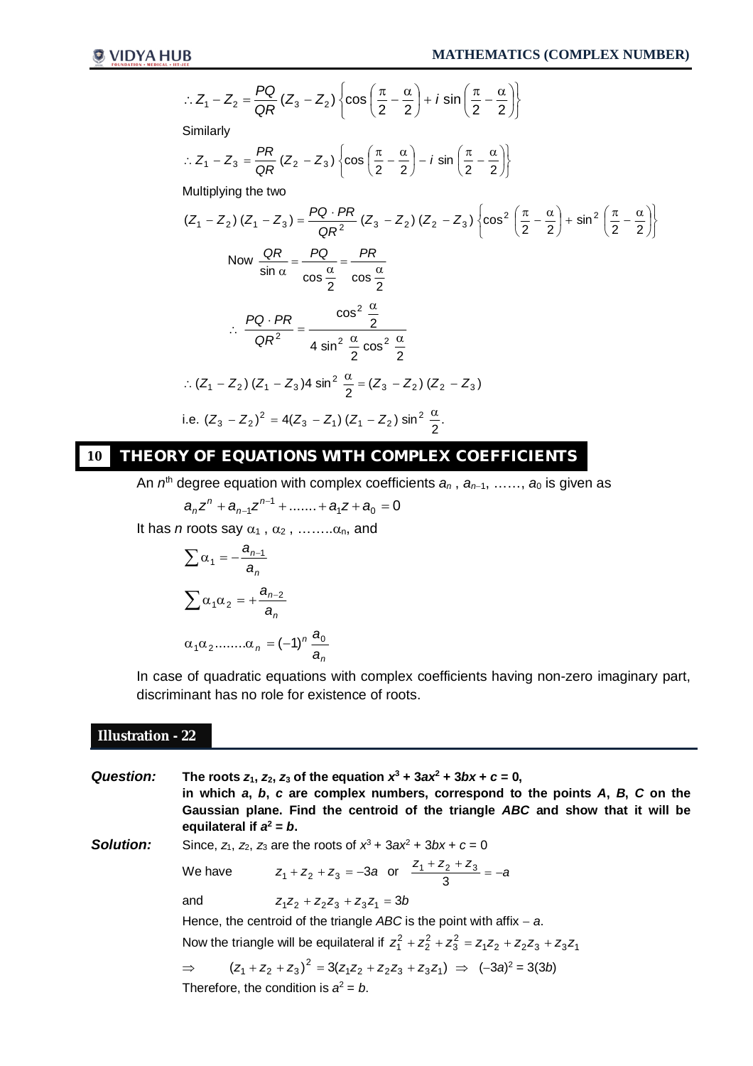$$\therefore Z_1 - Z_2 = \frac{PQ}{QR}(Z_3 - Z_2)\left\{\cos\left(\frac{\pi}{2} - \frac{\alpha}{2}\right) + i\sin\left(\frac{\pi}{2} - \frac{\alpha}{2}\right)\right\}$$

Similarly

$$\therefore Z_1 - Z_3 = \frac{PR}{QR}(Z_2 - Z_3)\left\{\cos\left(\frac{\pi}{2} - \frac{\alpha}{2}\right) - i\sin\left(\frac{\pi}{2} - \frac{\alpha}{2}\right)\right\}$$

Multiplying the two

$$(Z_1 - Z_2)(Z_1 - Z_3) = \frac{PQ \cdot PR}{QR^2}(Z_3 - Z_2)(Z_2 - Z_3)\left\{\cos^2\left(\frac{\pi}{2} - \frac{\alpha}{2}\right) + \sin^2\left(\frac{\pi}{2} - \frac{\alpha}{2}\right)\right\}$$

Now $\dfrac{QR}{\sin\alpha} = \dfrac{PQ}{\cos\frac{\alpha}{2}} = \dfrac{PR}{\cos\frac{\alpha}{2}}$

$$\therefore \frac{PQ \cdot PR}{QR^2} = \frac{\cos^2\frac{\alpha}{2}}{4\sin^2\frac{\alpha}{2}\cos^2\frac{\alpha}{2}}$$

$$\therefore (Z_1 - Z_2)(Z_1 - Z_3)4\sin^2\frac{\alpha}{2} = (Z_3 - Z_2)(Z_2 - Z_3)$$

i.e. $(Z_3 - Z_2)^2 = 4(Z_3 - Z_1)(Z_1 - Z_2)\sin^2\dfrac{\alpha}{2}$.

## 10 THEORY OF EQUATIONS WITH COMPLEX COEFFICIENTS

An $n^{\text{th}}$ degree equation with complex coefficients $a_n$, $a_{n-1}$, ……, $a_0$ is given as

$$a_n z^n + a_{n-1}z^{n-1} + \ldots\ldots + a_1 z + a_0 = 0$$

It has $n$ roots say $\alpha_1$, $\alpha_2$, ……..$\alpha_n$, and

$$\sum \alpha_1 = -\frac{a_{n-1}}{a_n}$$

$$\sum \alpha_1\alpha_2 = +\frac{a_{n-2}}{a_n}$$

$$\alpha_1\alpha_2\ldots\ldots\alpha_n = (-1)^n\frac{a_0}{a_n}$$

In case of quadratic equations with complex coefficients having non-zero imaginary part, discriminant has no role for existence of roots.

### Illustration - 22

***Question:*** **The roots $z_1$, $z_2$, $z_3$ of the equation $x^3 + 3ax^2 + 3bx + c = 0$, in which $a$, $b$, $c$ are complex numbers, correspond to the points $A$, $B$, $C$ on the Gaussian plane. Find the centroid of the triangle $ABC$ and show that it will be equilateral if $a^2 = b$.**

***Solution:*** Since, $z_1$, $z_2$, $z_3$ are the roots of $x^3 + 3ax^2 + 3bx + c = 0$

We have $\quad z_1 + z_2 + z_3 = -3a$ or $\dfrac{z_1 + z_2 + z_3}{3} = -a$

and $\quad z_1z_2 + z_2z_3 + z_3z_1 = 3b$

Hence, the centroid of the triangle $ABC$ is the point with affix $-a$.

Now the triangle will be equilateral if $z_1^2 + z_2^2 + z_3^2 = z_1z_2 + z_2z_3 + z_3z_1$

$\Rightarrow \quad (z_1 + z_2 + z_3)^2 = 3(z_1z_2 + z_2z_3 + z_3z_1) \Rightarrow (-3a)^2 = 3(3b)$

Therefore, the condition is $a^2 = b$.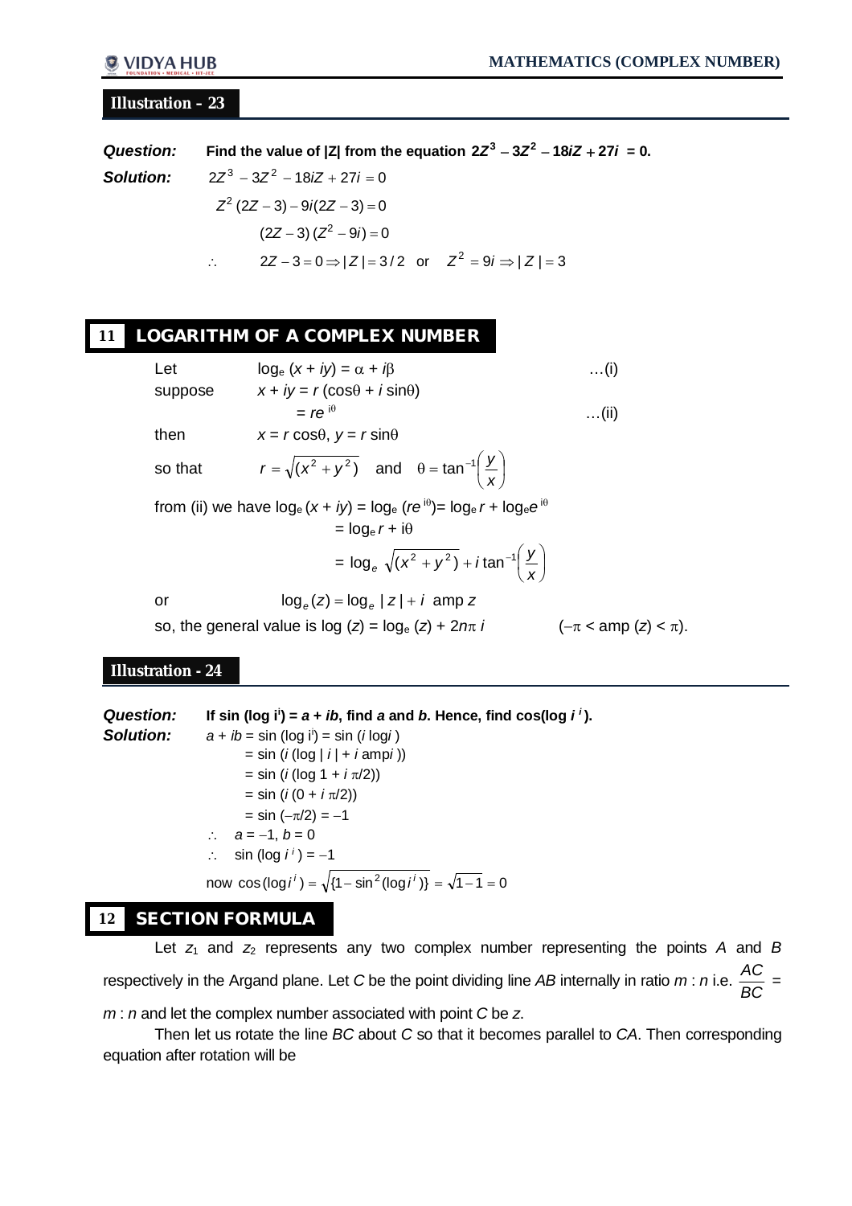### Illustration – 23

**Question:** **Find the value of |Z| from the equation $2Z^3 - 3Z^2 - 18iZ + 27i = 0$.**

**Solution:** $2Z^3 - 3Z^2 - 18iZ + 27i = 0$

$Z^2(2Z - 3) - 9i(2Z - 3) = 0$

$(2Z - 3)(Z^2 - 9i) = 0$

$\therefore \quad 2Z - 3 = 0 \Rightarrow |Z| = 3/2 \quad \text{or} \quad Z^2 = 9i \Rightarrow |Z| = 3$

## 11 LOGARITHM OF A COMPLEX NUMBER

Let $\log_e(x + iy) = \alpha + i\beta$ …(i)

suppose $x + iy = r(\cos\theta + i\sin\theta)$

$= re^{i\theta}$ …(ii)

then $x = r\cos\theta,\ y = r\sin\theta$

so that $r = \sqrt{(x^2 + y^2)}$ and $\theta = \tan^{-1}\left(\dfrac{y}{x}\right)$

from (ii) we have $\log_e(x + iy) = \log_e(re^{i\theta}) = \log_e r + \log_e e^{i\theta}$

$= \log_e r + i\theta$

$= \log_e \sqrt{(x^2 + y^2)} + i\tan^{-1}\left(\dfrac{y}{x}\right)$

or $\log_e(z) = \log_e |z| + i \text{ amp } z$

so, the general value is $\log(z) = \log_e(z) + 2n\pi i$ $\quad (-\pi < \text{amp}(z) < \pi)$.

### Illustration - 24

**Question:** **If $\sin(\log i^i) = a + ib$, find $a$ and $b$. Hence, find $\cos(\log i^i)$.**

**Solution:** $a + ib = \sin(\log i^i) = \sin(i \log i)$

$= \sin(i(\log|i| + i\,\text{amp}\,i))$

$= \sin(i(\log 1 + i\,\pi/2))$

$= \sin(i(0 + i\,\pi/2))$

$= \sin(-\pi/2) = -1$

$\therefore \quad a = -1,\ b = 0$

$\therefore \quad \sin(\log i^i) = -1$

now $\cos(\log i^i) = \sqrt{\{1 - \sin^2(\log i^i)\}} = \sqrt{1 - 1} = 0$

## 12 SECTION FORMULA

Let $z_1$ and $z_2$ represents any two complex number representing the points $A$ and $B$ respectively in the Argand plane. Let $C$ be the point dividing line $AB$ internally in ratio $m : n$ i.e. $\dfrac{AC}{BC} = m : n$ and let the complex number associated with point $C$ be $z$.

Then let us rotate the line $BC$ about $C$ so that it becomes parallel to $CA$. Then corresponding equation after rotation will be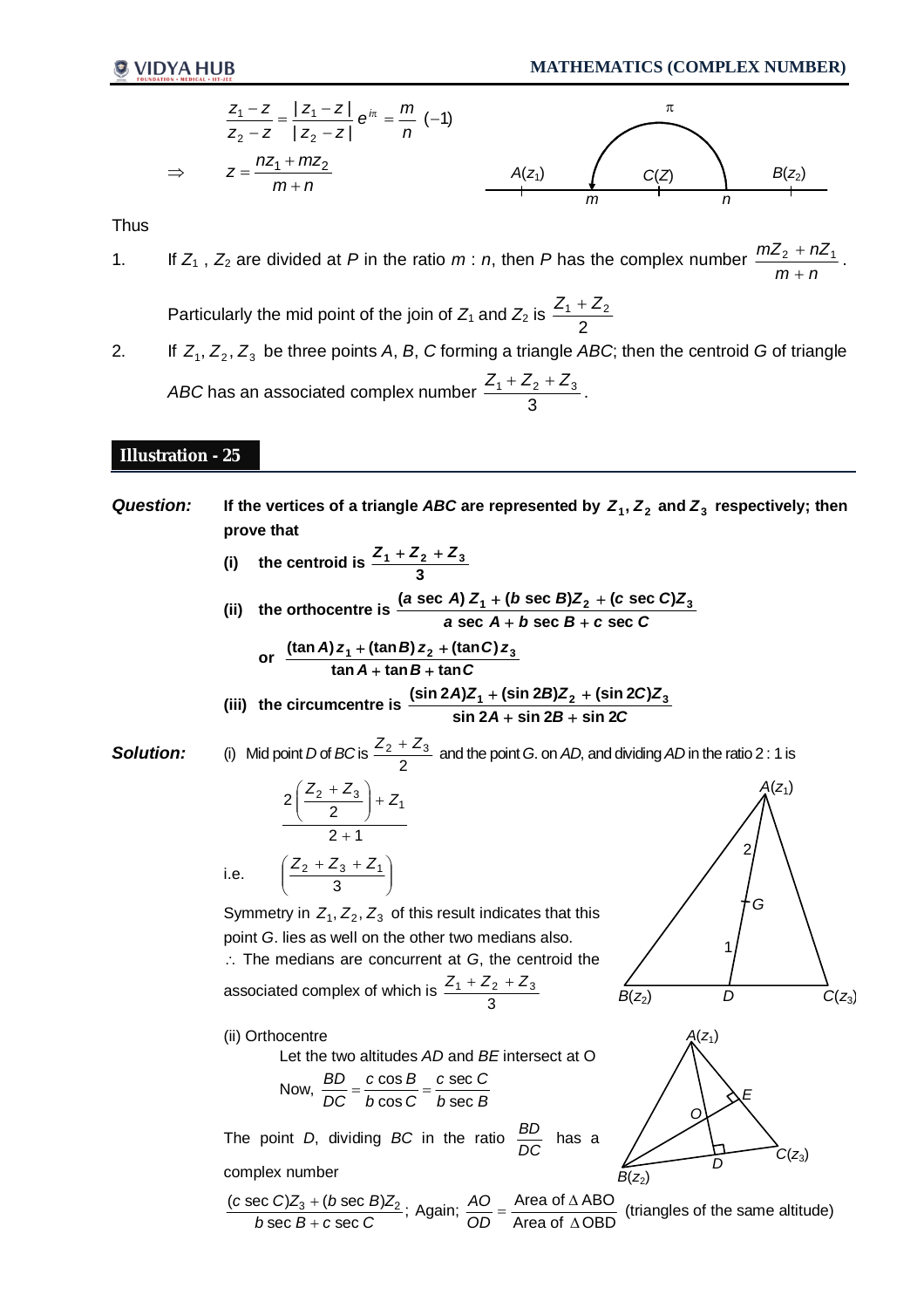$$\frac{z_1 - z}{z_2 - z} = \frac{|z_1 - z|}{|z_2 - z|} e^{i\pi} = \frac{m}{n}\ (-1)$$

$$\Rightarrow \quad z = \frac{nz_1 + mz_2}{m+n}$$

π

A($z_1$) C(Z) B($z_2$)

m n

Thus

1. If $Z_1$, $Z_2$ are divided at $P$ in the ratio $m : n$, then $P$ has the complex number $\dfrac{mZ_2 + nZ_1}{m+n}$.

   Particularly the mid point of the join of $Z_1$ and $Z_2$ is $\dfrac{Z_1 + Z_2}{2}$

2. If $Z_1, Z_2, Z_3$ be three points $A$, $B$, $C$ forming a triangle $ABC$; then the centroid $G$ of triangle $ABC$ has an associated complex number $\dfrac{Z_1 + Z_2 + Z_3}{3}$.

## Illustration - 25

***Question:*** **If the vertices of a triangle *ABC* are represented by $Z_1, Z_2$ and $Z_3$ respectively; then prove that**

**(i) the centroid is** $\dfrac{Z_1 + Z_2 + Z_3}{3}$

**(ii) the orthocentre is** $\dfrac{(a \sec A) Z_1 + (b \sec B) Z_2 + (c \sec C) Z_3}{a \sec A + b \sec B + c \sec C}$

**or** $\dfrac{(\tan A) z_1 + (\tan B) z_2 + (\tan C) z_3}{\tan A + \tan B + \tan C}$

**(iii) the circumcentre is** $\dfrac{(\sin 2A) Z_1 + (\sin 2B) Z_2 + (\sin 2C) Z_3}{\sin 2A + \sin 2B + \sin 2C}$

***Solution:*** (i) Mid point $D$ of $BC$ is $\dfrac{Z_2 + Z_3}{2}$ and the point $G$. on $AD$, and dividing $AD$ in the ratio 2 : 1 is

$$\frac{2\left(\dfrac{Z_2 + Z_3}{2}\right) + Z_1}{2+1}$$

i.e. $\left(\dfrac{Z_2 + Z_3 + Z_1}{3}\right)$

Symmetry in $Z_1, Z_2, Z_3$ of this result indicates that this point $G$. lies as well on the other two medians also.

$\therefore$ The medians are concurrent at $G$, the centroid the associated complex of which is $\dfrac{Z_1 + Z_2 + Z_3}{3}$

A($z_1$)

2

G

1

B($z_2$) D C($z_3$)

(ii) Orthocentre

Let the two altitudes $AD$ and $BE$ intersect at O

Now, $\dfrac{BD}{DC} = \dfrac{c \cos B}{b \cos C} = \dfrac{c \sec C}{b \sec B}$

The point $D$, dividing $BC$ in the ratio $\dfrac{BD}{DC}$ has a complex number

A($z_1$)

E

O

C($z_3$)

D

B($z_2$)

$\dfrac{(c \sec C) Z_3 + (b \sec B) Z_2}{b \sec B + c \sec C}$; Again; $\dfrac{AO}{OD} = \dfrac{\text{Area of } \Delta \text{ABO}}{\text{Area of } \Delta \text{OBD}}$ (triangles of the same altitude)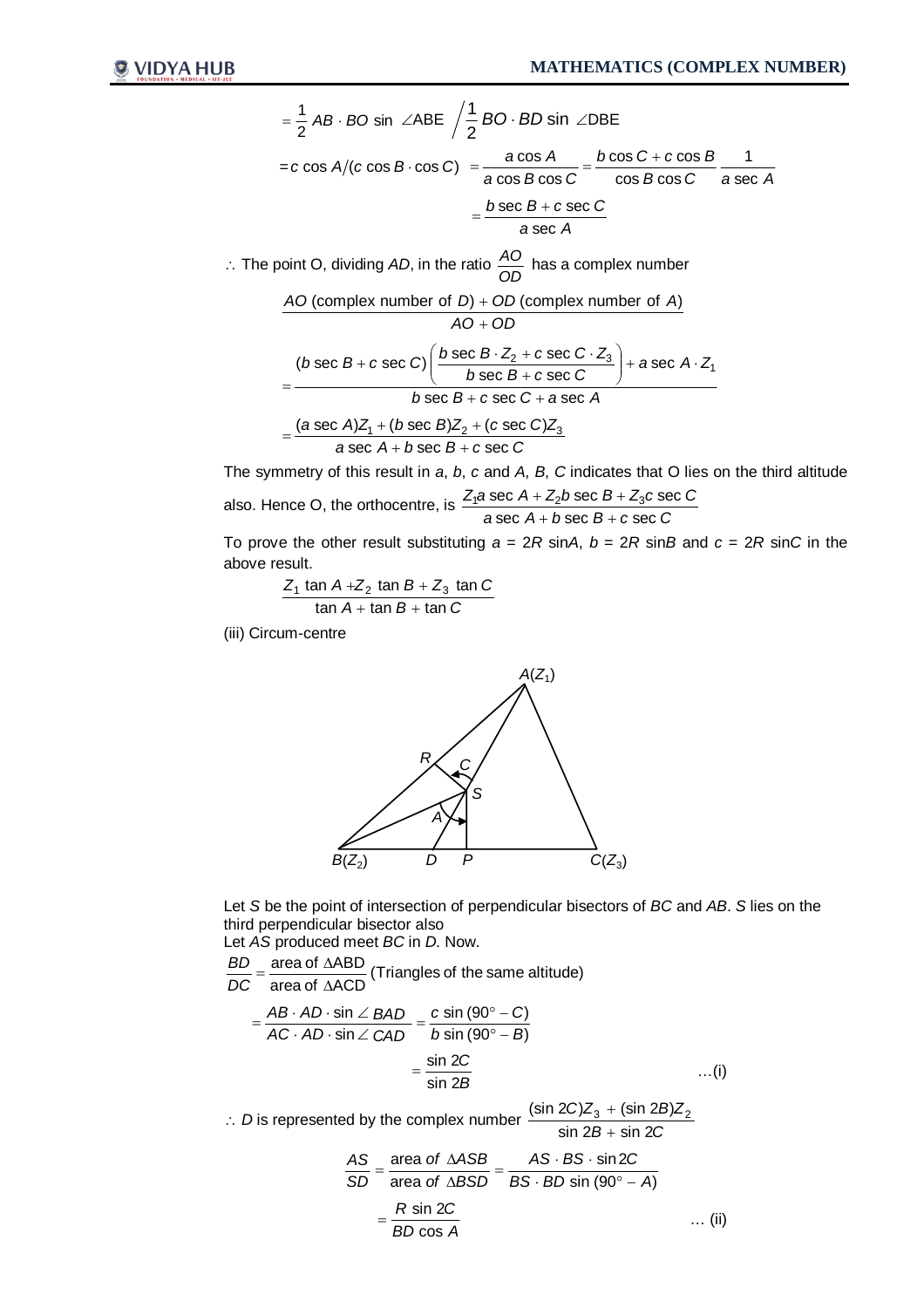$$= \frac{1}{2} AB \cdot BO \sin \angle ABE \Big/ \frac{1}{2} BO \cdot BD \sin \angle DBE$$

$$= c \cos A / (c \cos B \cdot \cos C) = \frac{a \cos A}{a \cos B \cos C} = \frac{b \cos C + c \cos B}{\cos B \cos C} \frac{1}{a \sec A}$$

$$= \frac{b \sec B + c \sec C}{a \sec A}$$

$\therefore$ The point O, dividing $AD$, in the ratio $\frac{AO}{OD}$ has a complex number

$$\frac{AO \text{ (complex number of } D) + OD \text{ (complex number of } A)}{AO + OD}$$

$$= \frac{(b \sec B + c \sec C)\left(\frac{b \sec B \cdot Z_2 + c \sec C \cdot Z_3}{b \sec B + c \sec C}\right) + a \sec A \cdot Z_1}{b \sec B + c \sec C + a \sec A}$$

$$= \frac{(a \sec A)Z_1 + (b \sec B)Z_2 + (c \sec C)Z_3}{a \sec A + b \sec B + c \sec C}$$

The symmetry of this result in $a$, $b$, $c$ and $A$, $B$, $C$ indicates that O lies on the third altitude also. Hence O, the orthocentre, is $\frac{Z_1 a \sec A + Z_2 b \sec B + Z_3 c \sec C}{a \sec A + b \sec B + c \sec C}$

To prove the other result substituting $a = 2R \sin A$, $b = 2R \sin B$ and $c = 2R \sin C$ in the above result.

$$\frac{Z_1 \tan A + Z_2 \tan B + Z_3 \tan C}{\tan A + \tan B + \tan C}$$

(iii) Circum-centre

A($Z_1$)
R
C
S
A
B($Z_2$) D P C($Z_3$)

Let $S$ be the point of intersection of perpendicular bisectors of $BC$ and $AB$. $S$ lies on the third perpendicular bisector also

Let $AS$ produced meet $BC$ in $D$. Now.

$$\frac{BD}{DC} = \frac{\text{area of } \Delta ABD}{\text{area of } \Delta ACD} \text{ (Triangles of the same altitude)}$$

$$= \frac{AB \cdot AD \cdot \sin \angle BAD}{AC \cdot AD \cdot \sin \angle CAD} = \frac{c \sin (90^\circ - C)}{b \sin (90^\circ - B)}$$

$$= \frac{\sin 2C}{\sin 2B} \qquad \ldots \text{(i)}$$

$\therefore$ $D$ is represented by the complex number $\frac{(\sin 2C)Z_3 + (\sin 2B)Z_2}{\sin 2B + \sin 2C}$

$$\frac{AS}{SD} = \frac{\text{area of } \Delta ASB}{\text{area of } \Delta BSD} = \frac{AS \cdot BS \cdot \sin 2C}{BS \cdot BD \sin (90^\circ - A)}$$

$$= \frac{R \sin 2C}{BD \cos A} \qquad \ldots \text{(ii)}$$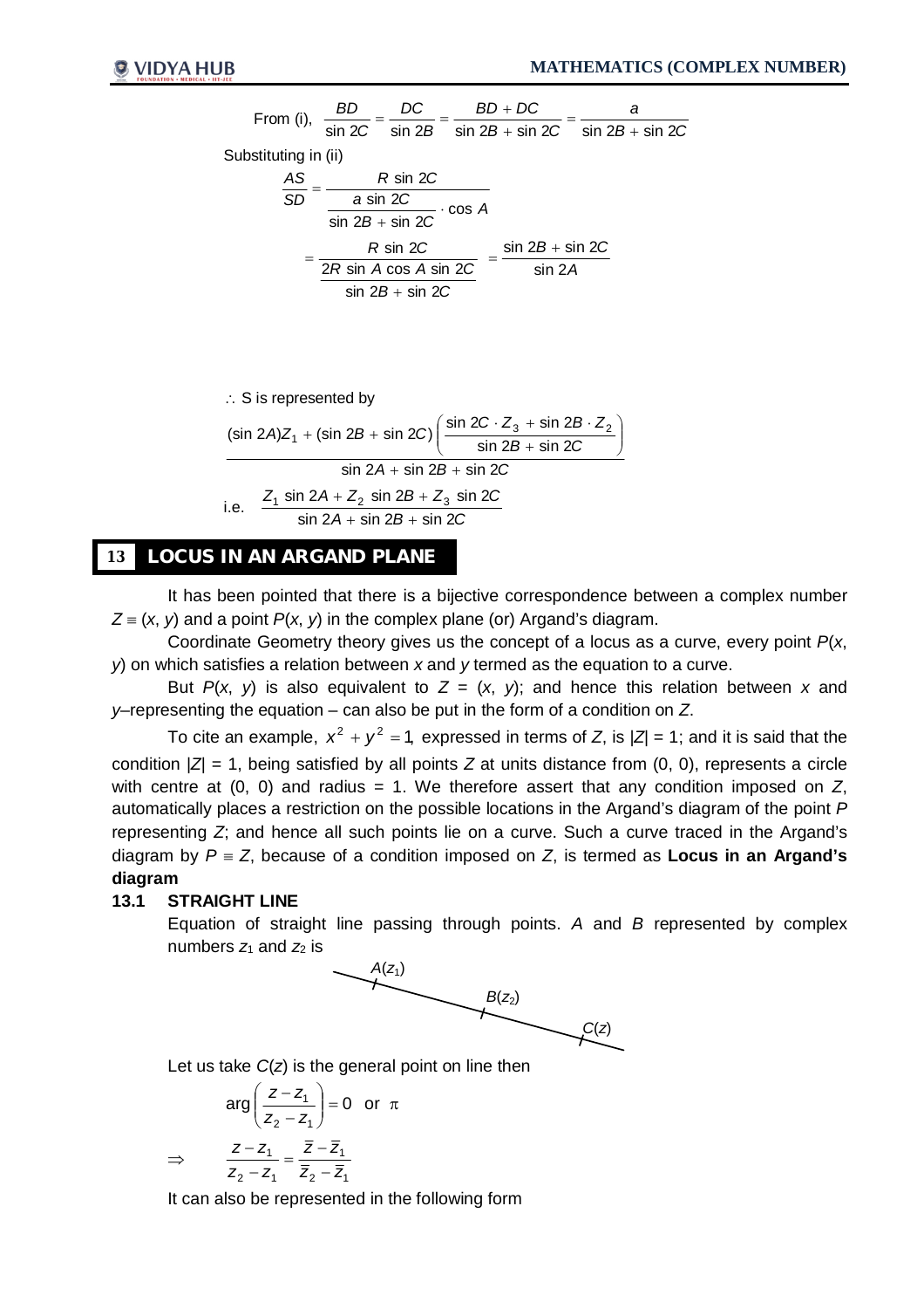From (i), $\dfrac{BD}{\sin 2C} = \dfrac{DC}{\sin 2B} = \dfrac{BD + DC}{\sin 2B + \sin 2C} = \dfrac{a}{\sin 2B + \sin 2C}$

Substituting in (ii)

$$\frac{AS}{SD} = \frac{R \sin 2C}{\dfrac{a \sin 2C}{\sin 2B + \sin 2C} \cdot \cos A}$$

$$= \frac{R \sin 2C}{\dfrac{2R \sin A \cos A \sin 2C}{\sin 2B + \sin 2C}} = \frac{\sin 2B + \sin 2C}{\sin 2A}$$

$\therefore$ S is represented by

$$\frac{(\sin 2A)Z_1 + (\sin 2B + \sin 2C)\left(\dfrac{\sin 2C \cdot Z_3 + \sin 2B \cdot Z_2}{\sin 2B + \sin 2C}\right)}{\sin 2A + \sin 2B + \sin 2C}$$

i.e. $\dfrac{Z_1 \sin 2A + Z_2 \sin 2B + Z_3 \sin 2C}{\sin 2A + \sin 2B + \sin 2C}$

## 13 LOCUS IN AN ARGAND PLANE

It has been pointed that there is a bijective correspondence between a complex number $Z \equiv (x, y)$ and a point $P(x, y)$ in the complex plane (or) Argand's diagram.

Coordinate Geometry theory gives us the concept of a locus as a curve, every point $P(x, y)$ on which satisfies a relation between $x$ and $y$ termed as the equation to a curve.

But $P(x, y)$ is also equivalent to $Z = (x, y)$; and hence this relation between $x$ and $y$–representing the equation – can also be put in the form of a condition on $Z$.

To cite an example, $x^2 + y^2 = 1$, expressed in terms of $Z$, is $|Z| = 1$; and it is said that the condition $|Z| = 1$, being satisfied by all points $Z$ at units distance from (0, 0), represents a circle with centre at (0, 0) and radius = 1. We therefore assert that any condition imposed on $Z$, automatically places a restriction on the possible locations in the Argand's diagram of the point $P$ representing $Z$; and hence all such points lie on a curve. Such a curve traced in the Argand's diagram by $P \equiv Z$, because of a condition imposed on $Z$, is termed as **Locus in an Argand's diagram**

### 13.1 STRAIGHT LINE

Equation of straight line passing through points. $A$ and $B$ represented by complex numbers $z_1$ and $z_2$ is

$A(z_1)$

$B(z_2)$

$C(z)$

Let us take $C(z)$ is the general point on line then

$$\arg\left(\frac{z - z_1}{z_2 - z_1}\right) = 0 \text{ or } \pi$$

$$\Rightarrow \quad \frac{z - z_1}{z_2 - z_1} = \frac{\bar{z} - \bar{z}_1}{\bar{z}_2 - \bar{z}_1}$$

It can also be represented in the following form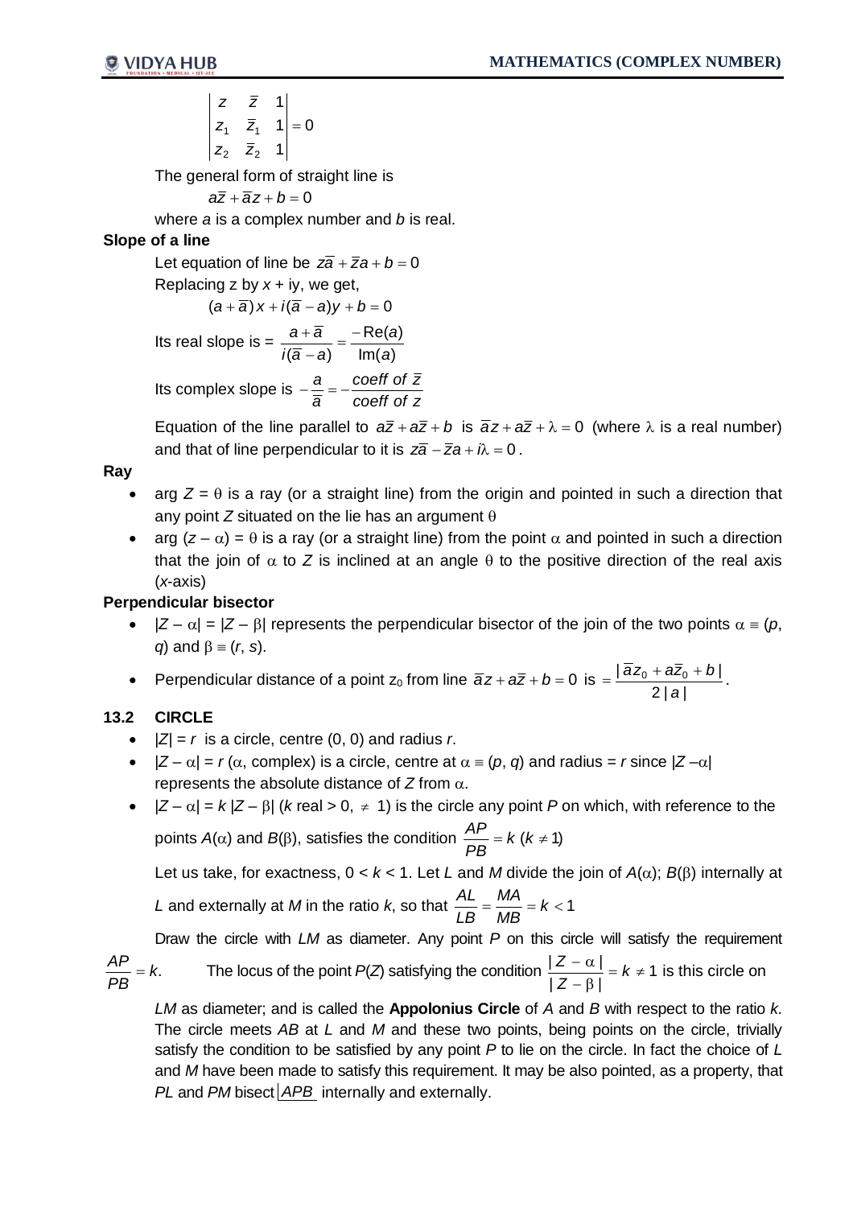$$\begin{vmatrix} z & \bar{z} & 1 \\ z_1 & \bar{z}_1 & 1 \\ z_2 & \bar{z}_2 & 1 \end{vmatrix} = 0$$

The general form of straight line is

$$a\bar{z} + \bar{a}z + b = 0$$

where *a* is a complex number and *b* is real.

**Slope of a line**

Let equation of line be $z\bar{a} + \bar{z}a + b = 0$

Replacing z by *x* + iy, we get,

$$(a + \bar{a})x + i(\bar{a} - a)y + b = 0$$

Its real slope is = $\dfrac{a + \bar{a}}{i(\bar{a} - a)} = \dfrac{-\text{Re}(a)}{\text{Im}(a)}$

Its complex slope is $-\dfrac{a}{\bar{a}} = -\dfrac{\text{coeff of } \bar{z}}{\text{coeff of } z}$

Equation of the line parallel to $a\bar{z} + a\bar{z} + b$ is $\bar{a}z + a\bar{z} + \lambda = 0$ (where $\lambda$ is a real number) and that of line perpendicular to it is $z\bar{a} - \bar{z}a + i\lambda = 0$.

**Ray**

- arg $Z = \theta$ is a ray (or a straight line) from the origin and pointed in such a direction that any point *Z* situated on the lie has an argument $\theta$
- arg $(z - \alpha) = \theta$ is a ray (or a straight line) from the point $\alpha$ and pointed in such a direction that the join of $\alpha$ to *Z* is inclined at an angle $\theta$ to the positive direction of the real axis (*x*-axis)

**Perpendicular bisector**

- $|Z - \alpha| = |Z - \beta|$ represents the perpendicular bisector of the join of the two points $\alpha \equiv (p, q)$ and $\beta \equiv (r, s)$.
- Perpendicular distance of a point $z_0$ from line $\bar{a}z + a\bar{z} + b = 0$ is $= \dfrac{|\bar{a}z_0 + a\bar{z}_0 + b|}{2|a|}$.

## 13.2 CIRCLE

- $|Z| = r$ is a circle, centre (0, 0) and radius *r*.
- $|Z - \alpha| = r$ ($\alpha$, complex) is a circle, centre at $\alpha \equiv (p, q)$ and radius = *r* since $|Z - \alpha|$ represents the absolute distance of *Z* from $\alpha$.
- $|Z - \alpha| = k\,|Z - \beta|$ (*k* real > 0, $\neq$ 1) is the circle any point *P* on which, with reference to the points $A(\alpha)$ and $B(\beta)$, satisfies the condition $\dfrac{AP}{PB} = k \ (k \neq 1)$

  Let us take, for exactness, $0 < k < 1$. Let *L* and *M* divide the join of $A(\alpha)$; $B(\beta)$ internally at *L* and externally at *M* in the ratio *k*, so that $\dfrac{AL}{LB} = \dfrac{MA}{MB} = k < 1$

  Draw the circle with *LM* as diameter. Any point *P* on this circle will satisfy the requirement $\dfrac{AP}{PB} = k$. The locus of the point *P*(*Z*) satisfying the condition $\dfrac{|Z - \alpha|}{|Z - \beta|} = k \neq 1$ is this circle on *LM* as diameter; and is called the **Appolonius Circle** of *A* and *B* with respect to the ratio *k*. The circle meets *AB* at *L* and *M* and these two points, being points on the circle, trivially satisfy the condition to be satisfied by any point *P* to lie on the circle. In fact the choice of *L* and *M* have been made to satisfy this requirement. It may be also pointed, as a property, that *PL* and *PM* bisect $\angle APB$ internally and externally.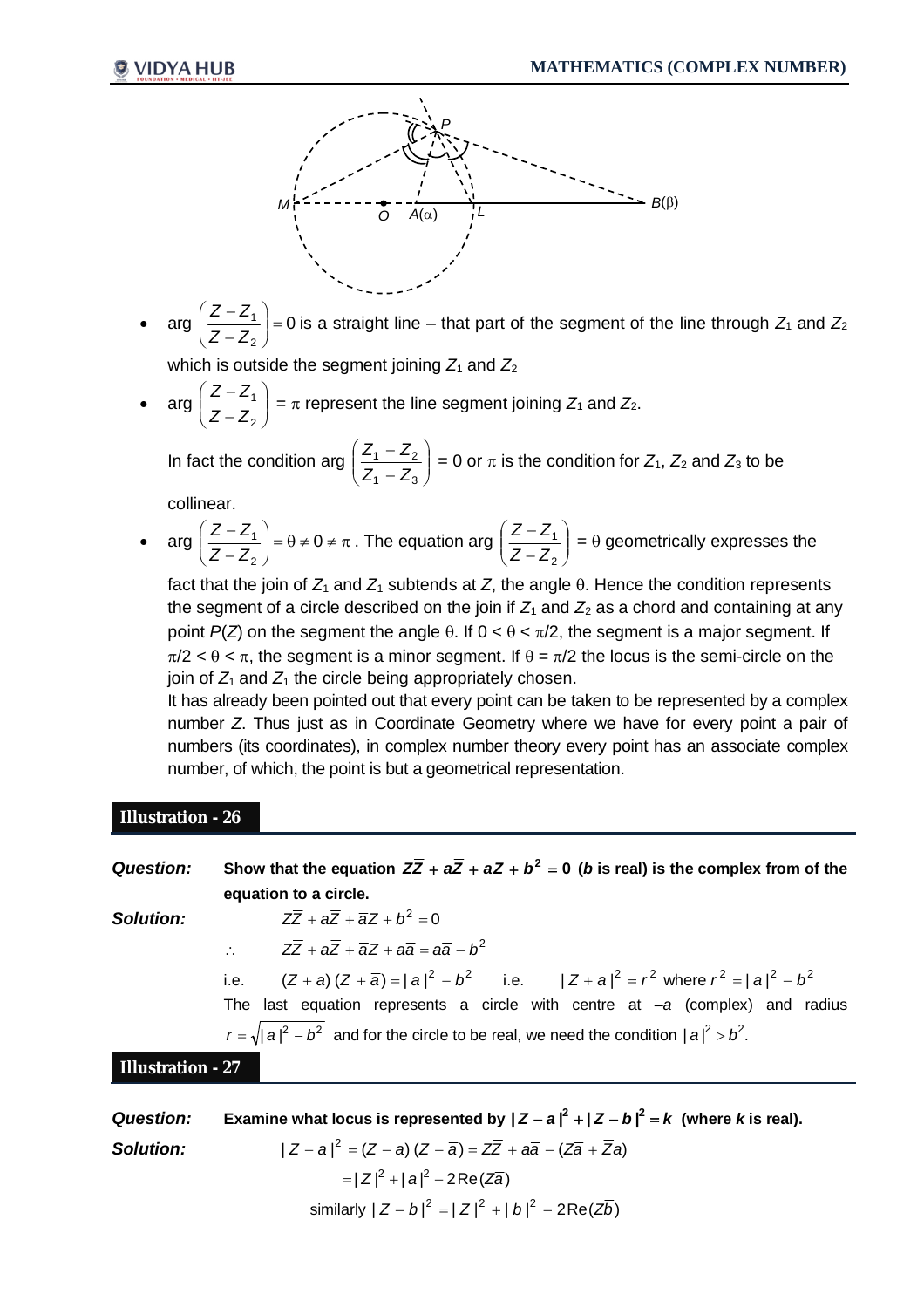M   O   $A(\alpha)$   L   $B(\beta)$   P

- arg $\left(\dfrac{Z-Z_1}{Z-Z_2}\right)=0$ is a straight line – that part of the segment of the line through $Z_1$ and $Z_2$ which is outside the segment joining $Z_1$ and $Z_2$
- arg $\left(\dfrac{Z-Z_1}{Z-Z_2}\right)=\pi$ represent the line segment joining $Z_1$ and $Z_2$.

  In fact the condition arg $\left(\dfrac{Z_1-Z_2}{Z_1-Z_3}\right)=0$ or $\pi$ is the condition for $Z_1$, $Z_2$ and $Z_3$ to be collinear.
- arg $\left(\dfrac{Z-Z_1}{Z-Z_2}\right)=\theta\neq 0\neq\pi$. The equation arg $\left(\dfrac{Z-Z_1}{Z-Z_2}\right)=\theta$ geometrically expresses the fact that the join of $Z_1$ and $Z_1$ subtends at $Z$, the angle $\theta$. Hence the condition represents the segment of a circle described on the join if $Z_1$ and $Z_2$ as a chord and containing at any point $P(Z)$ on the segment the angle $\theta$. If $0<\theta<\pi/2$, the segment is a major segment. If $\pi/2<\theta<\pi$, the segment is a minor segment. If $\theta=\pi/2$ the locus is the semi-circle on the join of $Z_1$ and $Z_1$ the circle being appropriately chosen.

  It has already been pointed out that every point can be taken to be represented by a complex number $Z$. Thus just as in Coordinate Geometry where we have for every point a pair of numbers (its coordinates), in complex number theory every point has an associate complex number, of which, the point is but a geometrical representation.

## Illustration - 26

***Question:*** **Show that the equation $Z\bar{Z}+a\bar{Z}+\bar{a}Z+b^2=0$ ($b$ is real) is the complex from of the equation to a circle.**

***Solution:***

$$Z\bar{Z}+a\bar{Z}+\bar{a}Z+b^2=0$$

$$\therefore\quad Z\bar{Z}+a\bar{Z}+\bar{a}Z+a\bar{a}=a\bar{a}-b^2$$

i.e. $(Z+a)(\bar{Z}+\bar{a})=|a|^2-b^2$ i.e. $|Z+a|^2=r^2$ where $r^2=|a|^2-b^2$

The last equation represents a circle with centre at $-a$ (complex) and radius $r=\sqrt{|a|^2-b^2}$ and for the circle to be real, we need the condition $|a|^2>b^2$.

## Illustration - 27

***Question:*** **Examine what locus is represented by $|Z-a|^2+|Z-b|^2=k$ (where $k$ is real).**

***Solution:***

$$|Z-a|^2=(Z-a)(Z-\bar{a})=Z\bar{Z}+a\bar{a}-(Z\bar{a}+\bar{Z}a)$$

$$=|Z|^2+|a|^2-2\text{Re}(Z\bar{a})$$

$$\text{similarly } |Z-b|^2=|Z|^2+|b|^2-2\text{Re}(Z\bar{b})$$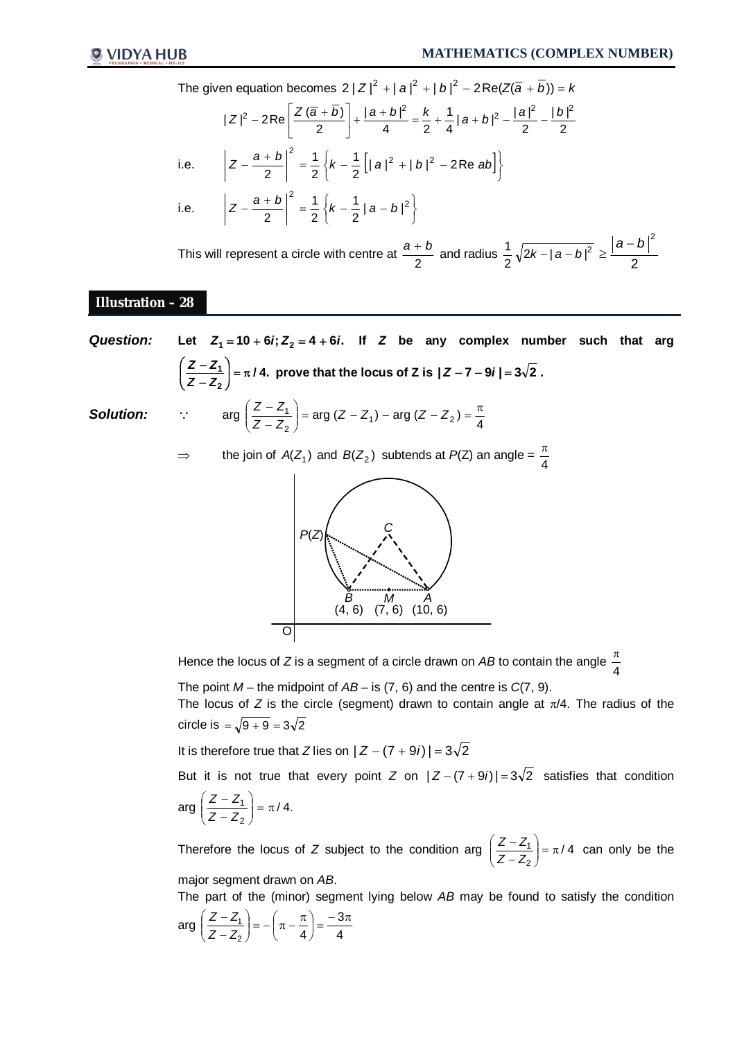The given equation becomes $2|Z|^2 + |a|^2 + |b|^2 - 2\text{Re}(Z(\bar{a}+\bar{b})) = k$

$$|Z|^2 - 2\text{Re}\left[\frac{Z(\bar{a}+\bar{b})}{2}\right] + \frac{|a+b|^2}{4} = \frac{k}{2} + \frac{1}{4}|a+b|^2 - \frac{|a|^2}{2} - \frac{|b|^2}{2}$$

i.e. $$\left|Z - \frac{a+b}{2}\right|^2 = \frac{1}{2}\left\{k - \frac{1}{2}\left[|a|^2 + |b|^2 - 2\text{Re}\, ab\right]\right\}$$

i.e. $$\left|Z - \frac{a+b}{2}\right|^2 = \frac{1}{2}\left\{k - \frac{1}{2}|a-b|^2\right\}$$

This will represent a circle with centre at $\frac{a+b}{2}$ and radius $\frac{1}{2}\sqrt{2k - |a-b|^2} \geq \frac{|a-b|^2}{2}$

## Illustration – 28

***Question:*** **Let $Z_1 = 10 + 6i; Z_2 = 4 + 6i$. If $Z$ be any complex number such that arg $\left(\frac{Z - Z_1}{Z - Z_2}\right) = \pi/4$. prove that the locus of Z is $|Z - 7 - 9i| = 3\sqrt{2}$.**

***Solution:*** $\because$ $\quad \arg\left(\frac{Z - Z_1}{Z - Z_2}\right) = \arg(Z - Z_1) - \arg(Z - Z_2) = \frac{\pi}{4}$

$\Rightarrow$ $\quad$ the join of $A(Z_1)$ and $B(Z_2)$ subtends at $P(Z)$ an angle $= \frac{\pi}{4}$

P(Z)
C
B (4, 6)
M (7, 6)
A (10, 6)
O

Hence the locus of $Z$ is a segment of a circle drawn on $AB$ to contain the angle $\frac{\pi}{4}$

The point $M$ – the midpoint of $AB$ – is (7, 6) and the centre is $C$(7, 9).

The locus of $Z$ is the circle (segment) drawn to contain angle at $\pi/4$. The radius of the circle is $= \sqrt{9+9} = 3\sqrt{2}$

It is therefore true that $Z$ lies on $|Z - (7+9i)| = 3\sqrt{2}$

But it is not true that every point $Z$ on $|Z - (7+9i)| = 3\sqrt{2}$ satisfies that condition arg $\left(\frac{Z - Z_1}{Z - Z_2}\right) = \pi/4$.

Therefore the locus of $Z$ subject to the condition arg $\left(\frac{Z - Z_1}{Z - Z_2}\right) = \pi/4$ can only be the major segment drawn on $AB$.

The part of the (minor) segment lying below $AB$ may be found to satisfy the condition arg $\left(\frac{Z - Z_1}{Z - Z_2}\right) = -\left(\pi - \frac{\pi}{4}\right) = \frac{-3\pi}{4}$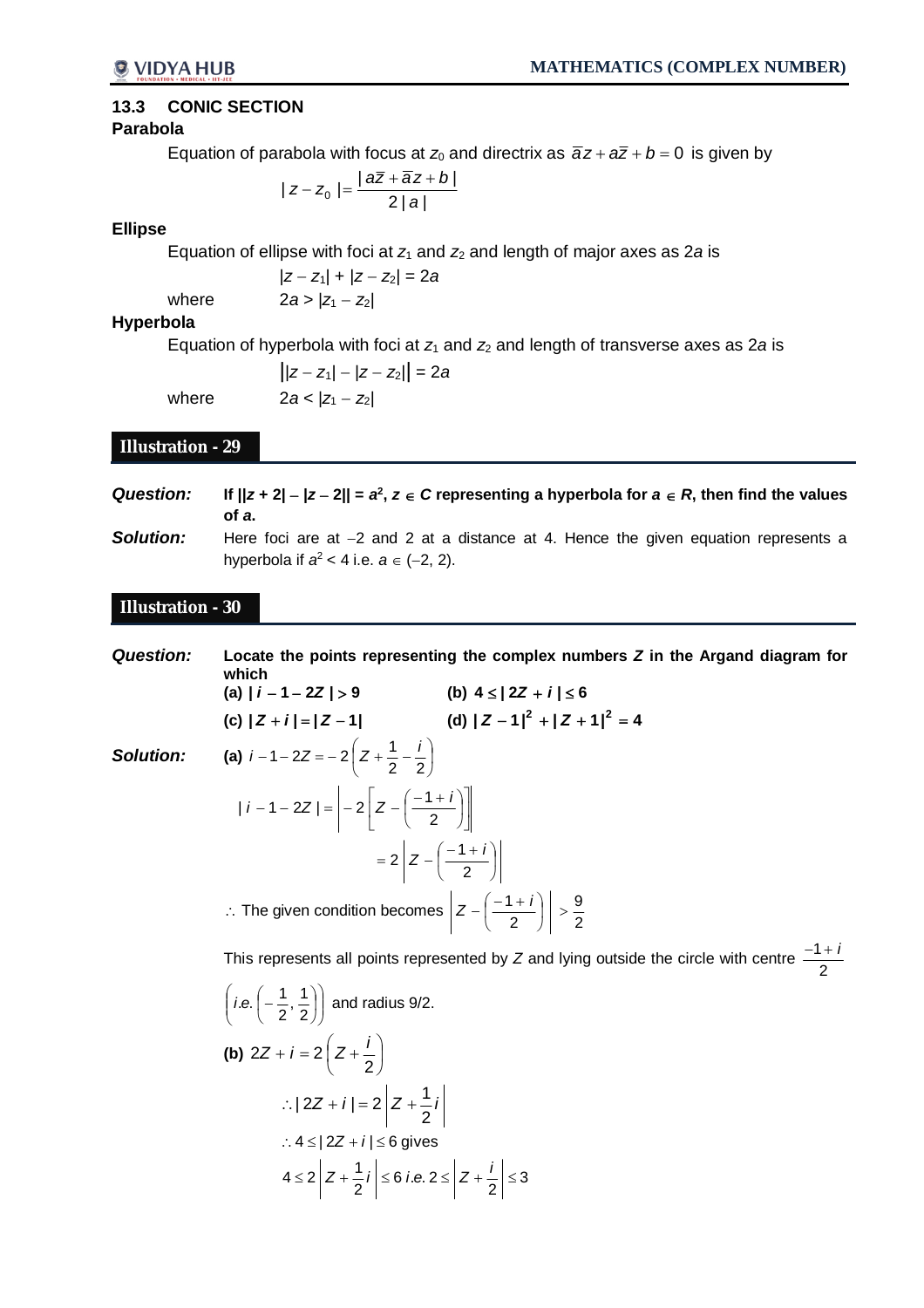### 13.3 CONIC SECTION

**Parabola**

Equation of parabola with focus at $z_0$ and directrix as $\bar{a}z + a\bar{z} + b = 0$ is given by

$$|z - z_0| = \frac{|a\bar{z} + \bar{a}z + b|}{2|a|}$$

**Ellipse**

Equation of ellipse with foci at $z_1$ and $z_2$ and length of major axes as $2a$ is

$$|z - z_1| + |z - z_2| = 2a$$

where $2a > |z_1 - z_2|$

**Hyperbola**

Equation of hyperbola with foci at $z_1$ and $z_2$ and length of transverse axes as $2a$ is

$$\big||z - z_1| - |z - z_2|\big| = 2a$$

where $2a < |z_1 - z_2|$

**Illustration - 29**

***Question:*** **If $||z + 2| - |z - 2|| = a^2$, $z \in C$ representing a hyperbola for $a \in R$, then find the values of $a$.**

***Solution:*** Here foci are at $-2$ and 2 at a distance at 4. Hence the given equation represents a hyperbola if $a^2 < 4$ i.e. $a \in (-2, 2)$.

**Illustration - 30**

***Question:*** **Locate the points representing the complex numbers $Z$ in the Argand diagram for which**

**(a) $|i - 1 - 2Z| > 9$** **(b) $4 \le |2Z + i| \le 6$**

**(c) $|Z + i| = |Z - 1|$** **(d) $|Z - 1|^2 + |Z + 1|^2 = 4$**

***Solution:*** **(a)** $i - 1 - 2Z = -2\left(Z + \frac{1}{2} - \frac{i}{2}\right)$

$$|i - 1 - 2Z| = \left|-2\left[Z - \left(\frac{-1+i}{2}\right)\right]\right|$$

$$= 2\left|Z - \left(\frac{-1+i}{2}\right)\right|$$

$\therefore$ The given condition becomes $\left|Z - \left(\frac{-1+i}{2}\right)\right| > \frac{9}{2}$

This represents all points represented by $Z$ and lying outside the circle with centre $\frac{-1+i}{2}$ $\left(i.e. \left(-\frac{1}{2}, \frac{1}{2}\right)\right)$ and radius 9/2.

**(b)** $2Z + i = 2\left(Z + \frac{i}{2}\right)$

$$\therefore |2Z + i| = 2\left|Z + \frac{1}{2}i\right|$$

$\therefore 4 \le |2Z + i| \le 6$ gives

$$4 \le 2\left|Z + \frac{1}{2}i\right| \le 6 \text{ } i.e. \text{ } 2 \le \left|Z + \frac{i}{2}\right| \le 3$$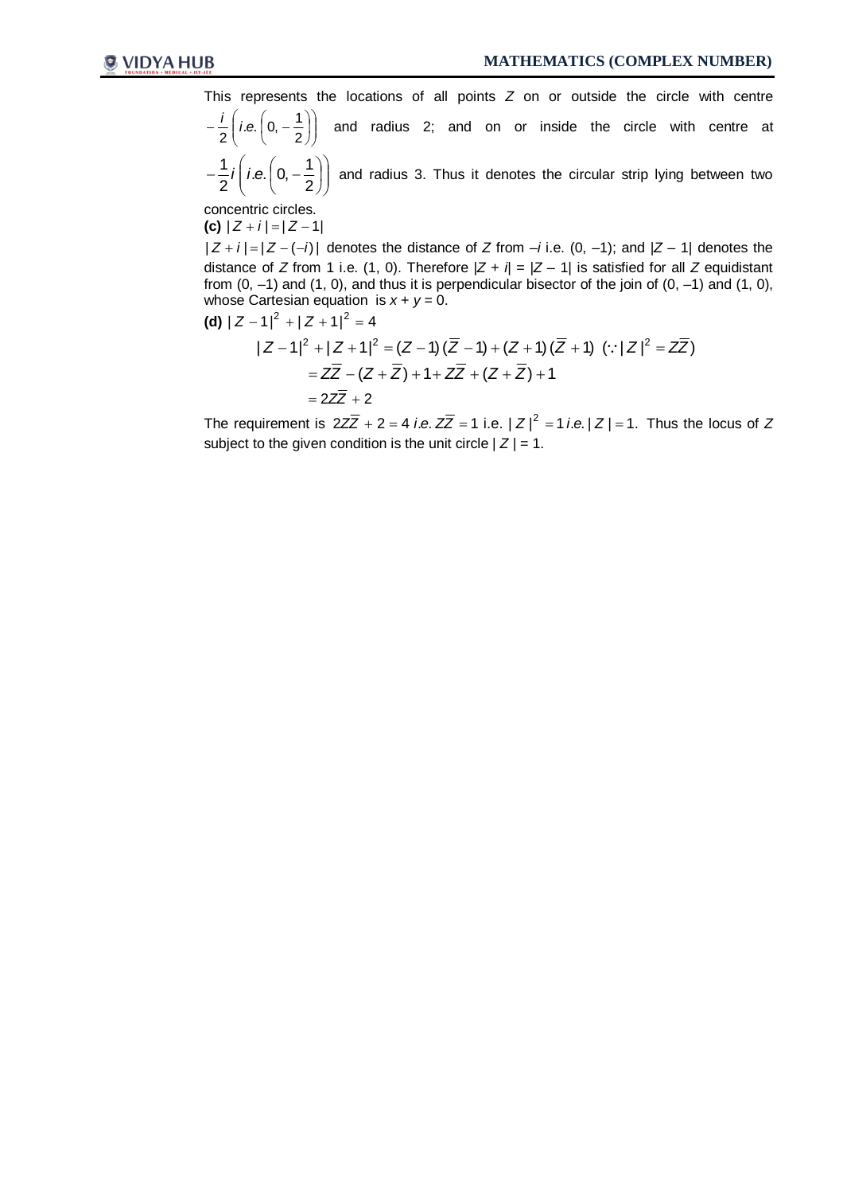This represents the locations of all points $Z$ on or outside the circle with centre $-\frac{i}{2}\left(i.e.\left(0,-\frac{1}{2}\right)\right)$ and radius 2; and on or inside the circle with centre at $-\frac{1}{2}i\left(i.e.\left(0,-\frac{1}{2}\right)\right)$ and radius 3. Thus it denotes the circular strip lying between two concentric circles.

**(c)** $|Z+i|=|Z-1|$

$|Z+i|=|Z-(-i)|$ denotes the distance of $Z$ from $-i$ i.e. $(0, -1)$; and $|Z-1|$ denotes the distance of $Z$ from 1 i.e. $(1, 0)$. Therefore $|Z+i| = |Z-1|$ is satisfied for all $Z$ equidistant from $(0, -1)$ and $(1, 0)$, and thus it is perpendicular bisector of the join of $(0, -1)$ and $(1, 0)$, whose Cartesian equation is $x + y = 0$.

**(d)** $|Z-1|^2+|Z+1|^2=4$

$$|Z-1|^2+|Z+1|^2=(Z-1)(\overline{Z}-1)+(Z+1)(\overline{Z}+1)\ \ (\because |Z|^2=Z\overline{Z})$$

$$=Z\overline{Z}-(Z+\overline{Z})+1+Z\overline{Z}+(Z+\overline{Z})+1$$

$$=2Z\overline{Z}+2$$

The requirement is $2Z\overline{Z}+2=4$ *i.e.* $Z\overline{Z}=1$ i.e. $|Z|^2=1$ *i.e.* $|Z|=1$. Thus the locus of $Z$ subject to the given condition is the unit circle $|Z| = 1$.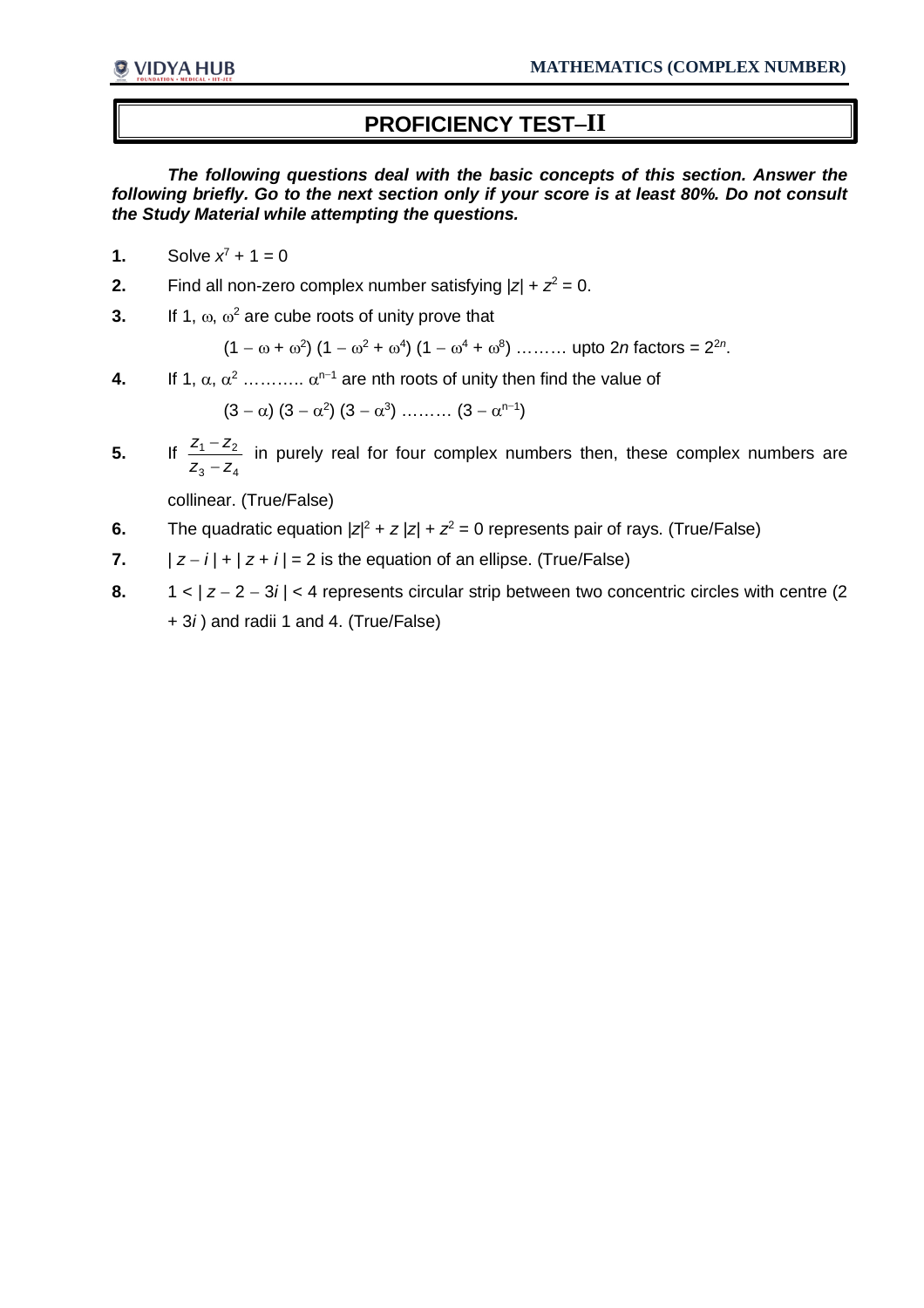# PROFICIENCY TEST–II

***The following questions deal with the basic concepts of this section. Answer the following briefly. Go to the next section only if your score is at least 80%. Do not consult the Study Material while attempting the questions.***

**1.** Solve $x^7 + 1 = 0$

**2.** Find all non-zero complex number satisfying $|z| + z^2 = 0$.

**3.** If 1, $\omega$, $\omega^2$ are cube roots of unity prove that

$$(1 - \omega + \omega^2)(1 - \omega^2 + \omega^4)(1 - \omega^4 + \omega^8) \ldots\ldots\ \text{upto } 2n \text{ factors} = 2^{2n}.$$

**4.** If 1, $\alpha$, $\alpha^2$ ……….. $\alpha^{n-1}$ are nth roots of unity then find the value of

$$(3 - \alpha)(3 - \alpha^2)(3 - \alpha^3) \ldots\ldots\ (3 - \alpha^{n-1})$$

**5.** If $\dfrac{z_1 - z_2}{z_3 - z_4}$ in purely real for four complex numbers then, these complex numbers are collinear. (True/False)

**6.** The quadratic equation $|z|^2 + z|z| + z^2 = 0$ represents pair of rays. (True/False)

**7.** $|z - i| + |z + i| = 2$ is the equation of an ellipse. (True/False)

**8.** $1 < |z - 2 - 3i| < 4$ represents circular strip between two concentric circles with centre $(2 + 3i)$ and radii 1 and 4. (True/False)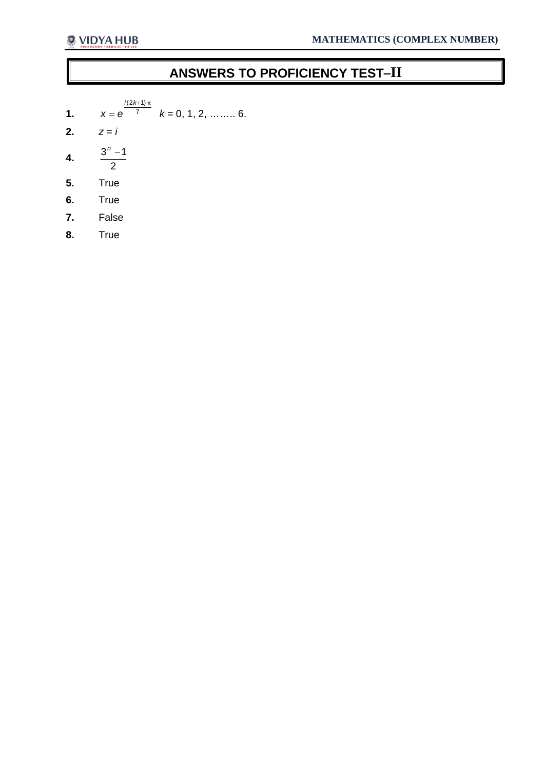# ANSWERS TO PROFICIENCY TEST–II

**1.** $x = e^{\frac{i(2k+1)\pi}{7}}$ $k = 0, 1, 2, \ldots\ldots 6.$

**2.** $z = i$

**4.** $\frac{3^n - 1}{2}$

**5.** True

**6.** True

**7.** False

**8.** True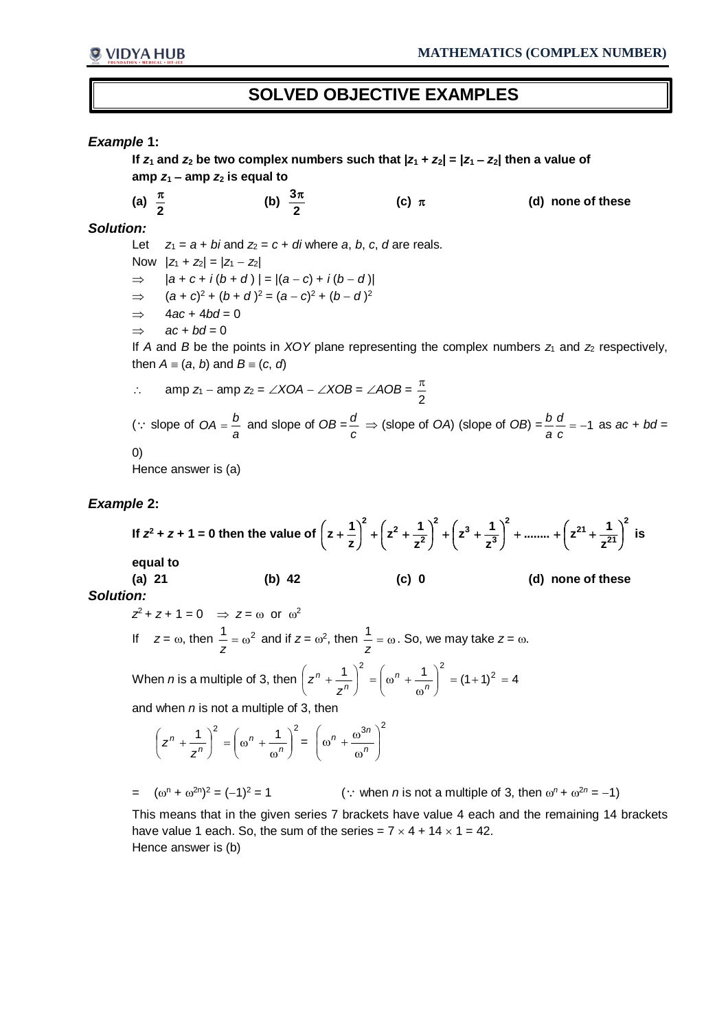# SOLVED OBJECTIVE EXAMPLES

***Example* 1:**

**If $z_1$ and $z_2$ be two complex numbers such that $|z_1 + z_2| = |z_1 - z_2|$ then a value of amp $z_1$ – amp $z_2$ is equal to**

**(a)** $\frac{\pi}{2}$ **(b)** $\frac{3\pi}{2}$ **(c)** $\pi$ **(d) none of these**

***Solution:***

Let $z_1 = a + bi$ and $z_2 = c + di$ where $a$, $b$, $c$, $d$ are reals.

Now $|z_1 + z_2| = |z_1 - z_2|$

$\Rightarrow \quad |a + c + i(b + d)| = |(a - c) + i(b - d)|$

$\Rightarrow \quad (a + c)^2 + (b + d)^2 = (a - c)^2 + (b - d)^2$

$\Rightarrow \quad 4ac + 4bd = 0$

$\Rightarrow \quad ac + bd = 0$

If $A$ and $B$ be the points in $XOY$ plane representing the complex numbers $z_1$ and $z_2$ respectively, then $A \equiv (a, b)$ and $B \equiv (c, d)$

$\therefore \quad$ amp $z_1$ – amp $z_2$ = $\angle XOA - \angle XOB = \angle AOB = \frac{\pi}{2}$

($\because$ slope of $OA = \frac{b}{a}$ and slope of $OB = \frac{d}{c}$ $\Rightarrow$ (slope of $OA$) (slope of $OB$) $= \frac{b}{a}\frac{d}{c} = -1$ as $ac + bd = 0$)

Hence answer is (a)

***Example* 2:**

**If $z^2 + z + 1 = 0$ then the value of $\left(z + \frac{1}{z}\right)^2 + \left(z^2 + \frac{1}{z^2}\right)^2 + \left(z^3 + \frac{1}{z^3}\right)^2 + \ldots\ldots + \left(z^{21} + \frac{1}{z^{21}}\right)^2$ is equal to**

**(a) 21** **(b) 42** **(c) 0** **(d) none of these**

***Solution:***

$z^2 + z + 1 = 0 \quad \Rightarrow z = \omega$ or $\omega^2$

If $z = \omega$, then $\frac{1}{z} = \omega^2$ and if $z = \omega^2$, then $\frac{1}{z} = \omega$. So, we may take $z = \omega$.

When $n$ is a multiple of 3, then $\left(z^n + \frac{1}{z^n}\right)^2 = \left(\omega^n + \frac{1}{\omega^n}\right)^2 = (1 + 1)^2 = 4$

and when $n$ is not a multiple of 3, then

$$\left(z^n + \frac{1}{z^n}\right)^2 = \left(\omega^n + \frac{1}{\omega^n}\right)^2 = \left(\omega^n + \frac{\omega^{3n}}{\omega^n}\right)^2$$

$= \quad (\omega^n + \omega^{2n})^2 = (-1)^2 = 1 \quad\quad$ ($\because$ when $n$ is not a multiple of 3, then $\omega^n + \omega^{2n} = -1$)

This means that in the given series 7 brackets have value 4 each and the remaining 14 brackets have value 1 each. So, the sum of the series $= 7 \times 4 + 14 \times 1 = 42$.

Hence answer is (b)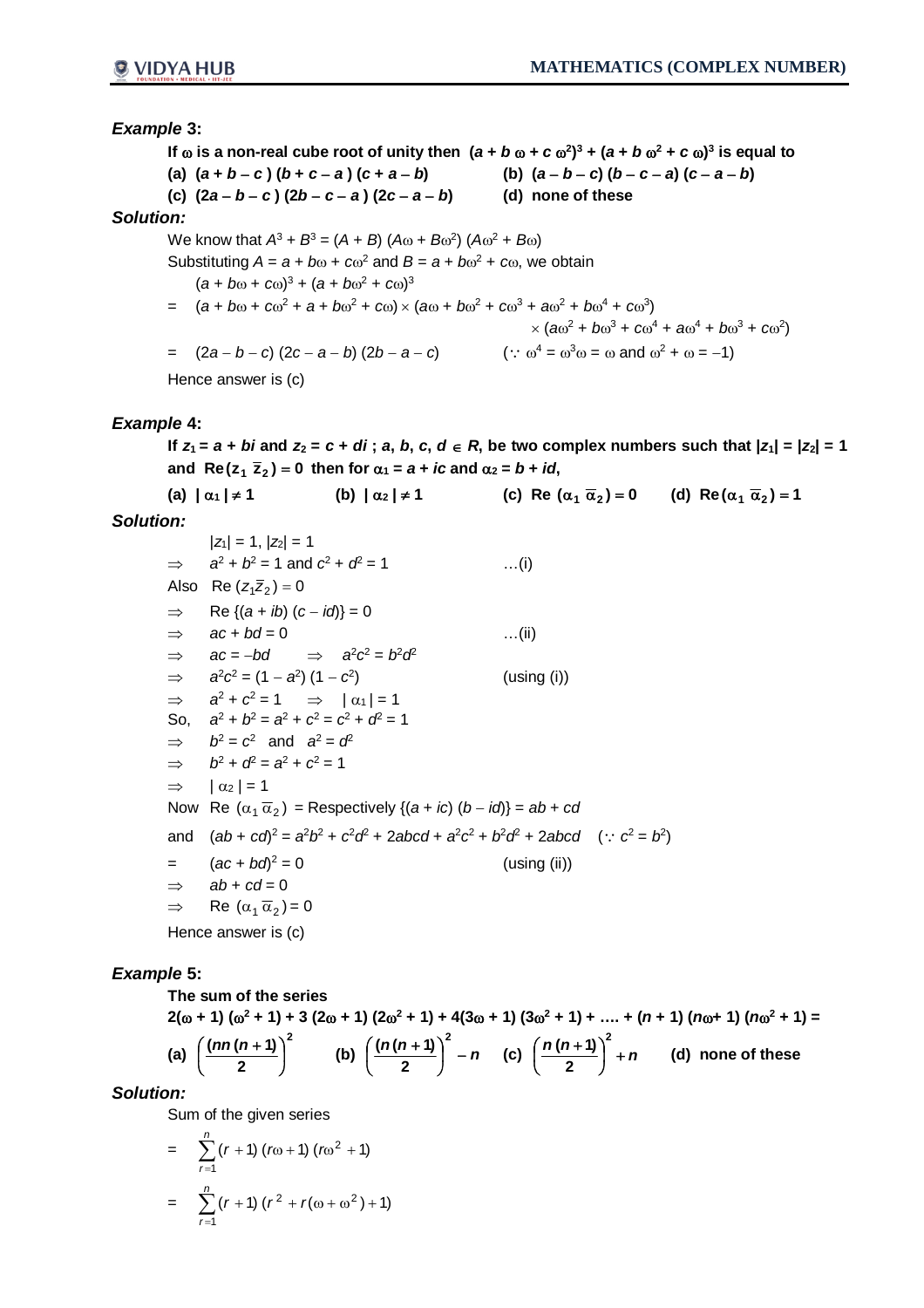***Example* 3:**

**If $\omega$ is a non-real cube root of unity then $(a + b\,\omega + c\,\omega^2)^3 + (a + b\,\omega^2 + c\,\omega)^3$ is equal to**

**(a) $(a + b - c)(b + c - a)(c + a - b)$** **(b) $(a - b - c)(b - c - a)(c - a - b)$**

**(c) $(2a - b - c)(2b - c - a)(2c - a - b)$** **(d) none of these**

***Solution:***

We know that $A^3 + B^3 = (A + B)(A\omega + B\omega^2)(A\omega^2 + B\omega)$

Substituting $A = a + b\omega + c\omega^2$ and $B = a + b\omega^2 + c\omega$, we obtain

$(a + b\omega + c\omega)^3 + (a + b\omega^2 + c\omega)^3$

$= (a + b\omega + c\omega^2 + a + b\omega^2 + c\omega) \times (a\omega + b\omega^2 + c\omega^3 + a\omega^2 + b\omega^4 + c\omega^3)$
$\times (a\omega^2 + b\omega^3 + c\omega^4 + a\omega^4 + b\omega^3 + c\omega^2)$

$= (2a - b - c)(2c - a - b)(2b - a - c)$  $(\because \omega^4 = \omega^3\omega = \omega$ and $\omega^2 + \omega = -1)$

Hence answer is (c)

***Example* 4:**

**If $z_1 = a + bi$ and $z_2 = c + di$ ; $a, b, c, d \in R$, be two complex numbers such that $|z_1| = |z_2| = 1$ and $\text{Re}(z_1\,\bar{z}_2) = 0$ then for $\alpha_1 = a + ic$ and $\alpha_2 = b + id$,**

**(a) $|\alpha_1| \neq 1$** **(b) $|\alpha_2| \neq 1$** **(c) $\text{Re}(\alpha_1\,\bar{\alpha}_2) = 0$** **(d) $\text{Re}(\alpha_1\,\bar{\alpha}_2) = 1$**

***Solution:***

$|z_1| = 1, |z_2| = 1$

$\Rightarrow$ $a^2 + b^2 = 1$ and $c^2 + d^2 = 1$ …(i)

Also $\text{Re}(z_1\bar{z}_2) = 0$

$\Rightarrow$ $\text{Re}\{(a + ib)(c - id)\} = 0$

$\Rightarrow$ $ac + bd = 0$ …(ii)

$\Rightarrow$ $ac = -bd$ $\Rightarrow$ $a^2c^2 = b^2d^2$

$\Rightarrow$ $a^2c^2 = (1 - a^2)(1 - c^2)$ (using (i))

$\Rightarrow$ $a^2 + c^2 = 1$ $\Rightarrow$ $|\alpha_1| = 1$

So, $a^2 + b^2 = a^2 + c^2 = c^2 + d^2 = 1$

$\Rightarrow$ $b^2 = c^2$ and $a^2 = d^2$

$\Rightarrow$ $b^2 + d^2 = a^2 + c^2 = 1$

$\Rightarrow$ $|\alpha_2| = 1$

Now $\text{Re}(\alpha_1\bar{\alpha}_2)$ = Respectively $\{(a + ic)(b - id)\} = ab + cd$

and $(ab + cd)^2 = a^2b^2 + c^2d^2 + 2abcd + a^2c^2 + b^2d^2 + 2abcd$ $(\because c^2 = b^2)$

$= (ac + bd)^2 = 0$ (using (ii))

$\Rightarrow$ $ab + cd = 0$

$\Rightarrow$ $\text{Re}(\alpha_1\bar{\alpha}_2) = 0$

Hence answer is (c)

***Example* 5:**

**The sum of the series**

**$2(\omega + 1)(\omega^2 + 1) + 3(2\omega + 1)(2\omega^2 + 1) + 4(3\omega + 1)(3\omega^2 + 1) + \ldots + (n + 1)(n\omega + 1)(n\omega^2 + 1) =$**

**(a) $\left(\dfrac{(nn(n+1)}{2}\right)^2$** **(b) $\left(\dfrac{(n(n+1)}{2}\right)^2 - n$** **(c) $\left(\dfrac{n(n+1)}{2}\right)^2 + n$** **(d) none of these**

***Solution:***

Sum of the given series

$$= \sum_{r=1}^{n} (r + 1)(r\omega + 1)(r\omega^2 + 1)$$

$$= \sum_{r=1}^{n} (r + 1)(r^2 + r(\omega + \omega^2) + 1)$$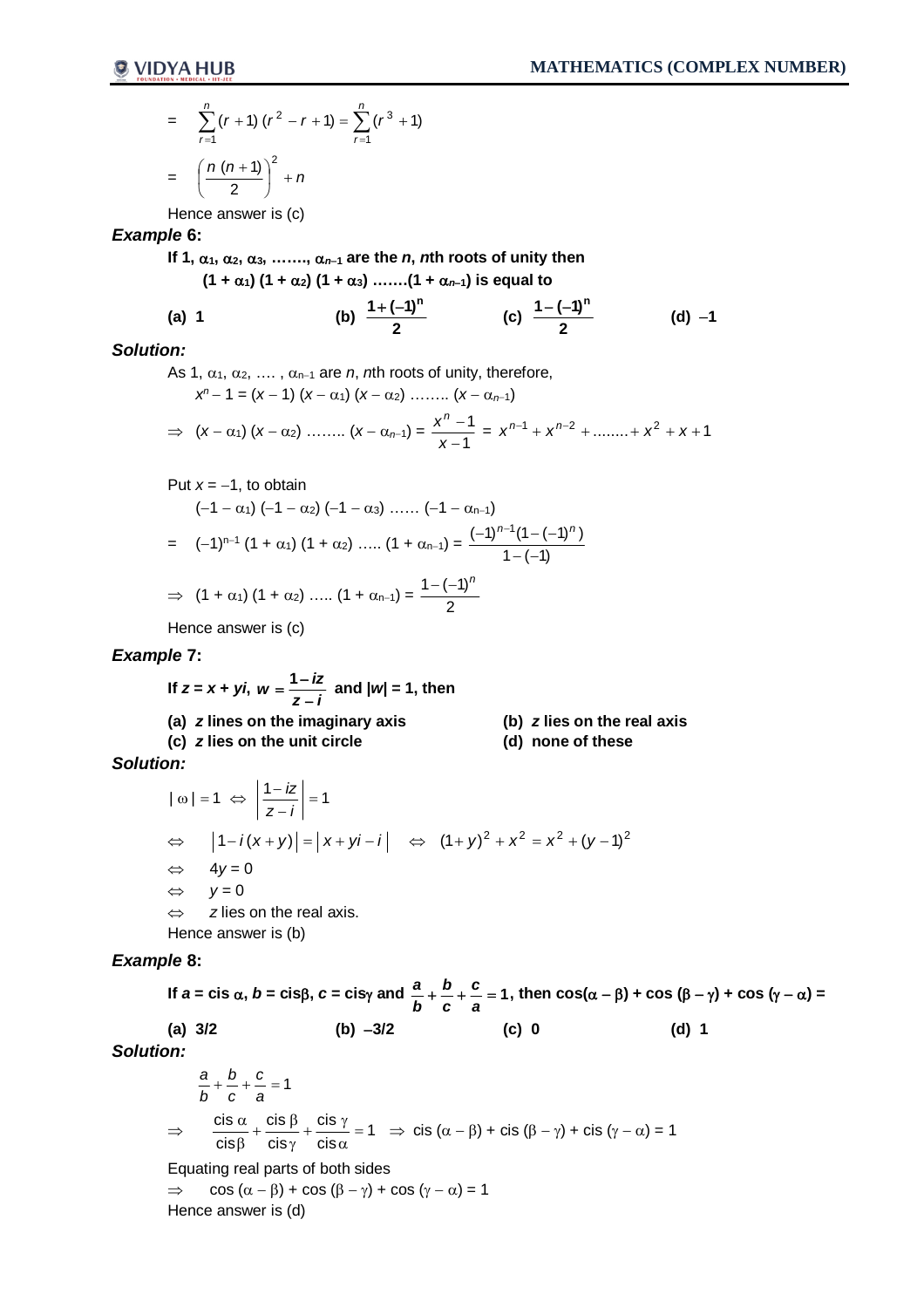$$= \sum_{r=1}^{n} (r+1)(r^2 - r + 1) = \sum_{r=1}^{n} (r^3 + 1)$$

$$= \left(\frac{n(n+1)}{2}\right)^2 + n$$

Hence answer is (c)

***Example* 6:**

**If 1, $\alpha_1, \alpha_2, \alpha_3, \ldots\ldots, \alpha_{n-1}$ are the *n*, *n*th roots of unity then $(1 + \alpha_1)(1 + \alpha_2)(1 + \alpha_3) \ldots\ldots (1 + \alpha_{n-1})$ is equal to**

**(a) 1** **(b) $\frac{1+(-1)^n}{2}$** **(c) $\frac{1-(-1)^n}{2}$** **(d) $-1$**

***Solution:***

As 1, $\alpha_1, \alpha_2, \ldots, \alpha_{n-1}$ are *n*, *n*th roots of unity, therefore,

$x^n - 1 = (x-1)(x-\alpha_1)(x-\alpha_2) \ldots\ldots (x-\alpha_{n-1})$

$$\Rightarrow (x-\alpha_1)(x-\alpha_2) \ldots\ldots (x-\alpha_{n-1}) = \frac{x^n - 1}{x-1} = x^{n-1} + x^{n-2} + \ldots\ldots + x^2 + x + 1$$

Put $x = -1$, to obtain

$$(-1-\alpha_1)(-1-\alpha_2)(-1-\alpha_3) \ldots\ldots (-1-\alpha_{n-1})$$

$$= (-1)^{n-1}(1+\alpha_1)(1+\alpha_2) \ldots\ldots (1+\alpha_{n-1}) = \frac{(-1)^{n-1}(1-(-1)^n)}{1-(-1)}$$

$$\Rightarrow (1+\alpha_1)(1+\alpha_2) \ldots\ldots (1+\alpha_{n-1}) = \frac{1-(-1)^n}{2}$$

Hence answer is (c)

***Example* 7:**

**If $z = x + yi$, $w = \frac{1-iz}{z-i}$ and $|w| = 1$, then**

**(a) *z* lines on the imaginary axis** **(b) *z* lies on the real axis**

**(c) *z* lies on the unit circle** **(d) none of these**

***Solution:***

$$|\omega| = 1 \iff \left|\frac{1-iz}{z-i}\right| = 1$$

$$\iff |1 - i(x+y)| = |x + yi - i| \iff (1+y)^2 + x^2 = x^2 + (y-1)^2$$

$\iff 4y = 0$

$\iff y = 0$

$\iff$ *z* lies on the real axis.

Hence answer is (b)

***Example* 8:**

**If $a = \text{cis}\,\alpha$, $b = \text{cis}\beta$, $c = \text{cis}\gamma$ and $\frac{a}{b} + \frac{b}{c} + \frac{c}{a} = 1$, then $\cos(\alpha - \beta) + \cos(\beta - \gamma) + \cos(\gamma - \alpha) =$**

**(a) 3/2** **(b) $-3/2$** **(c) 0** **(d) 1**

***Solution:***

$$\frac{a}{b} + \frac{b}{c} + \frac{c}{a} = 1$$

$$\Rightarrow \frac{\text{cis}\,\alpha}{\text{cis}\beta} + \frac{\text{cis}\,\beta}{\text{cis}\gamma} + \frac{\text{cis}\,\gamma}{\text{cis}\alpha} = 1 \Rightarrow \text{cis}(\alpha - \beta) + \text{cis}(\beta - \gamma) + \text{cis}(\gamma - \alpha) = 1$$

Equating real parts of both sides

$\Rightarrow \cos(\alpha - \beta) + \cos(\beta - \gamma) + \cos(\gamma - \alpha) = 1$

Hence answer is (d)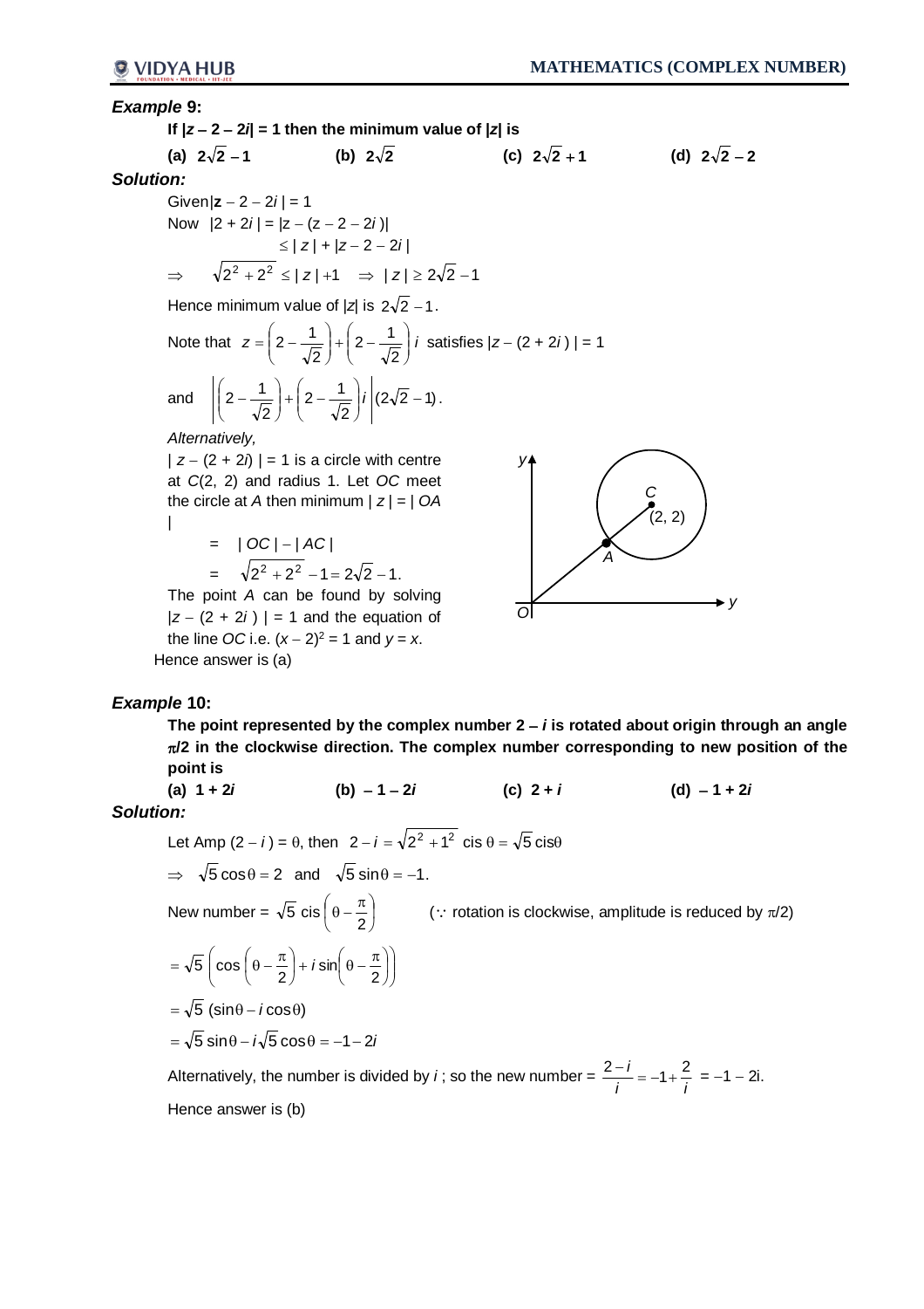***Example* 9:**

**If $|z - 2 - 2i| = 1$ then the minimum value of $|z|$ is**

**(a) $2\sqrt{2} - 1$ (b) $2\sqrt{2}$ (c) $2\sqrt{2} + 1$ (d) $2\sqrt{2} - 2$**

***Solution:***

Given $|z - 2 - 2i| = 1$

Now $|2 + 2i| = |z - (z - 2 - 2i)|$

$\leq |z| + |z - 2 - 2i|$

$\Rightarrow \sqrt{2^2 + 2^2} \leq |z| + 1 \Rightarrow |z| \geq 2\sqrt{2} - 1$

Hence minimum value of $|z|$ is $2\sqrt{2} - 1$.

Note that $z = \left(2 - \frac{1}{\sqrt{2}}\right) + \left(2 - \frac{1}{\sqrt{2}}\right) i$ satisfies $|z - (2 + 2i)| = 1$

and $\left|\left(2 - \frac{1}{\sqrt{2}}\right) + \left(2 - \frac{1}{\sqrt{2}}\right) i\right| (2\sqrt{2} - 1)$.

*Alternatively,*

$|z - (2 + 2i)| = 1$ is a circle with centre at $C(2, 2)$ and radius 1. Let $OC$ meet the circle at $A$ then minimum $|z| = |OA|$

$= |OC| - |AC|$

$= \sqrt{2^2 + 2^2} - 1 = 2\sqrt{2} - 1$.

The point $A$ can be found by solving $|z - (2 + 2i)| = 1$ and the equation of the line $OC$ i.e. $(x - 2)^2 = 1$ and $y = x$.

y
C
(2, 2)
A
O
y

Hence answer is (a)

***Example* 10:**

**The point represented by the complex number $2 - i$ is rotated about origin through an angle $\pi/2$ in the clockwise direction. The complex number corresponding to new position of the point is**

**(a) $1 + 2i$ (b) $-1 - 2i$ (c) $2 + i$ (d) $-1 + 2i$**

***Solution:***

Let Amp $(2 - i) = \theta$, then $2 - i = \sqrt{2^2 + 1^2}$ cis $\theta = \sqrt{5}$ cis$\theta$

$\Rightarrow \sqrt{5}\cos\theta = 2$ and $\sqrt{5}\sin\theta = -1$.

New number = $\sqrt{5}$ cis $\left(\theta - \frac{\pi}{2}\right)$ ($\because$ rotation is clockwise, amplitude is reduced by $\pi/2$)

$= \sqrt{5}\left(\cos\left(\theta - \frac{\pi}{2}\right) + i\sin\left(\theta - \frac{\pi}{2}\right)\right)$

$= \sqrt{5}(\sin\theta - i\cos\theta)$

$= \sqrt{5}\sin\theta - i\sqrt{5}\cos\theta = -1 - 2i$

Alternatively, the number is divided by $i$ ; so the new number = $\frac{2 - i}{i} = -1 + \frac{2}{i} = -1 - 2i$.

Hence answer is (b)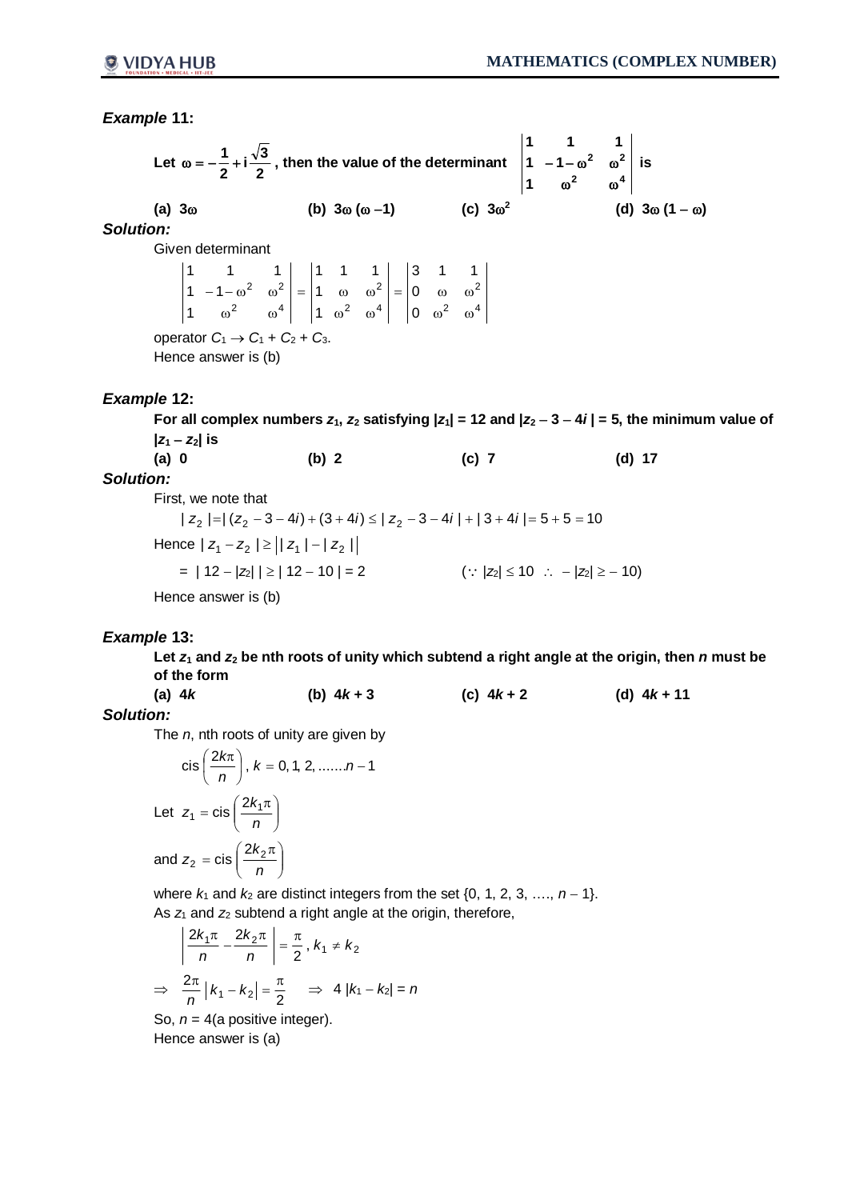***Example* 11:**

**Let $\omega = -\frac{1}{2} + i\frac{\sqrt{3}}{2}$, then the value of the determinant $\begin{vmatrix} 1 & 1 & 1 \\ 1 & -1-\omega^2 & \omega^2 \\ 1 & \omega^2 & \omega^4 \end{vmatrix}$ is**

**(a) $3\omega$** **(b) $3\omega(\omega - 1)$** **(c) $3\omega^2$** **(d) $3\omega(1 - \omega)$**

***Solution:***

Given determinant

$$\begin{vmatrix} 1 & 1 & 1 \\ 1 & -1-\omega^2 & \omega^2 \\ 1 & \omega^2 & \omega^4 \end{vmatrix} = \begin{vmatrix} 1 & 1 & 1 \\ 1 & \omega & \omega^2 \\ 1 & \omega^2 & \omega^4 \end{vmatrix} = \begin{vmatrix} 3 & 1 & 1 \\ 0 & \omega & \omega^2 \\ 0 & \omega^2 & \omega^4 \end{vmatrix}$$

operator $C_1 \to C_1 + C_2 + C_3$.

Hence answer is (b)

***Example* 12:**

**For all complex numbers $z_1$, $z_2$ satisfying $|z_1| = 12$ and $|z_2 - 3 - 4i| = 5$, the minimum value of $|z_1 - z_2|$ is**

**(a) 0** **(b) 2** **(c) 7** **(d) 17**

***Solution:***

First, we note that

$$|z_2| = |(z_2 - 3 - 4i) + (3 + 4i)| \le |z_2 - 3 - 4i| + |3 + 4i| = 5 + 5 = 10$$

Hence $|z_1 - z_2| \ge \big||z_1| - |z_2|\big|$

$= |12 - |z_2|| \ge |12 - 10| = 2$ $\quad (\because |z_2| \le 10 \;\therefore\; -|z_2| \ge -10)$

Hence answer is (b)

***Example* 13:**

**Let $z_1$ and $z_2$ be nth roots of unity which subtend a right angle at the origin, then $n$ must be of the form**

**(a) $4k$** **(b) $4k + 3$** **(c) $4k + 2$** **(d) $4k + 11$**

***Solution:***

The $n$, nth roots of unity are given by

$$\text{cis}\left(\frac{2k\pi}{n}\right), k = 0, 1, 2, \ldots\ldots n - 1$$

Let $z_1 = \text{cis}\left(\frac{2k_1\pi}{n}\right)$

and $z_2 = \text{cis}\left(\frac{2k_2\pi}{n}\right)$

where $k_1$ and $k_2$ are distinct integers from the set $\{0, 1, 2, 3, \ldots, n - 1\}$.

As $z_1$ and $z_2$ subtend a right angle at the origin, therefore,

$$\left|\frac{2k_1\pi}{n} - \frac{2k_2\pi}{n}\right| = \frac{\pi}{2}, k_1 \ne k_2$$

$$\Rightarrow \frac{2\pi}{n}|k_1 - k_2| = \frac{\pi}{2} \quad \Rightarrow 4|k_1 - k_2| = n$$

So, $n = 4$(a positive integer).

Hence answer is (a)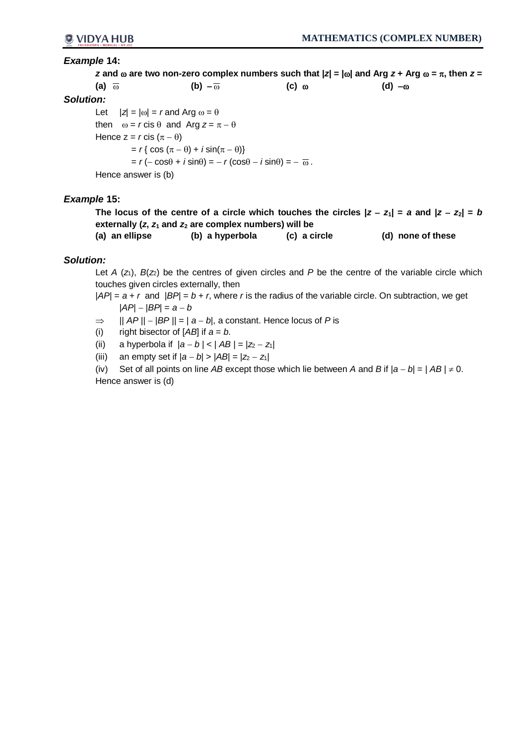***Example* 14:**

**$z$ and $\omega$ are two non-zero complex numbers such that $|z| = |\omega|$ and Arg $z$ + Arg $\omega = \pi$, then $z$ =**

**(a)** $\overline{\omega}$ **(b)** $-\overline{\omega}$ **(c)** $\omega$ **(d)** $-\omega$

***Solution:***

Let $|z| = |\omega| = r$ and Arg $\omega = \theta$

then $\omega = r \text{ cis } \theta$ and Arg $z = \pi - \theta$

Hence $z = r \text{ cis } (\pi - \theta)$

$= r \{ \cos (\pi - \theta) + i \sin(\pi - \theta)\}$

$= r (-\cos\theta + i \sin\theta) = -r (\cos\theta - i \sin\theta) = -\overline{\omega}$.

Hence answer is (b)

***Example* 15:**

**The locus of the centre of a circle which touches the circles $|z - z_1| = a$ and $|z - z_2| = b$ externally ($z$, $z_1$ and $z_2$ are complex numbers) will be**

**(a) an ellipse** **(b) a hyperbola** **(c) a circle** **(d) none of these**

***Solution:***

Let $A$ ($z_1$), $B$($z_2$) be the centres of given circles and $P$ be the centre of the variable circle which touches given circles externally, then

$|AP| = a + r$ and $|BP| = b + r$, where $r$ is the radius of the variable circle. On subtraction, we get

$|AP| - |BP| = a - b$

$\Rightarrow$ $|| AP || - |BP || = | a - b|$, a constant. Hence locus of $P$ is

(i) right bisector of [$AB$] if $a = b$.

(ii) a hyperbola if $|a - b| < |AB| = |z_2 - z_1|$

(iii) an empty set if $|a - b| > |AB| = |z_2 - z_1|$

(iv) Set of all points on line $AB$ except those which lie between $A$ and $B$ if $|a - b| = |AB| \neq 0$.

Hence answer is (d)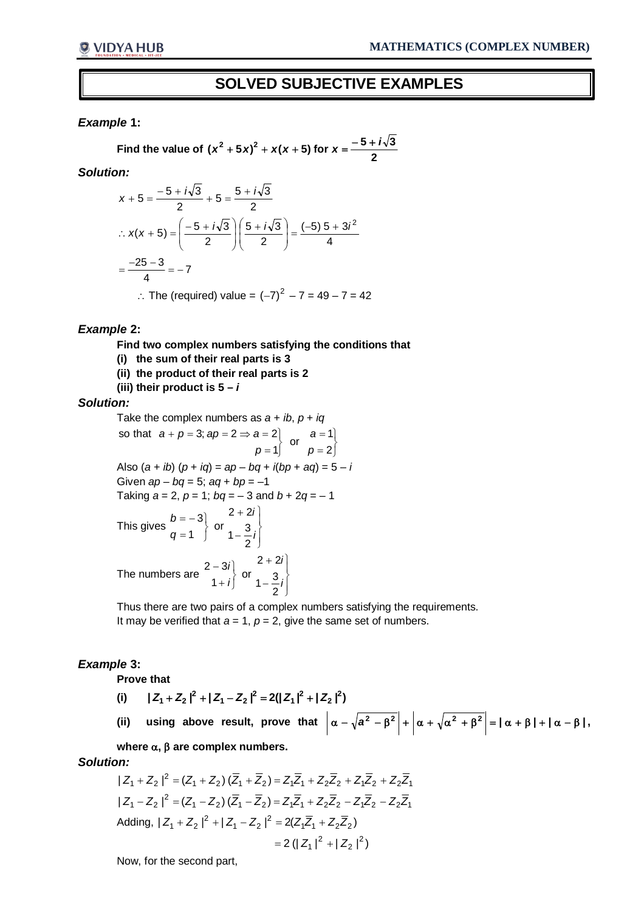# SOLVED SUBJECTIVE EXAMPLES

***Example* 1:**

**Find the value of $(x^2 + 5x)^2 + x(x+5)$ for $x = \dfrac{-5 + i\sqrt{3}}{2}$**

***Solution:***

$$x + 5 = \frac{-5 + i\sqrt{3}}{2} + 5 = \frac{5 + i\sqrt{3}}{2}$$

$$\therefore x(x+5) = \left(\frac{-5 + i\sqrt{3}}{2}\right)\left(\frac{5 + i\sqrt{3}}{2}\right) = \frac{(-5)\,5 + 3i^2}{4}$$

$$= \frac{-25 - 3}{4} = -7$$

$\therefore$ The (required) value = $(-7)^2 - 7 = 49 - 7 = 42$

***Example* 2:**

**Find two complex numbers satisfying the conditions that**

**(i) the sum of their real parts is 3**

**(ii) the product of their real parts is 2**

**(iii) their product is 5 – *i***

***Solution:***

Take the complex numbers as $a + ib$, $p + iq$

so that $a + p = 3; ap = 2 \Rightarrow \left.\begin{matrix} a = 2 \\ p = 1 \end{matrix}\right\}$ or $\left.\begin{matrix} a = 1 \\ p = 2 \end{matrix}\right\}$

Also $(a + ib)(p + iq) = ap - bq + i(bp + aq) = 5 - i$

Given $ap - bq = 5$; $aq + bp = -1$

Taking $a = 2$, $p = 1$; $bq = -3$ and $b + 2q = -1$

This gives $\left.\begin{matrix} b = -3 \\ q = 1 \end{matrix}\right\}$ or $\left.\begin{matrix} 2 + 2i \\ 1 - \frac{3}{2}i \end{matrix}\right\}$

The numbers are $\left.\begin{matrix} 2 - 3i \\ 1 + i \end{matrix}\right\}$ or $\left.\begin{matrix} 2 + 2i \\ 1 - \frac{3}{2}i \end{matrix}\right\}$

Thus there are two pairs of a complex numbers satisfying the requirements.

It may be verified that $a = 1$, $p = 2$, give the same set of numbers.

***Example* 3:**

**Prove that**

**(i)** $|Z_1 + Z_2|^2 + |Z_1 - Z_2|^2 = 2(|Z_1|^2 + |Z_2|^2)$

**(ii) using above result, prove that** $\left|\alpha - \sqrt{a^2 - \beta^2}\right| + \left|\alpha + \sqrt{\alpha^2 + \beta^2}\right| = |\alpha + \beta| + |\alpha - \beta|$,

**where $\alpha$, $\beta$ are complex numbers.**

***Solution:***

$$|Z_1 + Z_2|^2 = (Z_1 + Z_2)(\overline{Z}_1 + \overline{Z}_2) = Z_1\overline{Z}_1 + Z_2\overline{Z}_2 + Z_1\overline{Z}_2 + Z_2\overline{Z}_1$$

$$|Z_1 - Z_2|^2 = (Z_1 - Z_2)(\overline{Z}_1 - \overline{Z}_2) = Z_1\overline{Z}_1 + Z_2\overline{Z}_2 - Z_1\overline{Z}_2 - Z_2\overline{Z}_1$$

Adding, $|Z_1 + Z_2|^2 + |Z_1 - Z_2|^2 = 2(Z_1\overline{Z}_1 + Z_2\overline{Z}_2)$

$$= 2\,(|Z_1|^2 + |Z_2|^2)$$

Now, for the second part,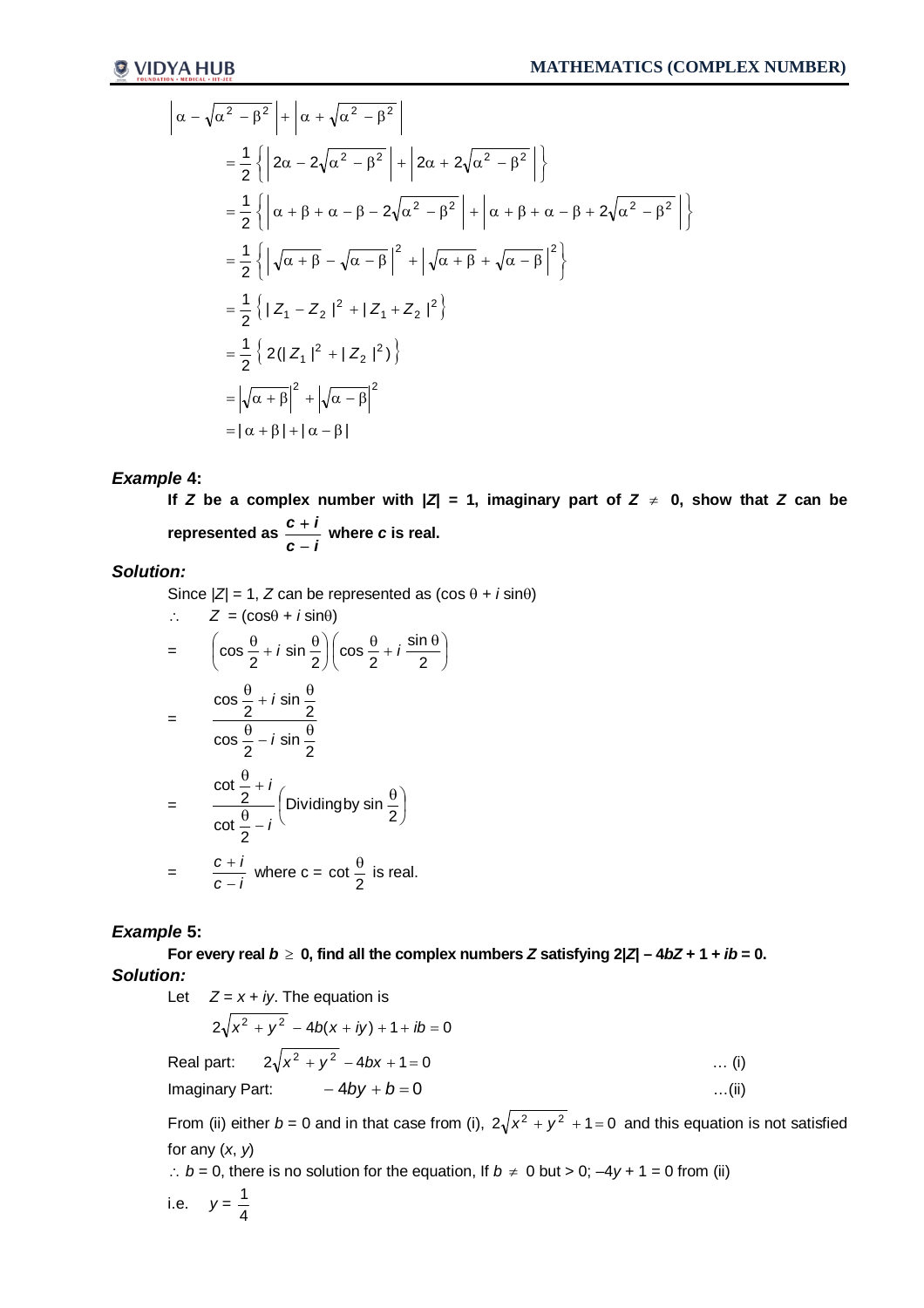$$\left|\alpha - \sqrt{\alpha^2 - \beta^2}\right| + \left|\alpha + \sqrt{\alpha^2 - \beta^2}\right|$$

$$= \frac{1}{2}\left\{\left|2\alpha - 2\sqrt{\alpha^2 - \beta^2}\right| + \left|2\alpha + 2\sqrt{\alpha^2 - \beta^2}\right|\right\}$$

$$= \frac{1}{2}\left\{\left|\alpha + \beta + \alpha - \beta - 2\sqrt{\alpha^2 - \beta^2}\right| + \left|\alpha + \beta + \alpha - \beta + 2\sqrt{\alpha^2 - \beta^2}\right|\right\}$$

$$= \frac{1}{2}\left\{\left|\sqrt{\alpha + \beta} - \sqrt{\alpha - \beta}\right|^2 + \left|\sqrt{\alpha + \beta} + \sqrt{\alpha - \beta}\right|^2\right\}$$

$$= \frac{1}{2}\left\{|Z_1 - Z_2|^2 + |Z_1 + Z_2|^2\right\}$$

$$= \frac{1}{2}\left\{2(|Z_1|^2 + |Z_2|^2)\right\}$$

$$= \left|\sqrt{\alpha + \beta}\right|^2 + \left|\sqrt{\alpha - \beta}\right|^2$$

$$= |\alpha + \beta| + |\alpha - \beta|$$

***Example* 4:**

**If $Z$ be a complex number with $|Z| = 1$, imaginary part of $Z \neq 0$, show that $Z$ can be represented as $\frac{c + i}{c - i}$ where $c$ is real.**

***Solution:***

Since $|Z| = 1$, $Z$ can be represented as $(\cos\theta + i\sin\theta)$

$\therefore \quad Z = (\cos\theta + i\sin\theta)$

$$= \left(\cos\frac{\theta}{2} + i\sin\frac{\theta}{2}\right)\left(\cos\frac{\theta}{2} + i\frac{\sin\theta}{2}\right)$$

$$= \frac{\cos\frac{\theta}{2} + i\sin\frac{\theta}{2}}{\cos\frac{\theta}{2} - i\sin\frac{\theta}{2}}$$

$$= \frac{\cot\frac{\theta}{2} + i}{\cot\frac{\theta}{2} - i}\left(\text{Dividing by } \sin\frac{\theta}{2}\right)$$

$$= \frac{c + i}{c - i} \text{ where } c = \cot\frac{\theta}{2} \text{ is real.}$$

***Example* 5:**

**For every real $b \geq 0$, find all the complex numbers $Z$ satisfying $2|Z| - 4bZ + 1 + ib = 0$.**

***Solution:***

Let $Z = x + iy$. The equation is

$$2\sqrt{x^2 + y^2} - 4b(x + iy) + 1 + ib = 0$$

Real part: $\quad 2\sqrt{x^2 + y^2} - 4bx + 1 = 0 \qquad \ldots \text{(i)}$

Imaginary Part: $\quad -4by + b = 0 \qquad \ldots\text{(ii)}$

From (ii) either $b = 0$ and in that case from (i), $2\sqrt{x^2 + y^2} + 1 = 0$ and this equation is not satisfied for any $(x, y)$

$\therefore$ $b = 0$, there is no solution for the equation, If $b \neq 0$ but $> 0$; $-4y + 1 = 0$ from (ii)

i.e. $\quad y = \frac{1}{4}$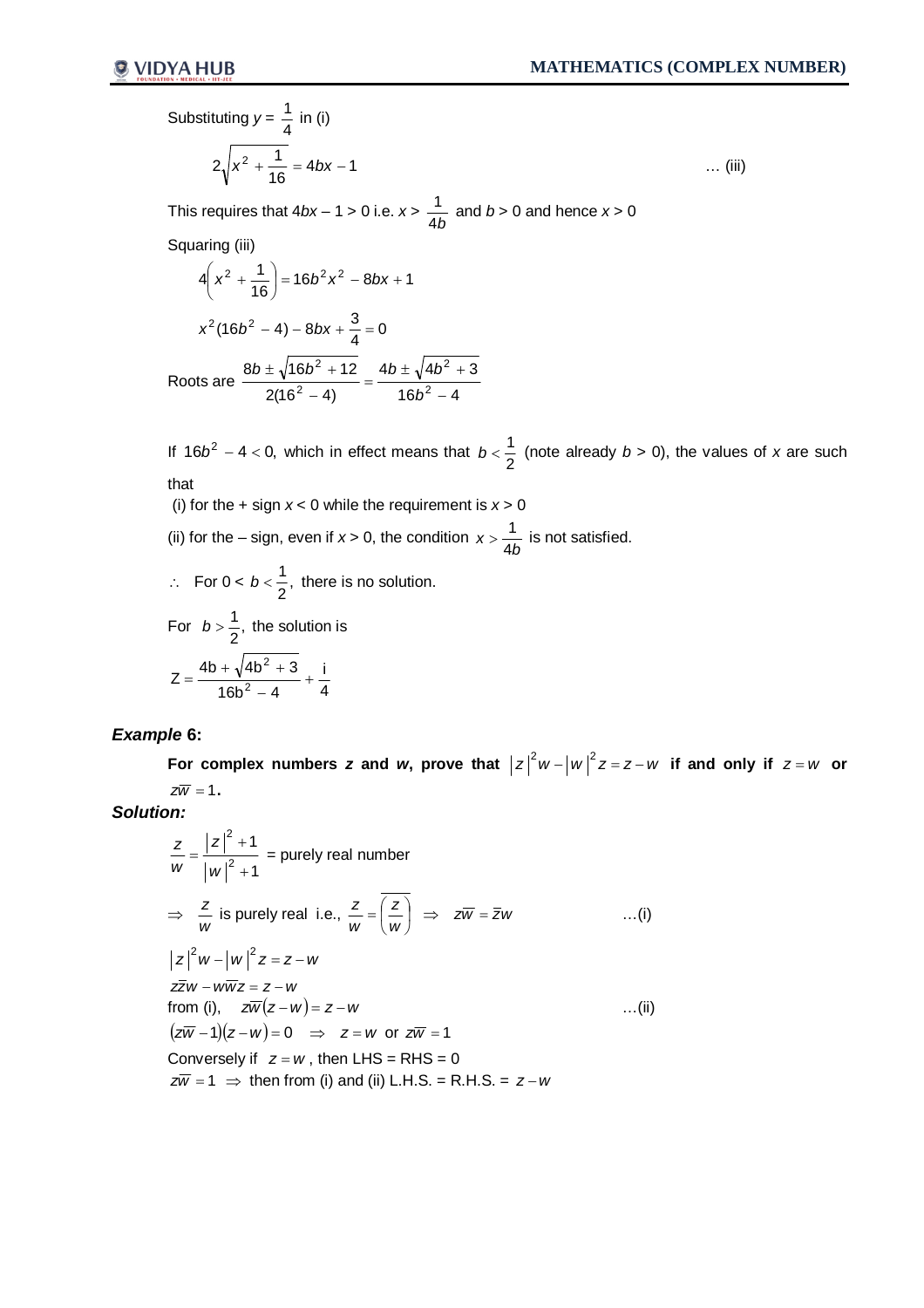Substituting $y = \frac{1}{4}$ in (i)

$$2\sqrt{x^2 + \frac{1}{16}} = 4bx - 1 \qquad \text{... (iii)}$$

This requires that $4bx - 1 > 0$ i.e. $x > \frac{1}{4b}$ and $b > 0$ and hence $x > 0$

Squaring (iii)

$$4\left(x^2 + \frac{1}{16}\right) = 16b^2x^2 - 8bx + 1$$

$$x^2(16b^2 - 4) - 8bx + \frac{3}{4} = 0$$

Roots are $\frac{8b \pm \sqrt{16b^2 + 12}}{2(16^2 - 4)} = \frac{4b \pm \sqrt{4b^2 + 3}}{16b^2 - 4}$

If $16b^2 - 4 < 0$, which in effect means that $b < \frac{1}{2}$ (note already $b > 0$), the values of $x$ are such that

(i) for the + sign $x < 0$ while the requirement is $x > 0$

(ii) for the – sign, even if $x > 0$, the condition $x > \frac{1}{4b}$ is not satisfied.

$\therefore$ For $0 < b < \frac{1}{2}$, there is no solution.

For $b > \frac{1}{2}$, the solution is

$$Z = \frac{4b + \sqrt{4b^2 + 3}}{16b^2 - 4} + \frac{i}{4}$$

### *Example* 6:

**For complex numbers *z* and *w*, prove that $|z|^2 w - |w|^2 z = z - w$ if and only if $z = w$ or $z\overline{w} = 1$.**

***Solution:***

$$\frac{z}{w} = \frac{|z|^2 + 1}{|w|^2 + 1} = \text{purely real number}$$

$\Rightarrow$ $\frac{z}{w}$ is purely real i.e., $\frac{z}{w} = \overline{\left(\frac{z}{w}\right)}$ $\Rightarrow$ $z\overline{w} = \overline{z}w$ …(i)

$|z|^2 w - |w|^2 z = z - w$

$z\overline{z}w - w\overline{w}z = z - w$

from (i), $z\overline{w}(z - w) = z - w$ …(ii)

$(z\overline{w} - 1)(z - w) = 0 \quad \Rightarrow \quad z = w$ or $z\overline{w} = 1$

Conversely if $z = w$, then LHS = RHS = 0

$z\overline{w} = 1 \Rightarrow$ then from (i) and (ii) L.H.S. = R.H.S. = $z - w$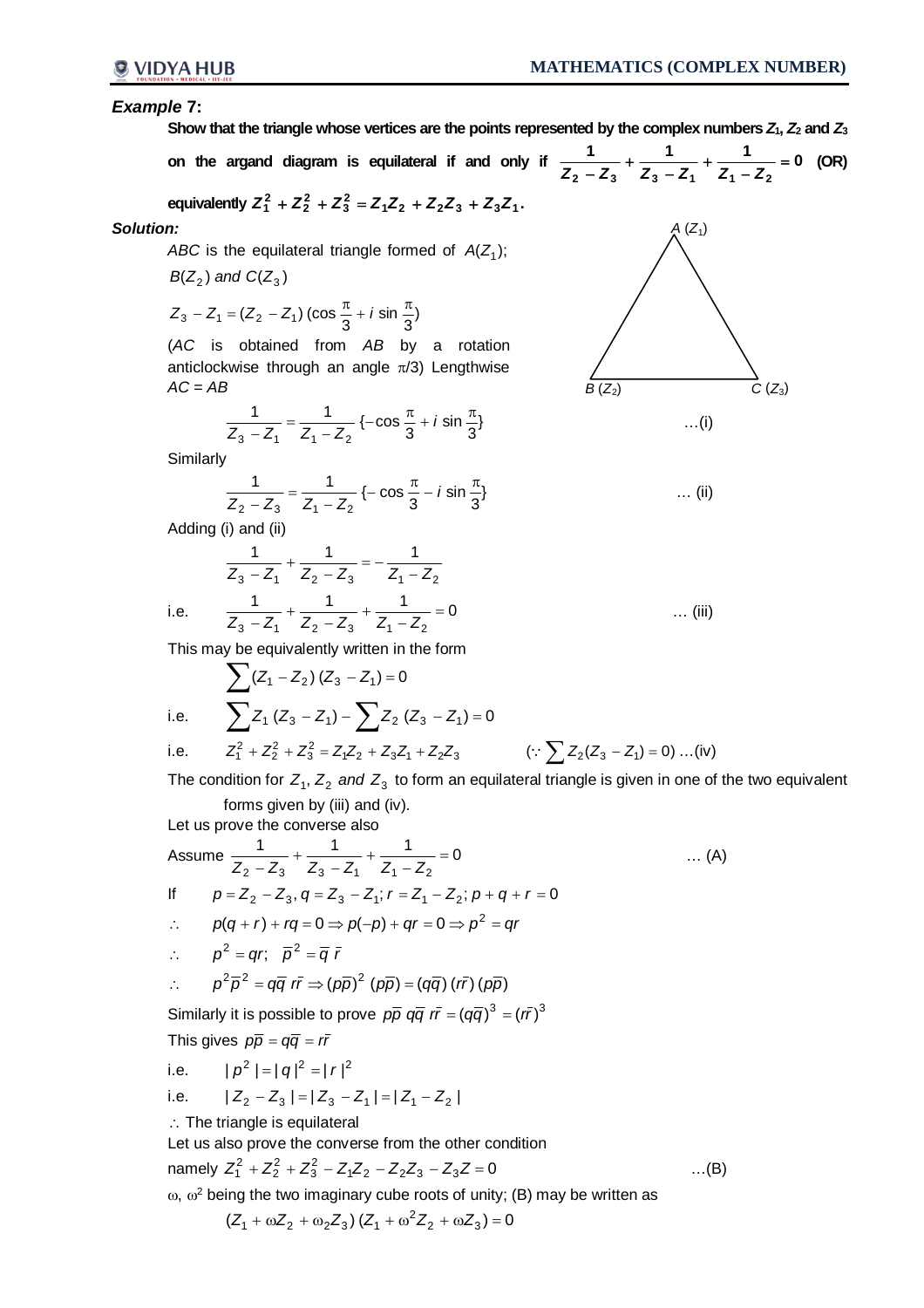***Example* 7:**

**Show that the triangle whose vertices are the points represented by the complex numbers $Z_1$, $Z_2$ and $Z_3$ on the argand diagram is equilateral if and only if $\dfrac{1}{Z_2 - Z_3} + \dfrac{1}{Z_3 - Z_1} + \dfrac{1}{Z_1 - Z_2} = 0$ (OR) equivalently $Z_1^2 + Z_2^2 + Z_3^2 = Z_1Z_2 + Z_2Z_3 + Z_3Z_1$.**

***Solution:***

$ABC$ is the equilateral triangle formed of $A(Z_1)$; $B(Z_2)$ *and* $C(Z_3)$

A ($Z_1$)
B ($Z_2$)
C ($Z_3$)

$$Z_3 - Z_1 = (Z_2 - Z_1)\left(\cos\frac{\pi}{3} + i\sin\frac{\pi}{3}\right)$$

($AC$ is obtained from $AB$ by a rotation anticlockwise through an angle $\pi/3$) Lengthwise $AC = AB$

$$\frac{1}{Z_3 - Z_1} = \frac{1}{Z_1 - Z_2}\left\{-\cos\frac{\pi}{3} + i\sin\frac{\pi}{3}\right\} \quad \text{…(i)}$$

Similarly

$$\frac{1}{Z_2 - Z_3} = \frac{1}{Z_1 - Z_2}\left\{-\cos\frac{\pi}{3} - i\sin\frac{\pi}{3}\right\} \quad \text{… (ii)}$$

Adding (i) and (ii)

$$\frac{1}{Z_3 - Z_1} + \frac{1}{Z_2 - Z_3} = -\frac{1}{Z_1 - Z_2}$$

i.e. $$\frac{1}{Z_3 - Z_1} + \frac{1}{Z_2 - Z_3} + \frac{1}{Z_1 - Z_2} = 0 \quad \text{… (iii)}$$

This may be equivalently written in the form

$$\sum (Z_1 - Z_2)(Z_3 - Z_1) = 0$$

i.e. $$\sum Z_1(Z_3 - Z_1) - \sum Z_2(Z_3 - Z_1) = 0$$

i.e. $$Z_1^2 + Z_2^2 + Z_3^2 = Z_1Z_2 + Z_3Z_1 + Z_2Z_3 \qquad \left(\because \sum Z_2(Z_3 - Z_1) = 0\right) \text{…(iv)}$$

The condition for $Z_1, Z_2$ *and* $Z_3$ to form an equilateral triangle is given in one of the two equivalent forms given by (iii) and (iv).

Let us prove the converse also

Assume $$\frac{1}{Z_2 - Z_3} + \frac{1}{Z_3 - Z_1} + \frac{1}{Z_1 - Z_2} = 0 \quad \text{… (A)}$$

If $\quad p = Z_2 - Z_3, q = Z_3 - Z_1; r = Z_1 - Z_2; p + q + r = 0$

$\therefore \quad p(q + r) + rq = 0 \Rightarrow p(-p) + qr = 0 \Rightarrow p^2 = qr$

$\therefore \quad p^2 = qr; \;\; \bar{p}^2 = \bar{q}\,\bar{r}$

$\therefore \quad p^2\bar{p}^2 = q\bar{q}\,r\bar{r} \Rightarrow (p\bar{p})^2\,(p\bar{p}) = (q\bar{q})\,(r\bar{r})\,(p\bar{p})$

Similarly it is possible to prove $p\bar{p}\,q\bar{q}\,r\bar{r} = (q\bar{q})^3 = (r\bar{r})^3$

This gives $p\bar{p} = q\bar{q} = r\bar{r}$

i.e. $\quad |p^2| = |q|^2 = |r|^2$

i.e. $\quad |Z_2 - Z_3| = |Z_3 - Z_1| = |Z_1 - Z_2|$

$\therefore$ The triangle is equilateral

Let us also prove the converse from the other condition

namely $Z_1^2 + Z_2^2 + Z_3^2 - Z_1Z_2 - Z_2Z_3 - Z_3Z = 0 \quad \text{…(B)}$

$\omega$, $\omega^2$ being the two imaginary cube roots of unity; (B) may be written as

$$(Z_1 + \omega Z_2 + \omega_2 Z_3)(Z_1 + \omega^2 Z_2 + \omega Z_3) = 0$$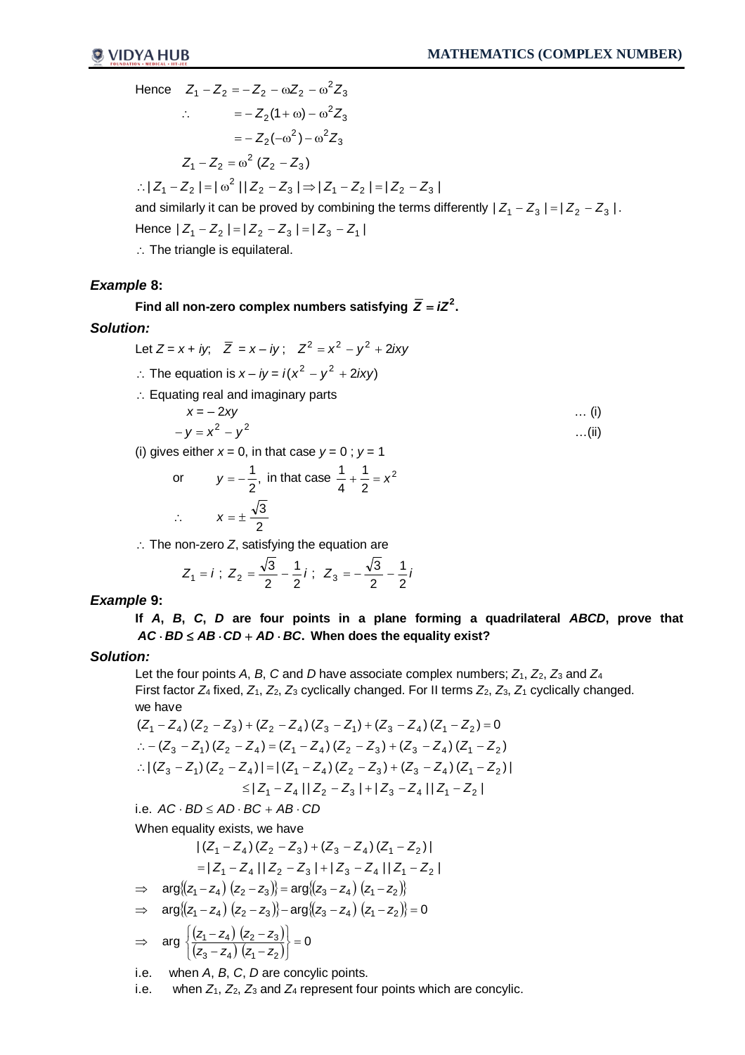Hence $\quad Z_1 - Z_2 = -Z_2 - \omega Z_2 - \omega^2 Z_3$

$\therefore \quad = -Z_2(1+\omega) - \omega^2 Z_3$

$= -Z_2(-\omega^2) - \omega^2 Z_3$

$Z_1 - Z_2 = \omega^2 (Z_2 - Z_3)$

$\therefore |Z_1 - Z_2| = |\omega^2||Z_2 - Z_3| \Rightarrow |Z_1 - Z_2| = |Z_2 - Z_3|$

and similarly it can be proved by combining the terms differently $|Z_1 - Z_3| = |Z_2 - Z_3|$.

Hence $|Z_1 - Z_2| = |Z_2 - Z_3| = |Z_3 - Z_1|$

$\therefore$ The triangle is equilateral.

### *Example* 8:

**Find all non-zero complex numbers satisfying $\bar{Z} = iZ^2$.**

### *Solution:*

Let $Z = x + iy$; $\quad \bar{Z} = x - iy$; $\quad Z^2 = x^2 - y^2 + 2ixy$

$\therefore$ The equation is $x - iy = i(x^2 - y^2 + 2ixy)$

$\therefore$ Equating real and imaginary parts

$$x = -2xy \qquad \text{… (i)}$$

$$-y = x^2 - y^2 \qquad \text{…(ii)}$$

(i) gives either $x = 0$, in that case $y = 0$ ; $y = 1$

or $\quad y = -\frac{1}{2}$, in that case $\frac{1}{4} + \frac{1}{2} = x^2$

$\therefore \quad x = \pm \frac{\sqrt{3}}{2}$

$\therefore$ The non-zero $Z$, satisfying the equation are

$$Z_1 = i \; ; \; Z_2 = \frac{\sqrt{3}}{2} - \frac{1}{2}i \; ; \; Z_3 = -\frac{\sqrt{3}}{2} - \frac{1}{2}i$$

### *Example* 9:

**If *A*, *B*, *C*, *D* are four points in a plane forming a quadrilateral *ABCD*, prove that $AC \cdot BD \le AB \cdot CD + AD \cdot BC$. When does the equality exist?**

### *Solution:*

Let the four points *A*, *B*, *C* and *D* have associate complex numbers; $Z_1$, $Z_2$, $Z_3$ and $Z_4$

First factor $Z_4$ fixed, $Z_1$, $Z_2$, $Z_3$ cyclically changed. For II terms $Z_2$, $Z_3$, $Z_1$ cyclically changed.

we have

$$(Z_1 - Z_4)(Z_2 - Z_3) + (Z_2 - Z_4)(Z_3 - Z_1) + (Z_3 - Z_4)(Z_1 - Z_2) = 0$$

$$\therefore -(Z_3 - Z_1)(Z_2 - Z_4) = (Z_1 - Z_4)(Z_2 - Z_3) + (Z_3 - Z_4)(Z_1 - Z_2)$$

$$\therefore |(Z_3 - Z_1)(Z_2 - Z_4)| = |(Z_1 - Z_4)(Z_2 - Z_3) + (Z_3 - Z_4)(Z_1 - Z_2)|$$

$$\le |Z_1 - Z_4||Z_2 - Z_3| + |Z_3 - Z_4||Z_1 - Z_2|$$

i.e. $AC \cdot BD \le AD \cdot BC + AB \cdot CD$

When equality exists, we have

$$|(Z_1 - Z_4)(Z_2 - Z_3) + (Z_3 - Z_4)(Z_1 - Z_2)|$$

$$= |Z_1 - Z_4||Z_2 - Z_3| + |Z_3 - Z_4||Z_1 - Z_2|$$

$\Rightarrow \quad \arg\{(z_1 - z_4)(z_2 - z_3)\} = \arg\{(z_3 - z_4)(z_1 - z_2)\}$

$\Rightarrow \quad \arg\{(z_1 - z_4)(z_2 - z_3)\} - \arg\{(z_3 - z_4)(z_1 - z_2)\} = 0$

$\Rightarrow \quad \arg\left\{\frac{(z_1 - z_4)(z_2 - z_3)}{(z_3 - z_4)(z_1 - z_2)}\right\} = 0$

i.e. $\quad$ when *A*, *B*, *C*, *D* are concylic points.

i.e. $\quad$ when $Z_1$, $Z_2$, $Z_3$ and $Z_4$ represent four points which are concylic.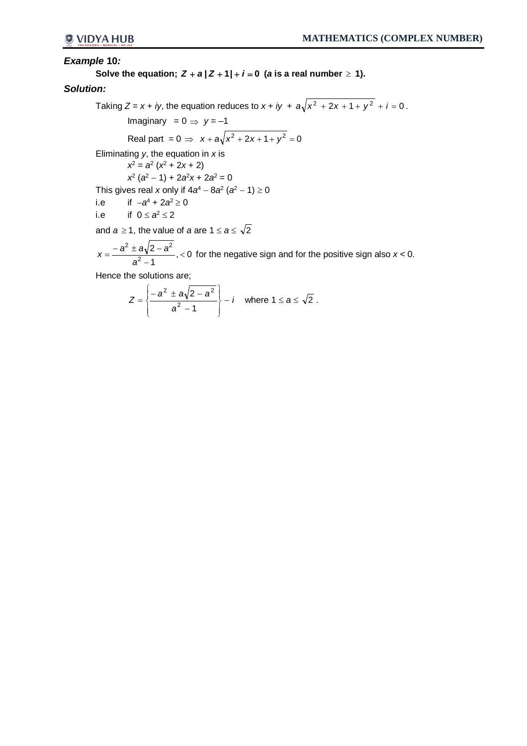***Example* 10*:***

**Solve the equation; $Z + a\,|Z+1| + i = 0$ ($a$ is a real number $\geq$ 1).**

***Solution:***

Taking $Z = x + iy$, the equation reduces to $x + iy + a\sqrt{x^2 + 2x + 1 + y^2} + i = 0$.

Imaginary $= 0 \Rightarrow y = -1$

Real part $= 0 \Rightarrow x + a\sqrt{x^2 + 2x + 1 + y^2} = 0$

Eliminating $y$, the equation in $x$ is

$x^2 = a^2(x^2 + 2x + 2)$

$x^2(a^2 - 1) + 2a^2x + 2a^2 = 0$

This gives real $x$ only if $4a^4 - 8a^2(a^2 - 1) \geq 0$

i.e if $-a^4 + 2a^2 \geq 0$

i.e if $0 \leq a^2 \leq 2$

and $a \geq 1$, the value of $a$ are $1 \leq a \leq \sqrt{2}$

$x = \dfrac{-a^2 \pm a\sqrt{2 - a^2}}{a^2 - 1}, < 0$ for the negative sign and for the positive sign also $x < 0$.

Hence the solutions are;

$$Z = \left\{\frac{-a^2 \pm a\sqrt{2 - a^2}}{a^2 - 1}\right\} - i \quad \text{where } 1 \leq a \leq \sqrt{2}.$$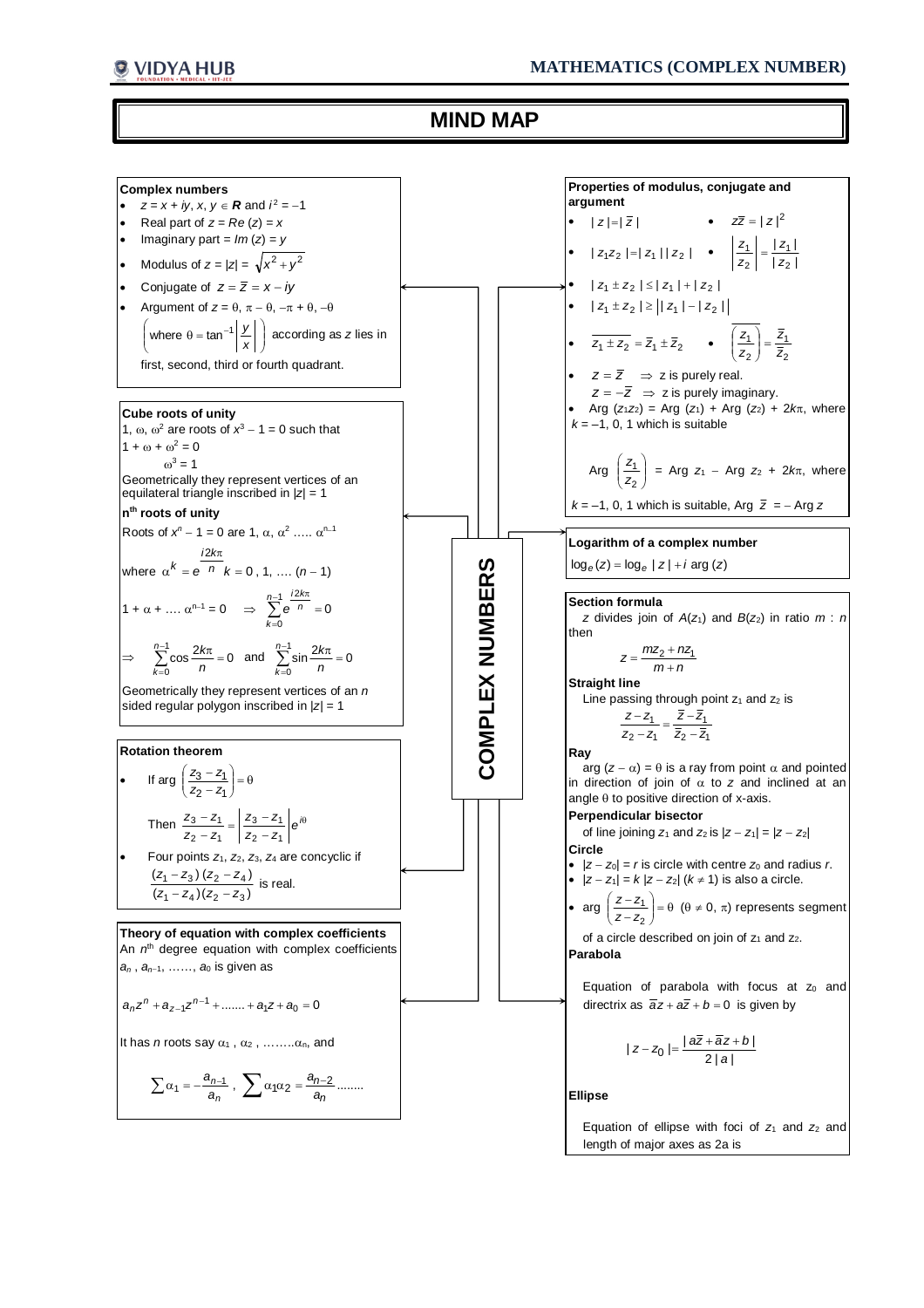# MIND MAP

## COMPLEX NUMBERS

### Complex numbers

- $z = x + iy$, $x, y \in \boldsymbol{R}$ and $i^2 = -1$
- Real part of $z = Re(z) = x$
- Imaginary part $= Im(z) = y$
- Modulus of $z = |z| = \sqrt{x^2 + y^2}$
- Conjugate of $z = \bar{z} = x - iy$
- Argument of $z = \theta, \pi - \theta, -\pi + \theta, -\theta$

  $\left(\text{where } \theta = \tan^{-1}\left|\frac{y}{x}\right|\right)$ according as $z$ lies in first, second, third or fourth quadrant.

### Cube roots of unity

1, $\omega$, $\omega^2$ are roots of $x^3 - 1 = 0$ such that

$1 + \omega + \omega^2 = 0$

$\omega^3 = 1$

Geometrically they represent vertices of an equilateral triangle inscribed in $|z| = 1$

**$n^{th}$ roots of unity**

Roots of $x^n - 1 = 0$ are 1, $\alpha$, $\alpha^2$ ….. $\alpha^{n-1}$

where $\alpha^k = e^{\frac{i2k\pi}{n}}$ $k = 0, 1, \ldots. (n-1)$

$1 + \alpha + \ldots. \alpha^{n-1} = 0 \quad \Rightarrow \sum_{k=0}^{n-1} e^{\frac{i2k\pi}{n}} = 0$

$\Rightarrow \sum_{k=0}^{n-1} \cos\frac{2k\pi}{n} = 0$ and $\sum_{k=0}^{n-1} \sin\frac{2k\pi}{n} = 0$

Geometrically they represent vertices of an $n$ sided regular polygon inscribed in $|z| = 1$

### Rotation theorem

- If $\arg\left(\frac{z_3 - z_1}{z_2 - z_1}\right) = \theta$

  Then $\frac{z_3 - z_1}{z_2 - z_1} = \left|\frac{z_3 - z_1}{z_2 - z_1}\right| e^{i\theta}$
- Four points $z_1$, $z_2$, $z_3$, $z_4$ are concyclic if $\frac{(z_1 - z_3)(z_2 - z_4)}{(z_1 - z_4)(z_2 - z_3)}$ is real.

### Theory of equation with complex coefficients

An $n^{th}$ degree equation with complex coefficients $a_n$, $a_{n-1}$, ……, $a_0$ is given as

$$a_n z^n + a_{z-1} z^{n-1} + \ldots\ldots. + a_1 z + a_0 = 0$$

It has $n$ roots say $\alpha_1$, $\alpha_2$, ……..$\alpha_n$, and

$$\sum \alpha_1 = -\frac{a_{n-1}}{a_n}, \quad \sum \alpha_1\alpha_2 = \frac{a_{n-2}}{a_n} \ldots\ldots..$$

### Properties of modulus, conjugate and argument

- $|z| = |\bar{z}|$ &nbsp;&nbsp;&nbsp; • $z\bar{z} = |z|^2$
- $|z_1 z_2| = |z_1||z_2|$ &nbsp;&nbsp;&nbsp; • $\left|\frac{z_1}{z_2}\right| = \frac{|z_1|}{|z_2|}$
- $|z_1 \pm z_2| \le |z_1| + |z_2|$
- $|z_1 \pm z_2| \ge \big||z_1| - |z_2|\big|$
- $\overline{z_1 \pm z_2} = \bar{z}_1 \pm \bar{z}_2$ &nbsp;&nbsp;&nbsp; • $\overline{\left(\frac{z_1}{z_2}\right)} = \frac{\bar{z}_1}{\bar{z}_2}$
- $z = \bar{z} \Rightarrow$ z is purely real.

  $z = -\bar{z} \Rightarrow$ z is purely imaginary.
- Arg $(z_1 z_2)$ = Arg $(z_1)$ + Arg $(z_2)$ + $2k\pi$, where $k = -1, 0, 1$ which is suitable

  Arg $\left(\frac{z_1}{z_2}\right)$ = Arg $z_1$ – Arg $z_2$ + $2k\pi$, where $k = -1, 0, 1$ which is suitable, Arg $\bar{z}$ = – Arg $z$

### Logarithm of a complex number

$\log_e(z) = \log_e|z| + i\arg(z)$

### Section formula

$z$ divides join of $A(z_1)$ and $B(z_2)$ in ratio $m : n$ then

$$z = \frac{mz_2 + nz_1}{m + n}$$

**Straight line**

Line passing through point $z_1$ and $z_2$ is

$$\frac{z - z_1}{z_2 - z_1} = \frac{\bar{z} - \bar{z}_1}{\bar{z}_2 - \bar{z}_1}$$

**Ray**

arg $(z - \alpha) = \theta$ is a ray from point $\alpha$ and pointed in direction of join of $\alpha$ to $z$ and inclined at an angle $\theta$ to positive direction of x-axis.

**Perpendicular bisector**

of line joining $z_1$ and $z_2$ is $|z - z_1| = |z - z_2|$

**Circle**

- $|z - z_0| = r$ is circle with centre $z_0$ and radius $r$.
- $|z - z_1| = k|z - z_2|$ $(k \ne 1)$ is also a circle.
- arg $\left(\frac{z - z_1}{z - z_2}\right) = \theta$ $(\theta \ne 0, \pi)$ represents segment of a circle described on join of $z_1$ and $z_2$.

**Parabola**

Equation of parabola with focus at $z_0$ and directrix as $\bar{a}z + a\bar{z} + b = 0$ is given by

$$|z - z_0| = \frac{|a\bar{z} + \bar{a}z + b|}{2|a|}$$

**Ellipse**

Equation of ellipse with foci of $z_1$ and $z_2$ and length of major axes as 2a is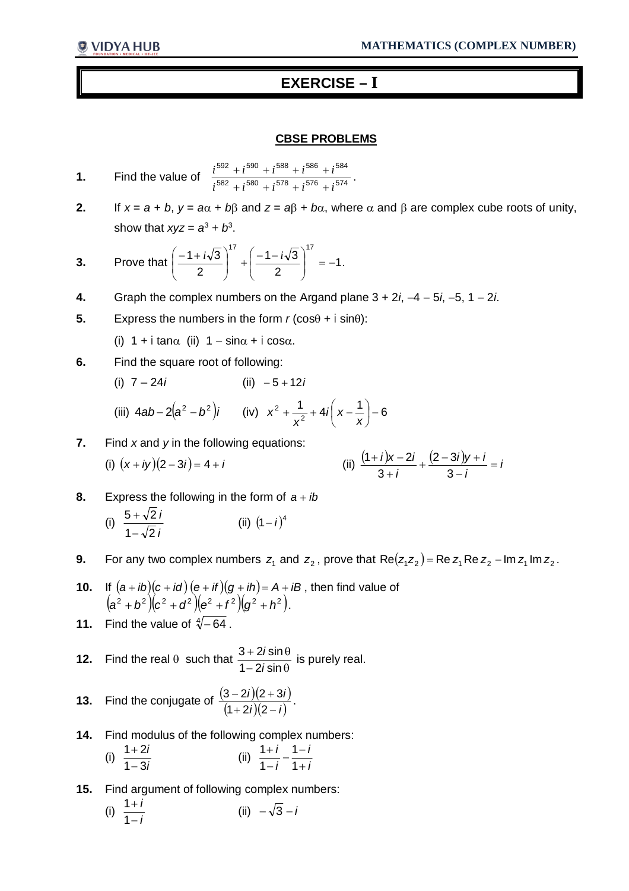# EXERCISE – I

## CBSE PROBLEMS

**1.** Find the value of $\dfrac{i^{592}+i^{590}+i^{588}+i^{586}+i^{584}}{i^{582}+i^{580}+i^{578}+i^{576}+i^{574}}$.

**2.** If $x = a + b$, $y = a\alpha + b\beta$ and $z = a\beta + b\alpha$, where $\alpha$ and $\beta$ are complex cube roots of unity, show that $xyz = a^3 + b^3$.

**3.** Prove that $\left(\dfrac{-1+i\sqrt{3}}{2}\right)^{17}+\left(\dfrac{-1-i\sqrt{3}}{2}\right)^{17}=-1$.

**4.** Graph the complex numbers on the Argand plane $3 + 2i$, $-4 - 5i$, $-5$, $1 - 2i$.

**5.** Express the numbers in the form $r(\cos\theta + i\sin\theta)$:

(i) $1 + i\tan\alpha$ (ii) $1 - \sin\alpha + i\cos\alpha$.

**6.** Find the square root of following:

(i) $7 - 24i$ (ii) $-5 + 12i$

(iii) $4ab - 2\left(a^2 - b^2\right)i$ (iv) $x^2 + \dfrac{1}{x^2} + 4i\left(x - \dfrac{1}{x}\right) - 6$

**7.** Find $x$ and $y$ in the following equations:

(i) $(x + iy)(2 - 3i) = 4 + i$ (ii) $\dfrac{(1+i)x - 2i}{3+i} + \dfrac{(2-3i)y + i}{3-i} = i$

**8.** Express the following in the form of $a + ib$

(i) $\dfrac{5+\sqrt{2}\,i}{1-\sqrt{2}\,i}$ (ii) $(1-i)^4$

**9.** For any two complex numbers $z_1$ and $z_2$, prove that $\operatorname{Re}(z_1 z_2) = \operatorname{Re} z_1 \operatorname{Re} z_2 - \operatorname{Im} z_1 \operatorname{Im} z_2$.

**10.** If $(a+ib)(c+id)(e+if)(g+ih) = A + iB$, then find value of $\left(a^2+b^2\right)\left(c^2+d^2\right)\left(e^2+f^2\right)\left(g^2+h^2\right)$.

**11.** Find the value of $\sqrt[4]{-64}$.

**12.** Find the real $\theta$ such that $\dfrac{3+2i\sin\theta}{1-2i\sin\theta}$ is purely real.

**13.** Find the conjugate of $\dfrac{(3-2i)(2+3i)}{(1+2i)(2-i)}$.

**14.** Find modulus of the following complex numbers:

(i) $\dfrac{1+2i}{1-3i}$ (ii) $\dfrac{1+i}{1-i} - \dfrac{1-i}{1+i}$

**15.** Find argument of following complex numbers:

(i) $\dfrac{1+i}{1-i}$ (ii) $-\sqrt{3} - i$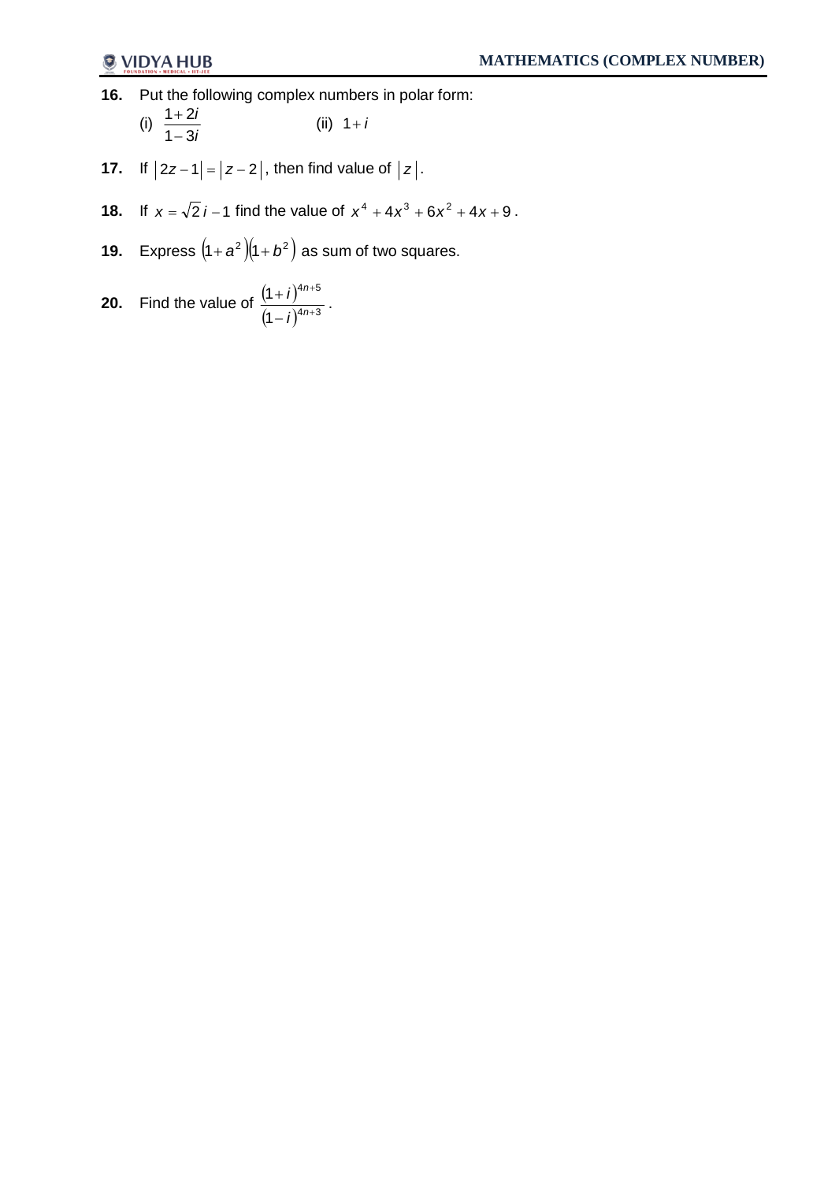**16.** Put the following complex numbers in polar form:

(i) $\frac{1+2i}{1-3i}$ (ii) $1+i$

**17.** If $|2z-1| = |z-2|$, then find value of $|z|$.

**18.** If $x = \sqrt{2}\,i - 1$ find the value of $x^4 + 4x^3 + 6x^2 + 4x + 9$.

**19.** Express $(1+a^2)(1+b^2)$ as sum of two squares.

**20.** Find the value of $\frac{(1+i)^{4n+5}}{(1-i)^{4n+3}}$.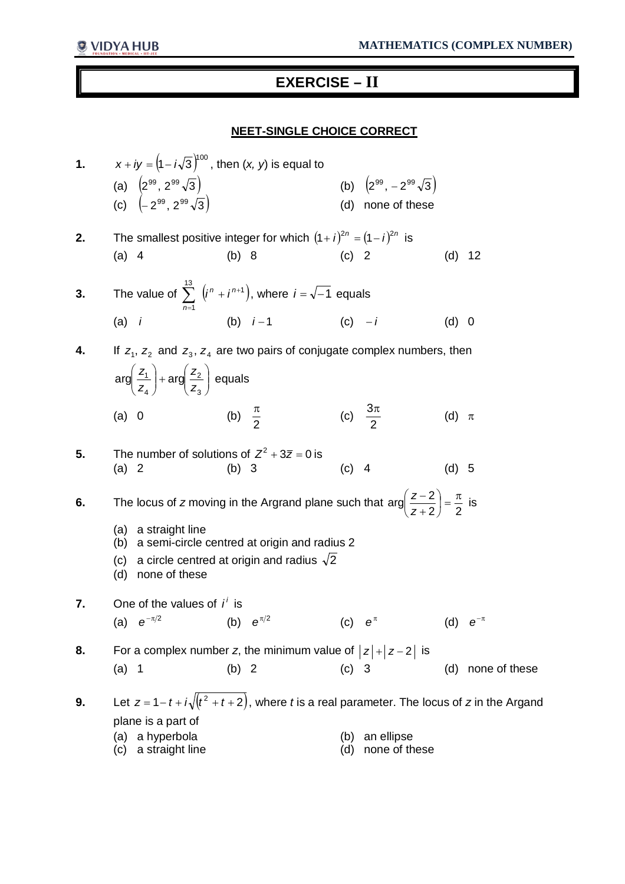# EXERCISE – II

## NEET-SINGLE CHOICE CORRECT

**1.** $x + iy = \left(1 - i\sqrt{3}\right)^{100}$, then (*x, y*) is equal to

(a) $\left(2^{99},\ 2^{99}\sqrt{3}\right)$ (b) $\left(2^{99},\ -2^{99}\sqrt{3}\right)$

(c) $\left(-2^{99},\ 2^{99}\sqrt{3}\right)$ (d) none of these

**2.** The smallest positive integer for which $(1+i)^{2n} = (1-i)^{2n}$ is

(a) 4 (b) 8 (c) 2 (d) 12

**3.** The value of $\sum_{n=1}^{13}\left(i^n + i^{n+1}\right)$, where $i = \sqrt{-1}$ equals

(a) $i$ (b) $i - 1$ (c) $-i$ (d) 0

**4.** If $z_1, z_2$ and $z_3, z_4$ are two pairs of conjugate complex numbers, then $\arg\left(\dfrac{z_1}{z_4}\right) + \arg\left(\dfrac{z_2}{z_3}\right)$ equals

(a) 0 (b) $\dfrac{\pi}{2}$ (c) $\dfrac{3\pi}{2}$ (d) $\pi$

**5.** The number of solutions of $Z^2 + 3\bar{z} = 0$ is

(a) 2 (b) 3 (c) 4 (d) 5

**6.** The locus of *z* moving in the Argrand plane such that $\arg\left(\dfrac{z-2}{z+2}\right) = \dfrac{\pi}{2}$ is

(a) a straight line
(b) a semi-circle centred at origin and radius 2
(c) a circle centred at origin and radius $\sqrt{2}$
(d) none of these

**7.** One of the values of $i^i$ is

(a) $e^{-\pi/2}$ (b) $e^{\pi/2}$ (c) $e^{\pi}$ (d) $e^{-\pi}$

**8.** For a complex number *z*, the minimum value of $|z| + |z-2|$ is

(a) 1 (b) 2 (c) 3 (d) none of these

**9.** Let $z = 1 - t + i\sqrt{\left(t^2 + t + 2\right)}$, where *t* is a real parameter. The locus of *z* in the Argand plane is a part of

(a) a hyperbola (b) an ellipse
(c) a straight line (d) none of these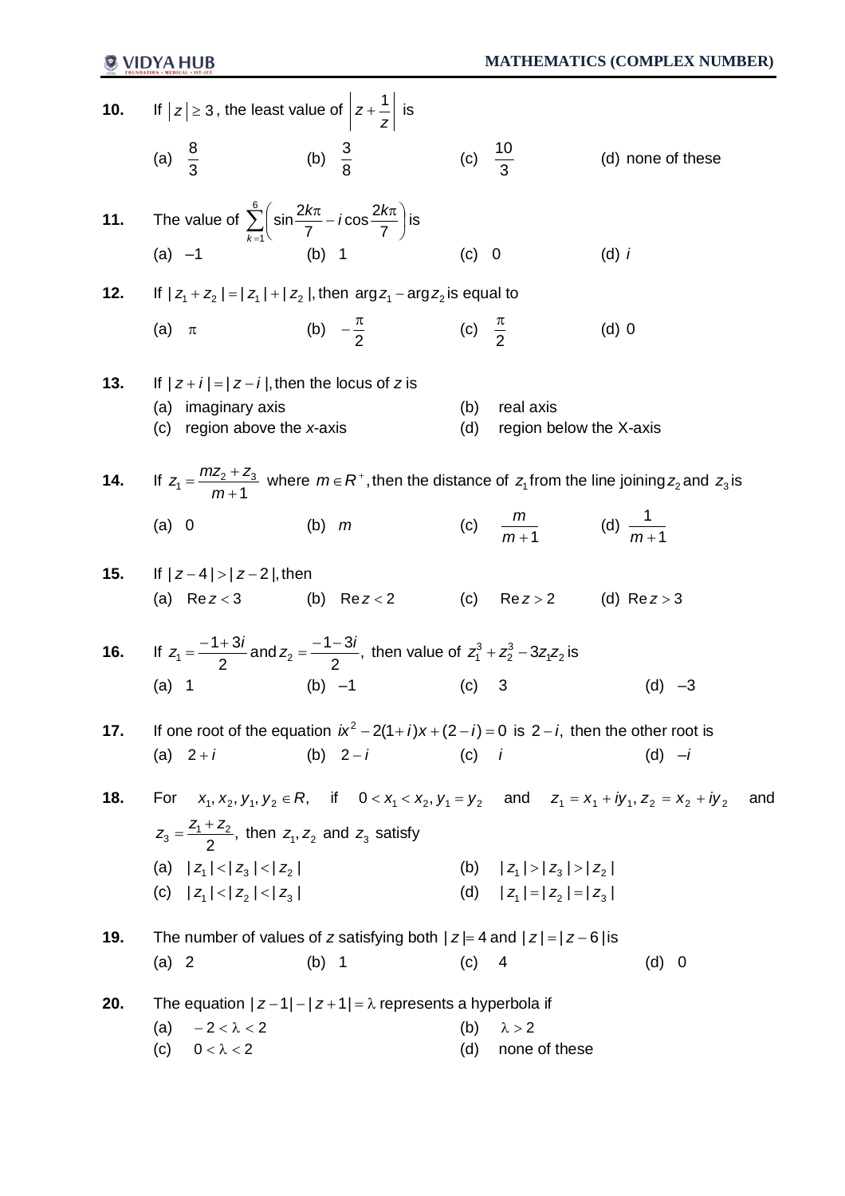**10.** If $|z| \geq 3$, the least value of $\left|z + \frac{1}{z}\right|$ is

(a) $\frac{8}{3}$ (b) $\frac{3}{8}$ (c) $\frac{10}{3}$ (d) none of these

**11.** The value of $\sum_{k=1}^{6}\left(\sin\frac{2k\pi}{7} - i\cos\frac{2k\pi}{7}\right)$ is

(a) –1 (b) 1 (c) 0 (d) $i$

**12.** If $|z_1 + z_2| = |z_1| + |z_2|$, then $\arg z_1 - \arg z_2$ is equal to

(a) $\pi$ (b) $-\frac{\pi}{2}$ (c) $\frac{\pi}{2}$ (d) 0

**13.** If $|z + i| = |z - i|$, then the locus of $z$ is

(a) imaginary axis (b) real axis

(c) region above the $x$-axis (d) region below the X-axis

**14.** If $z_1 = \frac{mz_2 + z_3}{m+1}$ where $m \in R^+$, then the distance of $z_1$ from the line joining $z_2$ and $z_3$ is

(a) 0 (b) $m$ (c) $\frac{m}{m+1}$ (d) $\frac{1}{m+1}$

**15.** If $|z - 4| > |z - 2|$, then

(a) $\text{Re}\, z < 3$ (b) $\text{Re}\, z < 2$ (c) $\text{Re}\, z > 2$ (d) $\text{Re}\, z > 3$

**16.** If $z_1 = \frac{-1+3i}{2}$ and $z_2 = \frac{-1-3i}{2}$, then value of $z_1^3 + z_2^3 - 3z_1z_2$ is

(a) 1 (b) –1 (c) 3 (d) –3

**17.** If one root of the equation $ix^2 - 2(1+i)x + (2-i) = 0$ is $2 - i$, then the other root is

(a) $2 + i$ (b) $2 - i$ (c) $i$ (d) $-i$

**18.** For $x_1, x_2, y_1, y_2 \in R$, if $0 < x_1 < x_2, y_1 = y_2$ and $z_1 = x_1 + iy_1, z_2 = x_2 + iy_2$ and $z_3 = \frac{z_1 + z_2}{2}$, then $z_1, z_2$ and $z_3$ satisfy

(a) $|z_1| < |z_3| < |z_2|$ (b) $|z_1| > |z_3| > |z_2|$

(c) $|z_1| < |z_2| < |z_3|$ (d) $|z_1| = |z_2| = |z_3|$

**19.** The number of values of $z$ satisfying both $|z| = 4$ and $|z| = |z - 6|$ is

(a) 2 (b) 1 (c) 4 (d) 0

**20.** The equation $|z - 1| - |z + 1| = \lambda$ represents a hyperbola if

(a) $-2 < \lambda < 2$ (b) $\lambda > 2$

(c) $0 < \lambda < 2$ (d) none of these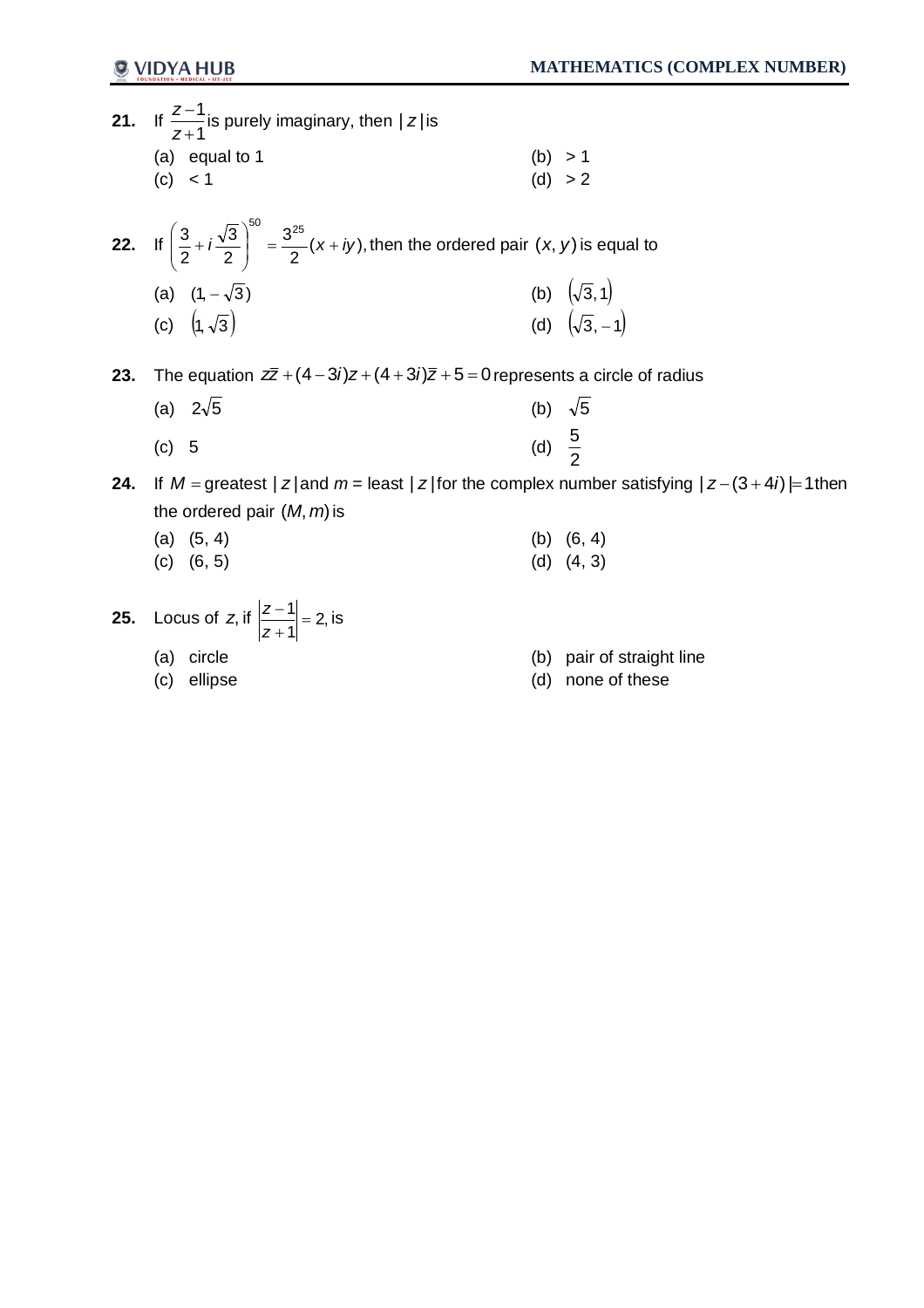**21.** If $\dfrac{z-1}{z+1}$ is purely imaginary, then $|z|$ is

(a) equal to 1  
(b) $> 1$  
(c) $< 1$  
(d) $> 2$

**22.** If $\left(\dfrac{3}{2}+i\dfrac{\sqrt{3}}{2}\right)^{50} = \dfrac{3^{25}}{2}(x+iy)$, then the ordered pair $(x, y)$ is equal to

(a) $(1, -\sqrt{3})$  
(b) $(\sqrt{3}, 1)$  
(c) $(1, \sqrt{3})$  
(d) $(\sqrt{3}, -1)$

**23.** The equation $z\bar{z} + (4-3i)z + (4+3i)\bar{z} + 5 = 0$ represents a circle of radius

(a) $2\sqrt{5}$  
(b) $\sqrt{5}$  
(c) 5  
(d) $\dfrac{5}{2}$

**24.** If $M =$ greatest $|z|$ and $m =$ least $|z|$ for the complex number satisfying $|z-(3+4i)| = 1$ then the ordered pair $(M, m)$ is

(a) (5, 4)  
(b) (6, 4)  
(c) (6, 5)  
(d) (4, 3)

**25.** Locus of $z$, if $\left|\dfrac{z-1}{z+1}\right| = 2$, is

(a) circle  
(b) pair of straight line  
(c) ellipse  
(d) none of these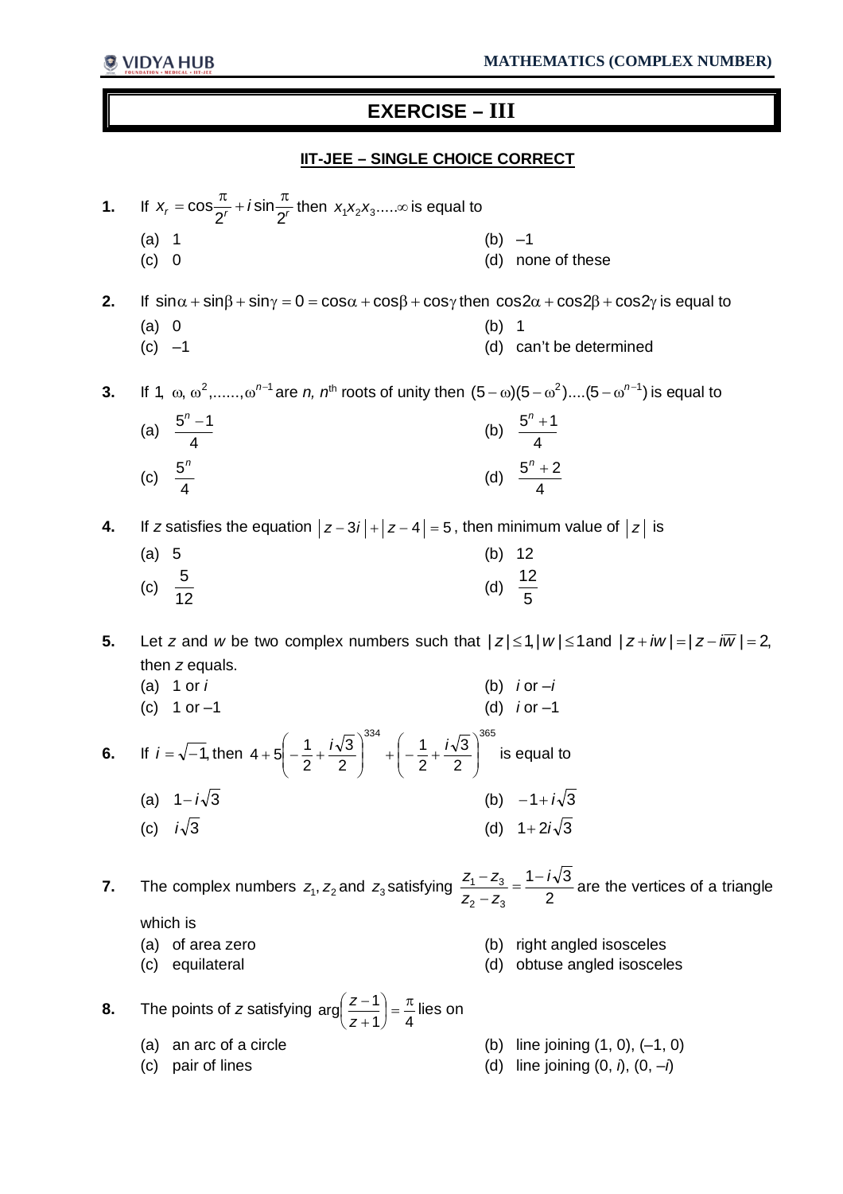# EXERCISE – III

## IIT-JEE – SINGLE CHOICE CORRECT

**1.** If $x_r = \cos\frac{\pi}{2^r} + i\sin\frac{\pi}{2^r}$ then $x_1 x_2 x_3 .....\infty$ is equal to

(a) 1 (b) –1
(c) 0 (d) none of these

**2.** If $\sin\alpha + \sin\beta + \sin\gamma = 0 = \cos\alpha + \cos\beta + \cos\gamma$ then $\cos 2\alpha + \cos 2\beta + \cos 2\gamma$ is equal to

(a) 0 (b) 1
(c) –1 (d) can't be determined

**3.** If $1, \omega, \omega^2, ......, \omega^{n-1}$ are $n$, $n^{\text{th}}$ roots of unity then $(5-\omega)(5-\omega^2)....(5-\omega^{n-1})$ is equal to

(a) $\frac{5^n - 1}{4}$ (b) $\frac{5^n + 1}{4}$
(c) $\frac{5^n}{4}$ (d) $\frac{5^n + 2}{4}$

**4.** If $z$ satisfies the equation $|z - 3i| + |z - 4| = 5$, then minimum value of $|z|$ is

(a) 5 (b) 12
(c) $\frac{5}{12}$ (d) $\frac{12}{5}$

**5.** Let $z$ and $w$ be two complex numbers such that $|z| \le 1, |w| \le 1$ and $|z + iw| = |z - i\overline{w}| = 2$, then $z$ equals.

(a) 1 or $i$ (b) $i$ or $-i$
(c) 1 or –1 (d) $i$ or –1

**6.** If $i = \sqrt{-1}$, then $4 + 5\left(-\frac{1}{2} + \frac{i\sqrt{3}}{2}\right)^{334} + \left(-\frac{1}{2} + \frac{i\sqrt{3}}{2}\right)^{365}$ is equal to

(a) $1 - i\sqrt{3}$ (b) $-1 + i\sqrt{3}$
(c) $i\sqrt{3}$ (d) $1 + 2i\sqrt{3}$

**7.** The complex numbers $z_1, z_2$ and $z_3$ satisfying $\frac{z_1 - z_3}{z_2 - z_3} = \frac{1 - i\sqrt{3}}{2}$ are the vertices of a triangle which is

(a) of area zero (b) right angled isosceles
(c) equilateral (d) obtuse angled isosceles

**8.** The points of $z$ satisfying $\arg\left(\frac{z-1}{z+1}\right) = \frac{\pi}{4}$ lies on

(a) an arc of a circle (b) line joining (1, 0), (–1, 0)
(c) pair of lines (d) line joining (0, $i$), (0, $-i$)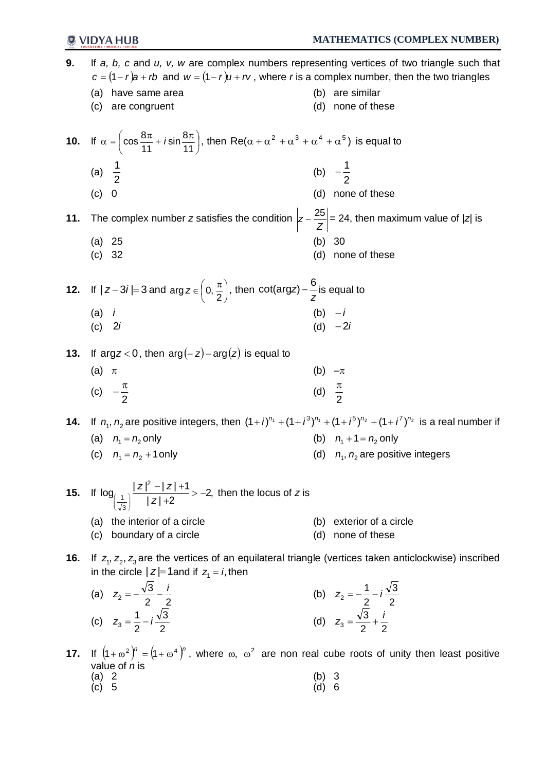**9.** If *a, b, c* and *u, v, w* are complex numbers representing vertices of two triangle such that $c = (1-r)a + rb$ and $w = (1-r)u + rv$, where *r* is a complex number, then the two triangles

(a) have same area
(b) are similar
(c) are congruent
(d) none of these

**10.** If $\alpha = \left(\cos\frac{8\pi}{11} + i\sin\frac{8\pi}{11}\right)$, then $\text{Re}(\alpha + \alpha^2 + \alpha^3 + \alpha^4 + \alpha^5)$ is equal to

(a) $\frac{1}{2}$
(b) $-\frac{1}{2}$
(c) 0
(d) none of these

**11.** The complex number *z* satisfies the condition $\left|z - \frac{25}{z}\right| = 24$, then maximum value of $|z|$ is

(a) 25
(b) 30
(c) 32
(d) none of these

**12.** If $|z - 3i| = 3$ and $\arg z \in \left(0, \frac{\pi}{2}\right)$, then $\cot(\arg z) - \frac{6}{z}$ is equal to

(a) $i$
(b) $-i$
(c) $2i$
(d) $-2i$

**13.** If $\arg z < 0$, then $\arg(-z) - \arg(z)$ is equal to

(a) $\pi$
(b) $-\pi$
(c) $-\frac{\pi}{2}$
(d) $\frac{\pi}{2}$

**14.** If $n_1, n_2$ are positive integers, then $(1+i)^{n_1} + (1+i^3)^{n_1} + (1+i^5)^{n_2} + (1+i^7)^{n_2}$ is a real number if

(a) $n_1 = n_2$ only
(b) $n_1 + 1 = n_2$ only
(c) $n_1 = n_2 + 1$ only
(d) $n_1, n_2$ are positive integers

**15.** If $\log_{\left(\frac{1}{\sqrt{3}}\right)} \frac{|z|^2 - |z| + 1}{|z| + 2} > -2,$ then the locus of *z* is

(a) the interior of a circle
(b) exterior of a circle
(c) boundary of a circle
(d) none of these

**16.** If $z_1, z_2, z_3$ are the vertices of an equilateral triangle (vertices taken anticlockwise) inscribed in the circle $|z| = 1$ and if $z_1 = i$, then

(a) $z_2 = -\frac{\sqrt{3}}{2} - \frac{i}{2}$
(b) $z_2 = -\frac{1}{2} - i\frac{\sqrt{3}}{2}$
(c) $z_3 = \frac{1}{2} - i\frac{\sqrt{3}}{2}$
(d) $z_3 = \frac{\sqrt{3}}{2} + \frac{i}{2}$

**17.** If $(1+\omega^2)^n = (1+\omega^4)^n$, where $\omega$, $\omega^2$ are non real cube roots of unity then least positive value of *n* is

(a) 2
(b) 3
(c) 5
(d) 6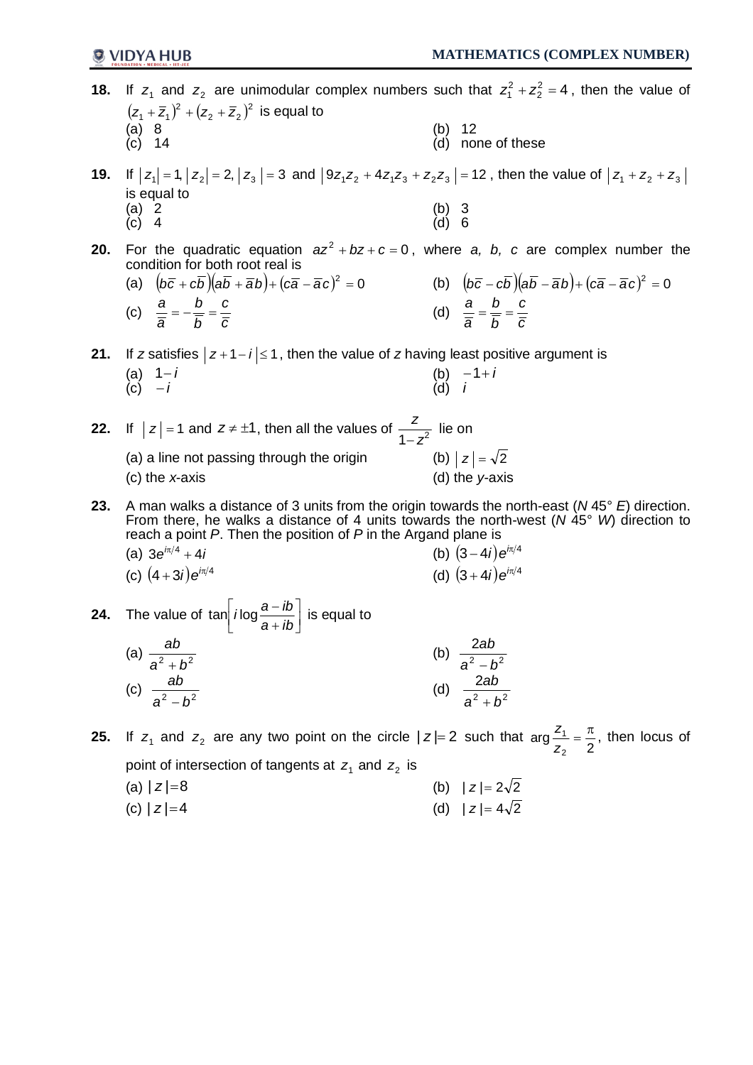**18.** If $z_1$ and $z_2$ are unimodular complex numbers such that $z_1^2 + z_2^2 = 4$, then the value of $(z_1 + \bar{z}_1)^2 + (z_2 + \bar{z}_2)^2$ is equal to

(a) 8  (b) 12
(c) 14  (d) none of these

**19.** If $|z_1| = 1, |z_2| = 2, |z_3| = 3$ and $|9z_1z_2 + 4z_1z_3 + z_2z_3| = 12$, then the value of $|z_1 + z_2 + z_3|$ is equal to

(a) 2  (b) 3
(c) 4  (d) 6

**20.** For the quadratic equation $az^2 + bz + c = 0$, where *a, b, c* are complex number the condition for both root real is

(a) $(b\bar{c} + c\bar{b})(a\bar{b} + \bar{a}b) + (c\bar{a} - \bar{a}c)^2 = 0$  (b) $(b\bar{c} - c\bar{b})(a\bar{b} - \bar{a}b) + (c\bar{a} - \bar{a}c)^2 = 0$

(c) $\dfrac{a}{\bar{a}} = -\dfrac{b}{\bar{b}} = \dfrac{c}{\bar{c}}$  (d) $\dfrac{a}{\bar{a}} = \dfrac{b}{\bar{b}} = \dfrac{c}{\bar{c}}$

**21.** If *z* satisfies $|z + 1 - i| \le 1$, then the value of *z* having least positive argument is

(a) $1 - i$  (b) $-1 + i$
(c) $-i$  (d) $i$

**22.** If $|z| = 1$ and $z \ne \pm 1$, then all the values of $\dfrac{z}{1 - z^2}$ lie on

(a) a line not passing through the origin  (b) $|z| = \sqrt{2}$
(c) the *x*-axis  (d) the *y*-axis

**23.** A man walks a distance of 3 units from the origin towards the north-east (*N* 45° *E*) direction. From there, he walks a distance of 4 units towards the north-west (*N* 45° *W*) direction to reach a point *P*. Then the position of *P* in the Argand plane is

(a) $3e^{i\pi/4} + 4i$  (b) $(3 - 4i)e^{i\pi/4}$
(c) $(4 + 3i)e^{i\pi/4}$  (d) $(3 + 4i)e^{i\pi/4}$

**24.** The value of $\tan\left[i \log \dfrac{a - ib}{a + ib}\right]$ is equal to

(a) $\dfrac{ab}{a^2 + b^2}$  (b) $\dfrac{2ab}{a^2 - b^2}$

(c) $\dfrac{ab}{a^2 - b^2}$  (d) $\dfrac{2ab}{a^2 + b^2}$

**25.** If $z_1$ and $z_2$ are any two point on the circle $|z| = 2$ such that $\arg \dfrac{z_1}{z_2} = \dfrac{\pi}{2}$, then locus of point of intersection of tangents at $z_1$ and $z_2$ is

(a) $|z| = 8$  (b) $|z| = 2\sqrt{2}$
(c) $|z| = 4$  (d) $|z| = 4\sqrt{2}$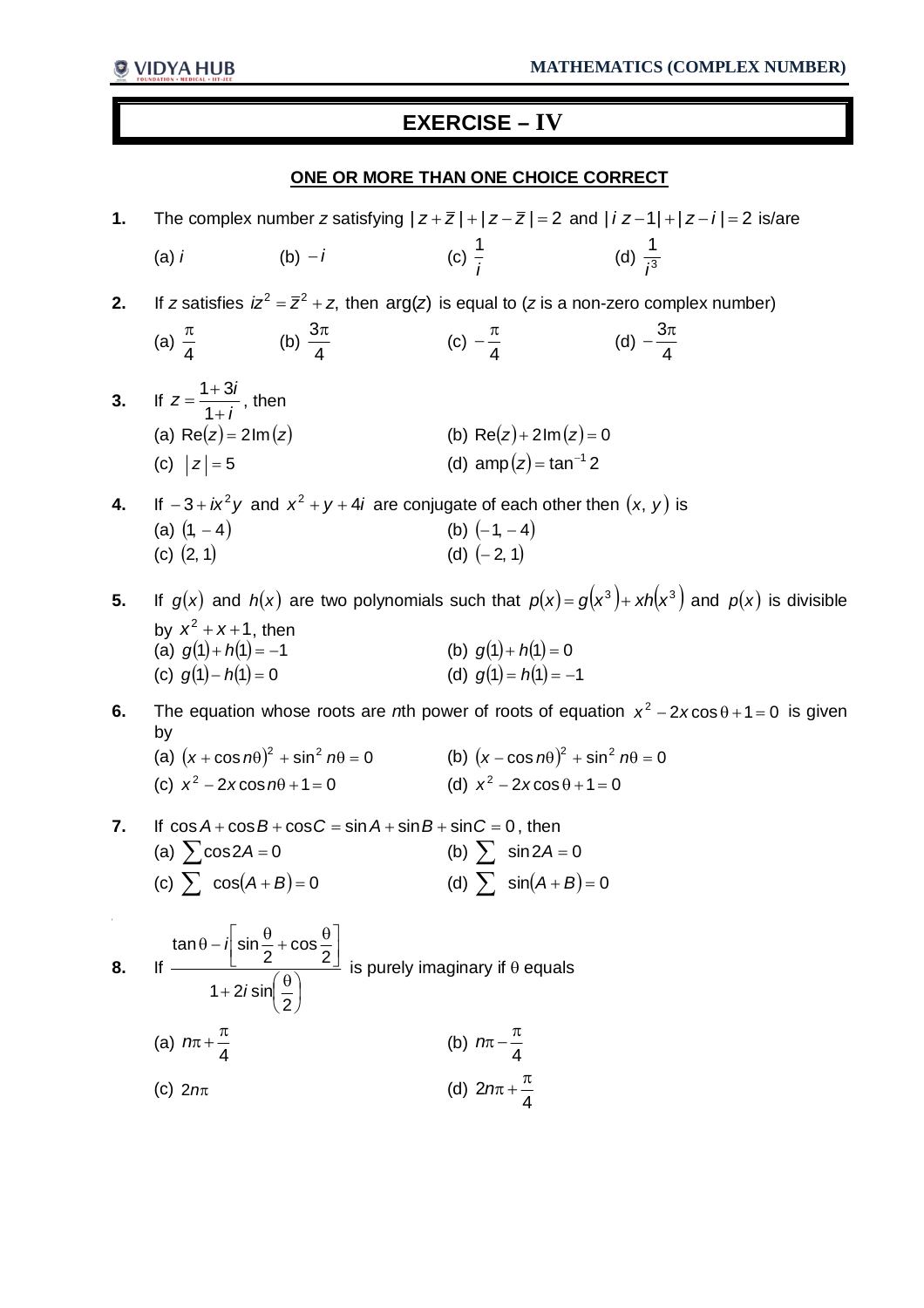# EXERCISE – IV

## ONE OR MORE THAN ONE CHOICE CORRECT

**1.** The complex number $z$ satisfying $|z+\bar{z}|+|z-\bar{z}|=2$ and $|i\,z-1|+|z-i|=2$ is/are

(a) $i$ (b) $-i$ (c) $\dfrac{1}{i}$ (d) $\dfrac{1}{i^3}$

**2.** If $z$ satisfies $iz^2=\bar{z}^2+z$, then $\arg(z)$ is equal to ($z$ is a non-zero complex number)

(a) $\dfrac{\pi}{4}$ (b) $\dfrac{3\pi}{4}$ (c) $-\dfrac{\pi}{4}$ (d) $-\dfrac{3\pi}{4}$

**3.** If $z=\dfrac{1+3i}{1+i}$, then

(a) $\text{Re}(z)=2\,\text{Im}(z)$ (b) $\text{Re}(z)+2\,\text{Im}(z)=0$

(c) $|z|=5$ (d) $\text{amp}(z)=\tan^{-1}2$

**4.** If $-3+ix^2y$ and $x^2+y+4i$ are conjugate of each other then $(x, y)$ is

(a) $(1, -4)$ (b) $(-1, -4)$

(c) $(2, 1)$ (d) $(-2, 1)$

**5.** If $g(x)$ and $h(x)$ are two polynomials such that $p(x)=g(x^3)+xh(x^3)$ and $p(x)$ is divisible by $x^2+x+1$, then

(a) $g(1)+h(1)=-1$ (b) $g(1)+h(1)=0$

(c) $g(1)-h(1)=0$ (d) $g(1)=h(1)=-1$

**6.** The equation whose roots are $n$th power of roots of equation $x^2-2x\cos\theta+1=0$ is given by

(a) $(x+\cos n\theta)^2+\sin^2 n\theta=0$ (b) $(x-\cos n\theta)^2+\sin^2 n\theta=0$

(c) $x^2-2x\cos n\theta+1=0$ (d) $x^2-2x\cos\theta+1=0$

**7.** If $\cos A+\cos B+\cos C=\sin A+\sin B+\sin C=0$, then

(a) $\sum\cos 2A=0$ (b) $\sum\sin 2A=0$

(c) $\sum\cos(A+B)=0$ (d) $\sum\sin(A+B)=0$

**8.** If $\dfrac{\tan\theta-i\left[\sin\dfrac{\theta}{2}+\cos\dfrac{\theta}{2}\right]}{1+2i\sin\left(\dfrac{\theta}{2}\right)}$ is purely imaginary if $\theta$ equals

(a) $n\pi+\dfrac{\pi}{4}$ (b) $n\pi-\dfrac{\pi}{4}$

(c) $2n\pi$ (d) $2n\pi+\dfrac{\pi}{4}$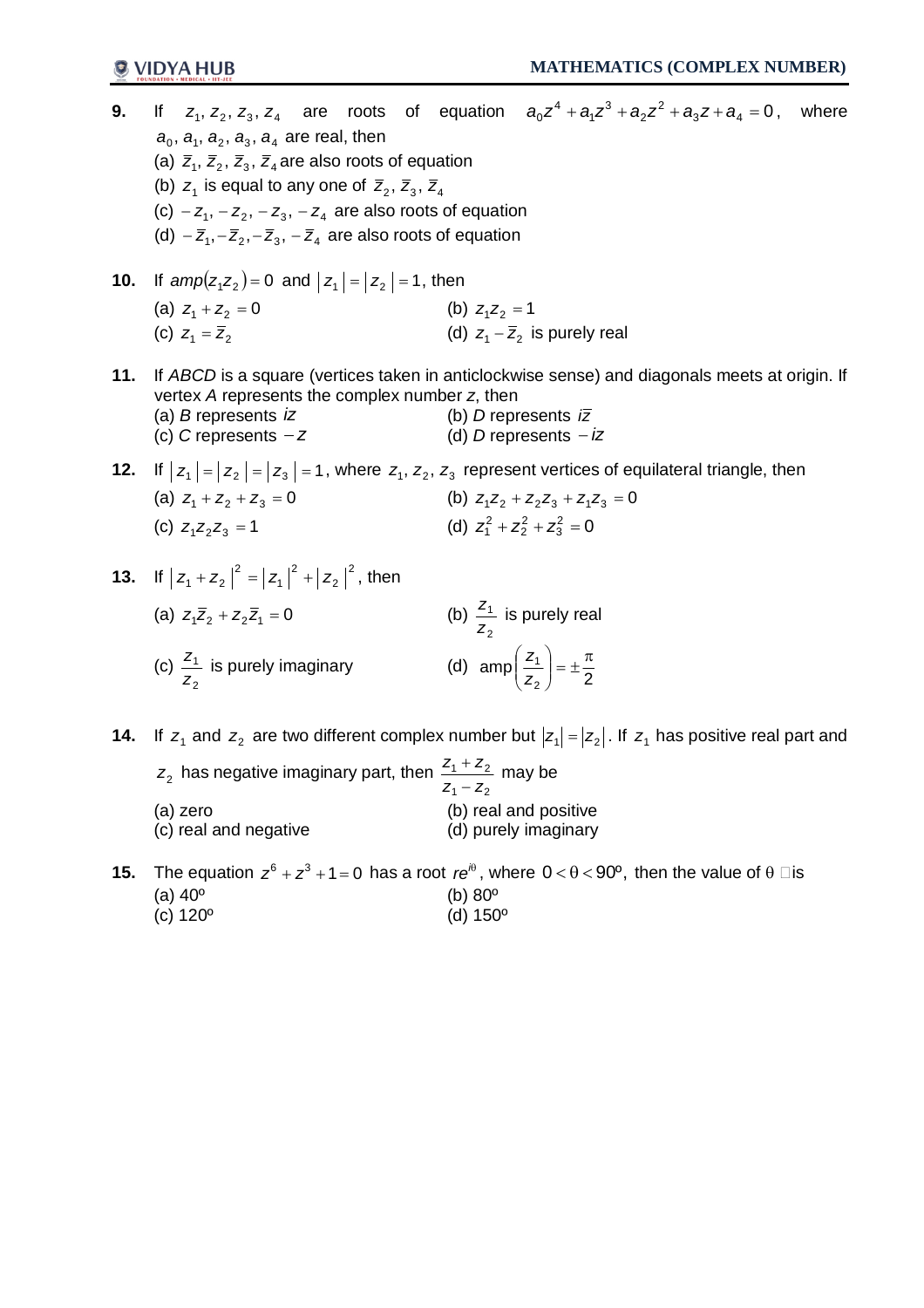**9.** If $z_1, z_2, z_3, z_4$ are roots of equation $a_0z^4 + a_1z^3 + a_2z^2 + a_3z + a_4 = 0$, where $a_0, a_1, a_2, a_3, a_4$ are real, then

(a) $\bar{z}_1, \bar{z}_2, \bar{z}_3, \bar{z}_4$ are also roots of equation

(b) $z_1$ is equal to any one of $\bar{z}_2, \bar{z}_3, \bar{z}_4$

(c) $-z_1, -z_2, -z_3, -z_4$ are also roots of equation

(d) $-\bar{z}_1, -\bar{z}_2, -\bar{z}_3, -\bar{z}_4$ are also roots of equation

**10.** If $amp(z_1z_2) = 0$ and $|z_1| = |z_2| = 1$, then

(a) $z_1 + z_2 = 0$  (b) $z_1z_2 = 1$

(c) $z_1 = \bar{z}_2$  (d) $z_1 - \bar{z}_2$ is purely real

**11.** If *ABCD* is a square (vertices taken in anticlockwise sense) and diagonals meets at origin. If vertex *A* represents the complex number *z*, then

(a) *B* represents $iz$  (b) *D* represents $i\bar{z}$

(c) *C* represents $-z$  (d) *D* represents $-iz$

**12.** If $|z_1| = |z_2| = |z_3| = 1$, where $z_1, z_2, z_3$ represent vertices of equilateral triangle, then

(a) $z_1 + z_2 + z_3 = 0$  (b) $z_1z_2 + z_2z_3 + z_1z_3 = 0$

(c) $z_1z_2z_3 = 1$  (d) $z_1^2 + z_2^2 + z_3^2 = 0$

**13.** If $|z_1 + z_2|^2 = |z_1|^2 + |z_2|^2$, then

(a) $z_1\bar{z}_2 + z_2\bar{z}_1 = 0$  (b) $\frac{z_1}{z_2}$ is purely real

(c) $\frac{z_1}{z_2}$ is purely imaginary  (d) $\text{amp}\left(\frac{z_1}{z_2}\right) = \pm\frac{\pi}{2}$

**14.** If $z_1$ and $z_2$ are two different complex number but $|z_1| = |z_2|$. If $z_1$ has positive real part and $z_2$ has negative imaginary part, then $\frac{z_1 + z_2}{z_1 - z_2}$ may be

(a) zero  (b) real and positive

(c) real and negative  (d) purely imaginary

**15.** The equation $z^6 + z^3 + 1 = 0$ has a root $re^{i\theta}$, where $0 < \theta < 90^\circ$, then the value of $\theta$ is

(a) 40º  (b) 80º

(c) 120º  (d) 150º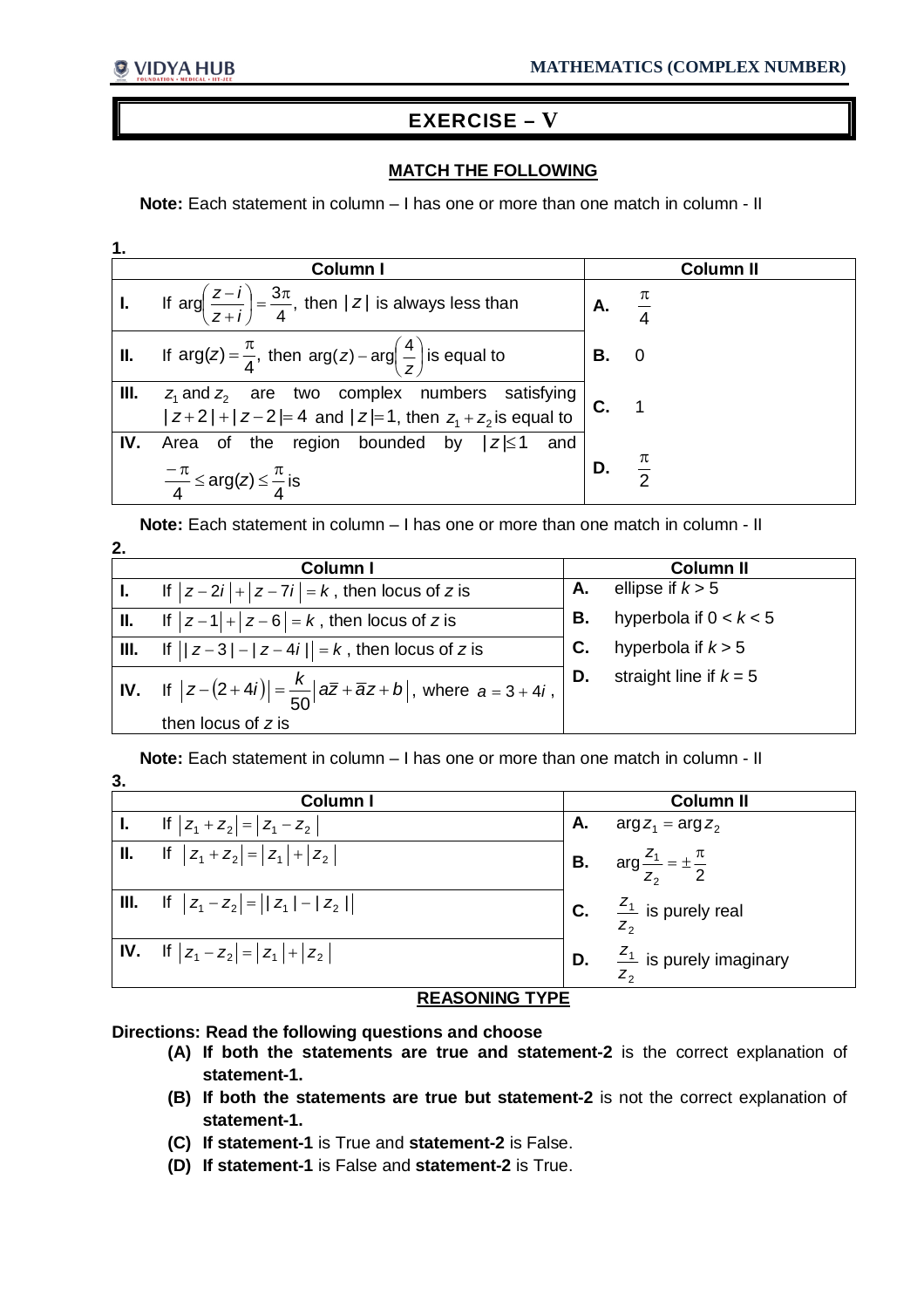# EXERCISE – V

## MATCH THE FOLLOWING

**Note:** Each statement in column – I has one or more than one match in column - II

**1.**

| Column I | Column II |
|---|---|
| **I.** If $\arg\left(\frac{z-i}{z+i}\right)=\frac{3\pi}{4}$, then $\lvert z \rvert$ is always less than | **A.** $\frac{\pi}{4}$ |
| **II.** If $\arg(z)=\frac{\pi}{4}$, then $\arg(z)-\arg\left(\frac{4}{z}\right)$ is equal to | **B.** 0 |
| **III.** $z_1$ and $z_2$ are two complex numbers satisfying $\lvert z+2\rvert+\lvert z-2\rvert=4$ and $\lvert z\rvert=1$, then $z_1+z_2$ is equal to | **C.** 1 |
| **IV.** Area of the region bounded by $\lvert z\rvert\le 1$ and $\frac{-\pi}{4}\le\arg(z)\le\frac{\pi}{4}$ is | **D.** $\frac{\pi}{2}$ |

**Note:** Each statement in column – I has one or more than one match in column - II

**2.**

| Column I | Column II |
|---|---|
| **I.** If $\lvert z-2i\rvert+\lvert z-7i\rvert=k$, then locus of $z$ is | **A.** ellipse if $k > 5$ |
| **II.** If $\lvert z-1\rvert+\lvert z-6\rvert=k$, then locus of $z$ is | **B.** hyperbola if $0 < k < 5$ |
| **III.** If $\lvert\,\lvert z-3\rvert-\lvert z-4i\rvert\,\rvert=k$, then locus of $z$ is | **C.** hyperbola if $k > 5$ |
| **IV.** If $\lvert z-(2+4i)\rvert=\frac{k}{50}\lvert a\bar{z}+\bar{a}z+b\rvert$, where $a=3+4i$, then locus of $z$ is | **D.** straight line if $k = 5$ |

**Note:** Each statement in column – I has one or more than one match in column - II

**3.**

| Column I | Column II |
|---|---|
| **I.** If $\lvert z_1+z_2\rvert=\lvert z_1-z_2\rvert$ | **A.** $\arg z_1=\arg z_2$ |
| **II.** If $\lvert z_1+z_2\rvert=\lvert z_1\rvert+\lvert z_2\rvert$ | **B.** $\arg\frac{z_1}{z_2}=\pm\frac{\pi}{2}$ |
| **III.** If $\lvert z_1-z_2\rvert=\lvert\,\lvert z_1\rvert-\lvert z_2\rvert\,\rvert$ | **C.** $\frac{z_1}{z_2}$ is purely real |
| **IV.** If $\lvert z_1-z_2\rvert=\lvert z_1\rvert+\lvert z_2\rvert$ | **D.** $\frac{z_1}{z_2}$ is purely imaginary |

## REASONING TYPE

**Directions: Read the following questions and choose**

**(A) If both the statements are true and statement-2** is the correct explanation of **statement-1.**

**(B) If both the statements are true but statement-2** is not the correct explanation of **statement-1.**

**(C) If statement-1** is True and **statement-2** is False.

**(D) If statement-1** is False and **statement-2** is True.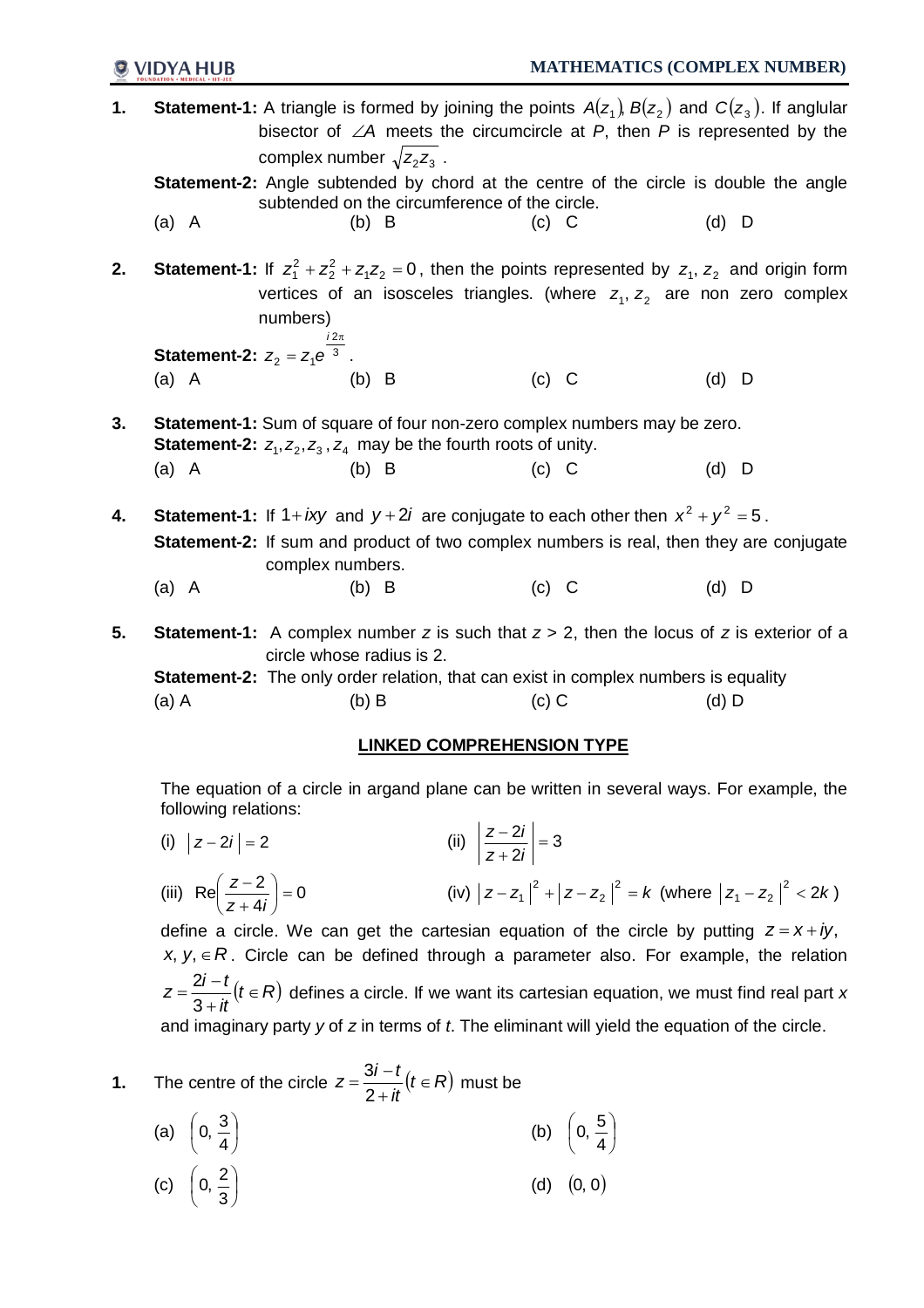1. **Statement-1:** A triangle is formed by joining the points $A(z_1), B(z_2)$ and $C(z_3)$. If anglular bisector of $\angle A$ meets the circumcircle at $P$, then $P$ is represented by the complex number $\sqrt{z_2 z_3}$ .

   **Statement-2:** Angle subtended by chord at the centre of the circle is double the angle subtended on the circumference of the circle.

   (a) A (b) B (c) C (d) D

2. **Statement-1:** If $z_1^2 + z_2^2 + z_1 z_2 = 0$, then the points represented by $z_1, z_2$ and origin form vertices of an isosceles triangles. (where $z_1, z_2$ are non zero complex numbers)

   **Statement-2:** $z_2 = z_1 e^{\frac{i2\pi}{3}}$ .

   (a) A (b) B (c) C (d) D

3. **Statement-1:** Sum of square of four non-zero complex numbers may be zero.

   **Statement-2:** $z_1, z_2, z_3, z_4$ may be the fourth roots of unity.

   (a) A (b) B (c) C (d) D

4. **Statement-1:** If $1 + ixy$ and $y + 2i$ are conjugate to each other then $x^2 + y^2 = 5$ .

   **Statement-2:** If sum and product of two complex numbers is real, then they are conjugate complex numbers.

   (a) A (b) B (c) C (d) D

5. **Statement-1:** A complex number $z$ is such that $z > 2$, then the locus of $z$ is exterior of a circle whose radius is 2.

   **Statement-2:** The only order relation, that can exist in complex numbers is equality

   (a) A (b) B (c) C (d) D

## LINKED COMPREHENSION TYPE

The equation of a circle in argand plane can be written in several ways. For example, the following relations:

(i) $|z - 2i| = 2$ (ii) $\left|\frac{z - 2i}{z + 2i}\right| = 3$

(iii) $\text{Re}\left(\frac{z - 2}{z + 4i}\right) = 0$ (iv) $|z - z_1|^2 + |z - z_2|^2 = k$ (where $|z_1 - z_2|^2 < 2k$ )

define a circle. We can get the cartesian equation of the circle by putting $z = x + iy$, $x, y, \in R$. Circle can be defined through a parameter also. For example, the relation $z = \frac{2i - t}{3 + it}(t \in R)$ defines a circle. If we want its cartesian equation, we must find real part $x$ and imaginary party $y$ of $z$ in terms of $t$. The eliminant will yield the equation of the circle.

1. The centre of the circle $z = \frac{3i - t}{2 + it}(t \in R)$ must be

   (a) $\left(0, \frac{3}{4}\right)$ (b) $\left(0, \frac{5}{4}\right)$

   (c) $\left(0, \frac{2}{3}\right)$ (d) $(0, 0)$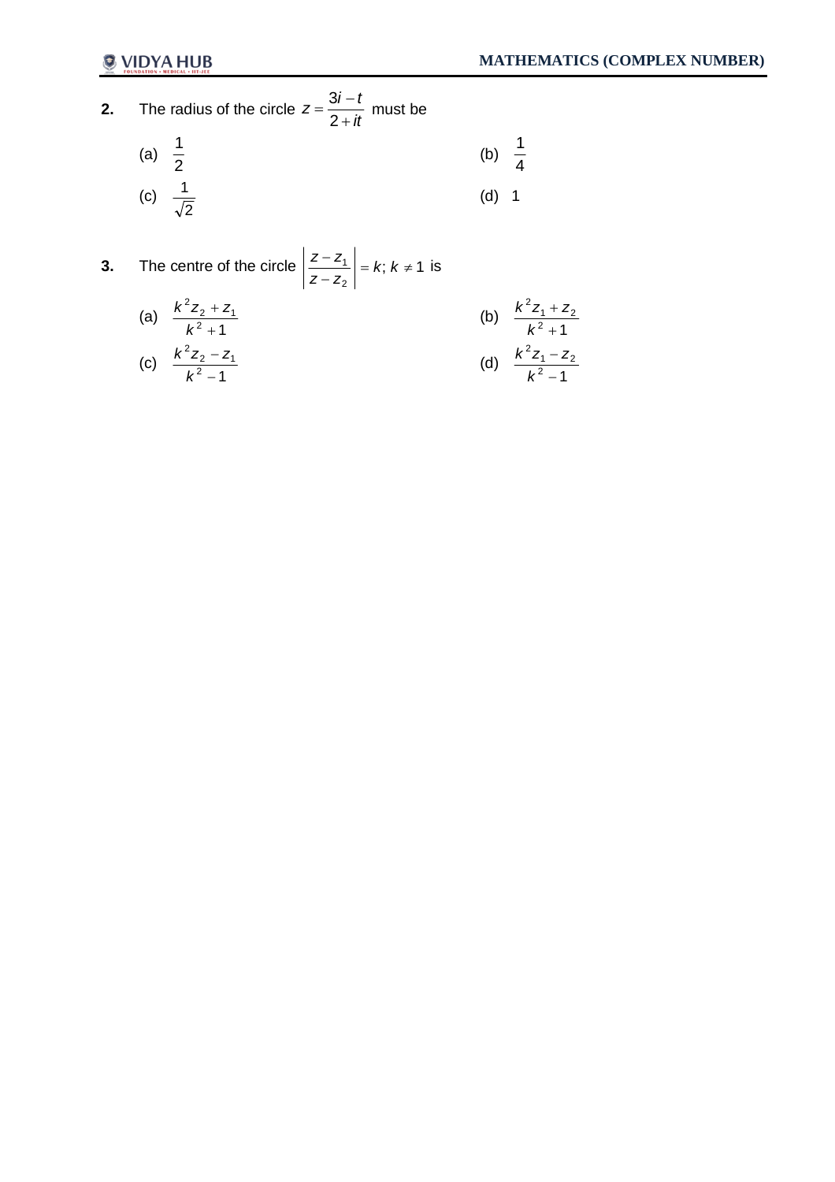**2.** The radius of the circle $z = \dfrac{3i - t}{2 + it}$ must be

(a) $\dfrac{1}{2}$

(b) $\dfrac{1}{4}$

(c) $\dfrac{1}{\sqrt{2}}$

(d) $1$

**3.** The centre of the circle $\left|\dfrac{z - z_1}{z - z_2}\right| = k;\ k \neq 1$ is

(a) $\dfrac{k^2 z_2 + z_1}{k^2 + 1}$

(b) $\dfrac{k^2 z_1 + z_2}{k^2 + 1}$

(c) $\dfrac{k^2 z_2 - z_1}{k^2 - 1}$

(d) $\dfrac{k^2 z_1 - z_2}{k^2 - 1}$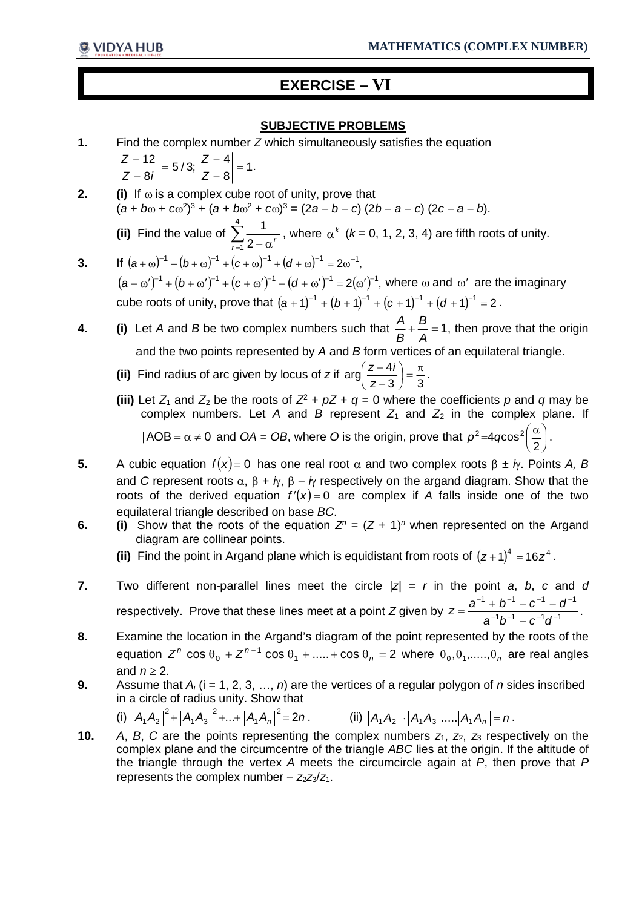# EXERCISE – VI

**SUBJECTIVE PROBLEMS**

**1.** Find the complex number $Z$ which simultaneously satisfies the equation
$\left|\frac{Z-12}{Z-8i}\right| = 5/3; \left|\frac{Z-4}{Z-8}\right| = 1.$

**2.** **(i)** If $\omega$ is a complex cube root of unity, prove that
$(a + b\omega + c\omega^2)^3 + (a + b\omega^2 + c\omega)^3 = (2a - b - c)(2b - a - c)(2c - a - b)$.

**(ii)** Find the value of $\sum_{r=1}^{4} \frac{1}{2-\alpha^r}$, where $\alpha^k$ ($k$ = 0, 1, 2, 3, 4) are fifth roots of unity.

**3.** If $(a+\omega)^{-1} + (b+\omega)^{-1} + (c+\omega)^{-1} + (d+\omega)^{-1} = 2\omega^{-1}$,
$(a+\omega')^{-1} + (b+\omega')^{-1} + (c+\omega')^{-1} + (d+\omega')^{-1} = 2(\omega')^{-1}$, where $\omega$ and $\omega'$ are the imaginary cube roots of unity, prove that $(a+1)^{-1} + (b+1)^{-1} + (c+1)^{-1} + (d+1)^{-1} = 2$.

**4.** **(i)** Let $A$ and $B$ be two complex numbers such that $\frac{A}{B} + \frac{B}{A} = 1$, then prove that the origin and the two points represented by $A$ and $B$ form vertices of an equilateral triangle.

**(ii)** Find radius of arc given by locus of $z$ if $\arg\left(\frac{z-4i}{z-3}\right) = \frac{\pi}{3}$.

**(iii)** Let $Z_1$ and $Z_2$ be the roots of $Z^2 + pZ + q = 0$ where the coefficients $p$ and $q$ may be complex numbers. Let $A$ and $B$ represent $Z_1$ and $Z_2$ in the complex plane. If $\underline{|AOB} = \alpha \neq 0$ and $OA = OB$, where $O$ is the origin, prove that $p^2 = 4q\cos^2\left(\frac{\alpha}{2}\right)$.

**5.** A cubic equation $f(x) = 0$ has one real root $\alpha$ and two complex roots $\beta \pm i\gamma$. Points $A$, $B$ and $C$ represent roots $\alpha$, $\beta + i\gamma$, $\beta - i\gamma$ respectively on the argand diagram. Show that the roots of the derived equation $f'(x) = 0$ are complex if $A$ falls inside one of the two equilateral triangle described on base $BC$.

**6.** **(i)** Show that the roots of the equation $Z^n = (Z+1)^n$ when represented on the Argand diagram are collinear points.

**(ii)** Find the point in Argand plane which is equidistant from roots of $(z+1)^4 = 16z^4$.

**7.** Two different non-parallel lines meet the circle $|z| = r$ in the point $a$, $b$, $c$ and $d$ respectively. Prove that these lines meet at a point $Z$ given by $z = \frac{a^{-1} + b^{-1} - c^{-1} - d^{-1}}{a^{-1}b^{-1} - c^{-1}d^{-1}}$.

**8.** Examine the location in the Argand's diagram of the point represented by the roots of the equation $Z^n \cos\theta_0 + Z^{n-1}\cos\theta_1 + ..... + \cos\theta_n = 2$ where $\theta_0, \theta_1, ....., \theta_n$ are real angles and $n \geq 2$.

**9.** Assume that $A_i$ ($i$ = 1, 2, 3, …, $n$) are the vertices of a regular polygon of $n$ sides inscribed in a circle of radius unity. Show that

(i) $|A_1A_2|^2 + |A_1A_3|^2 + ... + |A_1A_n|^2 = 2n$.   (ii) $|A_1A_2| \cdot |A_1A_3| ..... |A_1A_n| = n$.

**10.** $A$, $B$, $C$ are the points representing the complex numbers $z_1$, $z_2$, $z_3$ respectively on the complex plane and the circumcentre of the triangle $ABC$ lies at the origin. If the altitude of the triangle through the vertex $A$ meets the circumcircle again at $P$, then prove that $P$ represents the complex number $-z_2z_3/z_1$.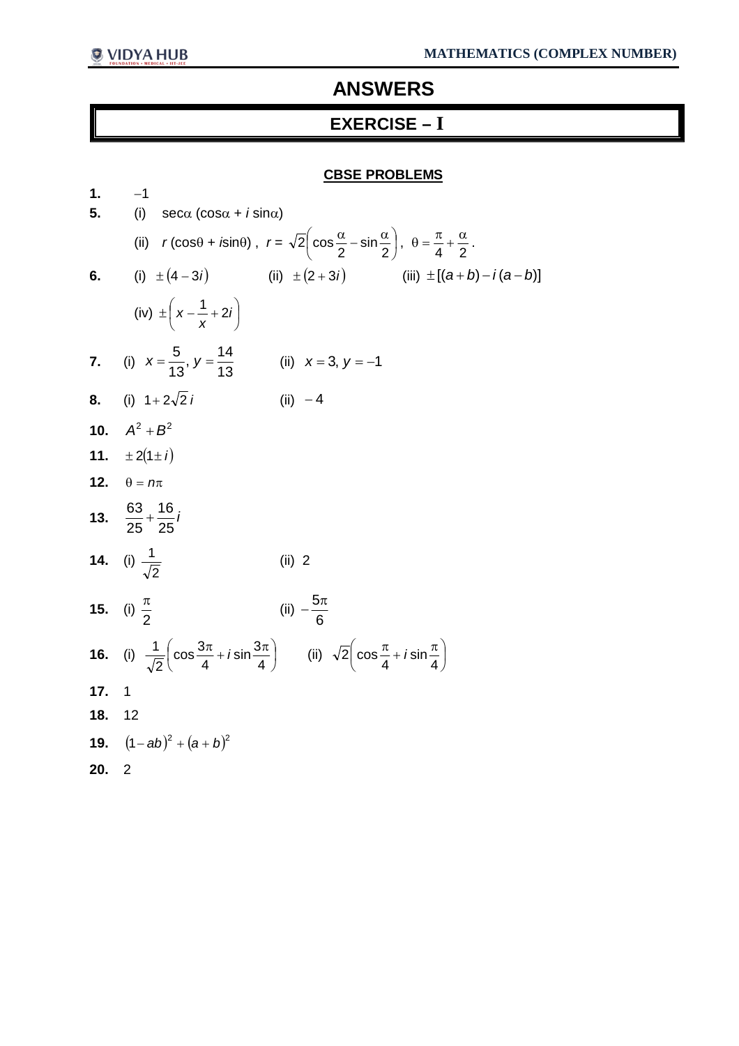# ANSWERS

## EXERCISE – I

### CBSE PROBLEMS

**1.** $-1$

**5.** (i) $\sec\alpha\,(\cos\alpha + i\sin\alpha)$

(ii) $r\,(\cos\theta + i\sin\theta)$ , $r = \sqrt{2}\left(\cos\frac{\alpha}{2} - \sin\frac{\alpha}{2}\right)$, $\theta = \frac{\pi}{4} + \frac{\alpha}{2}$ .

**6.** (i) $\pm(4-3i)$ (ii) $\pm(2+3i)$ (iii) $\pm[(a+b) - i\,(a-b)]$

(iv) $\pm\left(x - \frac{1}{x} + 2i\right)$

**7.** (i) $x = \frac{5}{13}, y = \frac{14}{13}$ (ii) $x = 3, y = -1$

**8.** (i) $1 + 2\sqrt{2}\,i$ (ii) $-4$

**10.** $A^2 + B^2$

**11.** $\pm 2(1 \pm i)$

**12.** $\theta = n\pi$

**13.** $\frac{63}{25} + \frac{16}{25}i$

**14.** (i) $\frac{1}{\sqrt{2}}$ (ii) 2

**15.** (i) $\frac{\pi}{2}$ (ii) $-\frac{5\pi}{6}$

**16.** (i) $\frac{1}{\sqrt{2}}\left(\cos\frac{3\pi}{4} + i\sin\frac{3\pi}{4}\right)$ (ii) $\sqrt{2}\left(\cos\frac{\pi}{4} + i\sin\frac{\pi}{4}\right)$

**17.** 1

**18.** 12

**19.** $(1 - ab)^2 + (a + b)^2$

**20.** 2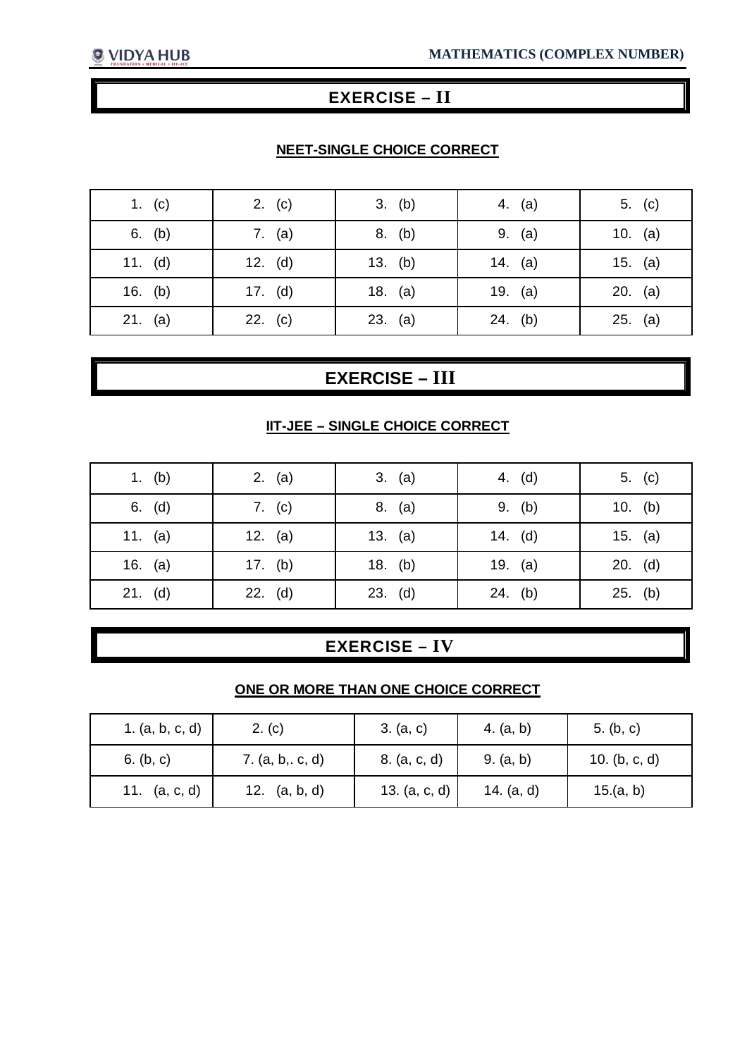## EXERCISE – II

**NEET-SINGLE CHOICE CORRECT**

| | | | | |
|---|---|---|---|---|
| 1. (c) | 2. (c) | 3. (b) | 4. (a) | 5. (c) |
| 6. (b) | 7. (a) | 8. (b) | 9. (a) | 10. (a) |
| 11. (d) | 12. (d) | 13. (b) | 14. (a) | 15. (a) |
| 16. (b) | 17. (d) | 18. (a) | 19. (a) | 20. (a) |
| 21. (a) | 22. (c) | 23. (a) | 24. (b) | 25. (a) |

## EXERCISE – III

**IIT-JEE – SINGLE CHOICE CORRECT**

| | | | | |
|---|---|---|---|---|
| 1. (b) | 2. (a) | 3. (a) | 4. (d) | 5. (c) |
| 6. (d) | 7. (c) | 8. (a) | 9. (b) | 10. (b) |
| 11. (a) | 12. (a) | 13. (a) | 14. (d) | 15. (a) |
| 16. (a) | 17. (b) | 18. (b) | 19. (a) | 20. (d) |
| 21. (d) | 22. (d) | 23. (d) | 24. (b) | 25. (b) |

## EXERCISE – IV

**ONE OR MORE THAN ONE CHOICE CORRECT**

| | | | | |
|---|---|---|---|---|
| 1. (a, b, c, d) | 2. (c) | 3. (a, c) | 4. (a, b) | 5. (b, c) |
| 6. (b, c) | 7. (a, b,. c, d) | 8. (a, c, d) | 9. (a, b) | 10. (b, c, d) |
| 11. (a, c, d) | 12. (a, b, d) | 13. (a, c, d) | 14. (a, d) | 15.(a, b) |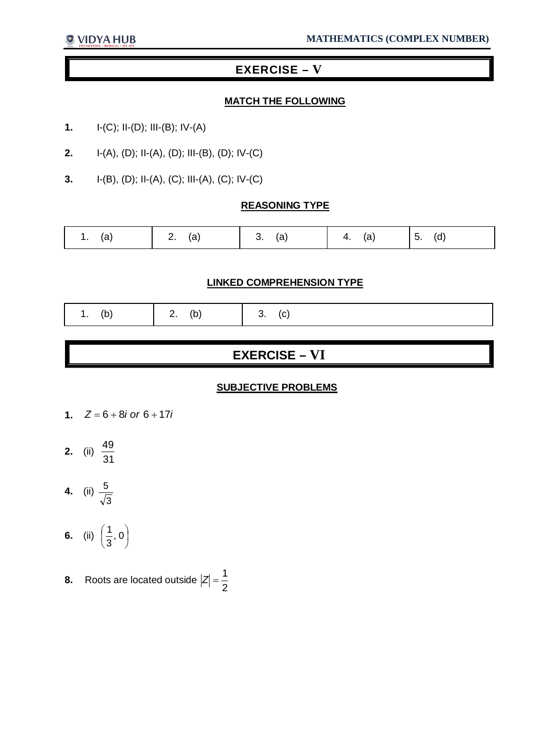## EXERCISE – V

### MATCH THE FOLLOWING

**1.** I-(C); II-(D); III-(B); IV-(A)

**2.** I-(A), (D); II-(A), (D); III-(B), (D); IV-(C)

**3.** I-(B), (D); II-(A), (C); III-(A), (C); IV-(C)

### REASONING TYPE

| | | | | |
|---|---|---|---|---|
| 1. (a) | 2. (a) | 3. (a) | 4. (a) | 5. (d) |

### LINKED COMPREHENSION TYPE

| | | |
|---|---|---|
| 1. (b) | 2. (b) | 3. (c) |

## EXERCISE – VI

### SUBJECTIVE PROBLEMS

**1.** $Z = 6 + 8i \text{ or } 6 + 17i$

**2.** (ii) $\frac{49}{31}$

**4.** (ii) $\frac{5}{\sqrt{3}}$

**6.** (ii) $\left(\frac{1}{3}, 0\right)$

**8.** Roots are located outside $|Z| = \frac{1}{2}$